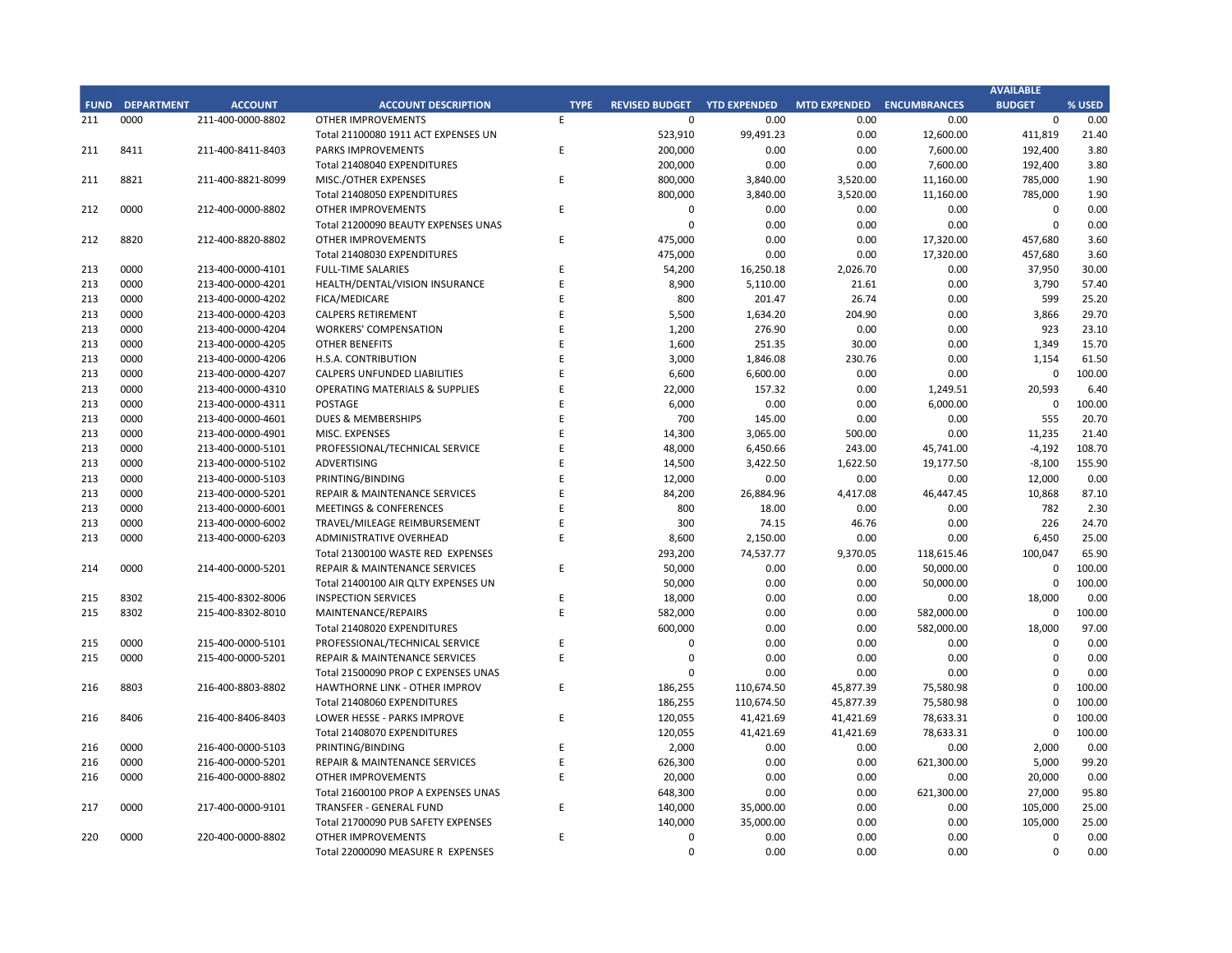| FUND | DEPARTMENT | ACCOUNT | ACCOUNT DESCRIPTION | TYPE | REVISED BUDGET | YTD EXPENDED | MTD EXPENDED | ENCUMBRANCES | AVAILABLE BUDGET | % USED |
|---|---|---|---|---|---|---|---|---|---|---|
| 211 | 0000 | 211-400-0000-8802 | OTHER IMPROVEMENTS | E | 0 | 0.00 | 0.00 | 0.00 | 0 | 0.00 |
| | | | Total 21100080 1911 ACT EXPENSES UN | | 523,910 | 99,491.23 | 0.00 | 12,600.00 | 411,819 | 21.40 |
| 211 | 8411 | 211-400-8411-8403 | PARKS IMPROVEMENTS | E | 200,000 | 0.00 | 0.00 | 7,600.00 | 192,400 | 3.80 |
| | | | Total 21408040 EXPENDITURES | | 200,000 | 0.00 | 0.00 | 7,600.00 | 192,400 | 3.80 |
| 211 | 8821 | 211-400-8821-8099 | MISC./OTHER EXPENSES | E | 800,000 | 3,840.00 | 3,520.00 | 11,160.00 | 785,000 | 1.90 |
| | | | Total 21408050 EXPENDITURES | | 800,000 | 3,840.00 | 3,520.00 | 11,160.00 | 785,000 | 1.90 |
| 212 | 0000 | 212-400-0000-8802 | OTHER IMPROVEMENTS | E | 0 | 0.00 | 0.00 | 0.00 | 0 | 0.00 |
| | | | Total 21200090 BEAUTY EXPENSES UNAS | | 0 | 0.00 | 0.00 | 0.00 | 0 | 0.00 |
| 212 | 8820 | 212-400-8820-8802 | OTHER IMPROVEMENTS | E | 475,000 | 0.00 | 0.00 | 17,320.00 | 457,680 | 3.60 |
| | | | Total 21408030 EXPENDITURES | | 475,000 | 0.00 | 0.00 | 17,320.00 | 457,680 | 3.60 |
| 213 | 0000 | 213-400-0000-4101 | FULL-TIME SALARIES | E | 54,200 | 16,250.18 | 2,026.70 | 0.00 | 37,950 | 30.00 |
| 213 | 0000 | 213-400-0000-4201 | HEALTH/DENTAL/VISION INSURANCE | E | 8,900 | 5,110.00 | 21.61 | 0.00 | 3,790 | 57.40 |
| 213 | 0000 | 213-400-0000-4202 | FICA/MEDICARE | E | 800 | 201.47 | 26.74 | 0.00 | 599 | 25.20 |
| 213 | 0000 | 213-400-0000-4203 | CALPERS RETIREMENT | E | 5,500 | 1,634.20 | 204.90 | 0.00 | 3,866 | 29.70 |
| 213 | 0000 | 213-400-0000-4204 | WORKERS' COMPENSATION | E | 1,200 | 276.90 | 0.00 | 0.00 | 923 | 23.10 |
| 213 | 0000 | 213-400-0000-4205 | OTHER BENEFITS | E | 1,600 | 251.35 | 30.00 | 0.00 | 1,349 | 15.70 |
| 213 | 0000 | 213-400-0000-4206 | H.S.A. CONTRIBUTION | E | 3,000 | 1,846.08 | 230.76 | 0.00 | 1,154 | 61.50 |
| 213 | 0000 | 213-400-0000-4207 | CALPERS UNFUNDED LIABILITIES | E | 6,600 | 6,600.00 | 0.00 | 0.00 | 0 | 100.00 |
| 213 | 0000 | 213-400-0000-4310 | OPERATING MATERIALS & SUPPLIES | E | 22,000 | 157.32 | 0.00 | 1,249.51 | 20,593 | 6.40 |
| 213 | 0000 | 213-400-0000-4311 | POSTAGE | E | 6,000 | 0.00 | 0.00 | 6,000.00 | 0 | 100.00 |
| 213 | 0000 | 213-400-0000-4601 | DUES & MEMBERSHIPS | E | 700 | 145.00 | 0.00 | 0.00 | 555 | 20.70 |
| 213 | 0000 | 213-400-0000-4901 | MISC. EXPENSES | E | 14,300 | 3,065.00 | 500.00 | 0.00 | 11,235 | 21.40 |
| 213 | 0000 | 213-400-0000-5101 | PROFESSIONAL/TECHNICAL SERVICE | E | 48,000 | 6,450.66 | 243.00 | 45,741.00 | -4,192 | 108.70 |
| 213 | 0000 | 213-400-0000-5102 | ADVERTISING | E | 14,500 | 3,422.50 | 1,622.50 | 19,177.50 | -8,100 | 155.90 |
| 213 | 0000 | 213-400-0000-5103 | PRINTING/BINDING | E | 12,000 | 0.00 | 0.00 | 0.00 | 12,000 | 0.00 |
| 213 | 0000 | 213-400-0000-5201 | REPAIR & MAINTENANCE SERVICES | E | 84,200 | 26,884.96 | 4,417.08 | 46,447.45 | 10,868 | 87.10 |
| 213 | 0000 | 213-400-0000-6001 | MEETINGS & CONFERENCES | E | 800 | 18.00 | 0.00 | 0.00 | 782 | 2.30 |
| 213 | 0000 | 213-400-0000-6002 | TRAVEL/MILEAGE REIMBURSEMENT | E | 300 | 74.15 | 46.76 | 0.00 | 226 | 24.70 |
| 213 | 0000 | 213-400-0000-6203 | ADMINISTRATIVE OVERHEAD | E | 8,600 | 2,150.00 | 0.00 | 0.00 | 6,450 | 25.00 |
| | | | Total 21300100 WASTE RED EXPENSES | | 293,200 | 74,537.77 | 9,370.05 | 118,615.46 | 100,047 | 65.90 |
| 214 | 0000 | 214-400-0000-5201 | REPAIR & MAINTENANCE SERVICES | E | 50,000 | 0.00 | 0.00 | 50,000.00 | 0 | 100.00 |
| | | | Total 21400100 AIR QLTY EXPENSES UN | | 50,000 | 0.00 | 0.00 | 50,000.00 | 0 | 100.00 |
| 215 | 8302 | 215-400-8302-8006 | INSPECTION SERVICES | E | 18,000 | 0.00 | 0.00 | 0.00 | 18,000 | 0.00 |
| 215 | 8302 | 215-400-8302-8010 | MAINTENANCE/REPAIRS | E | 582,000 | 0.00 | 0.00 | 582,000.00 | 0 | 100.00 |
| | | | Total 21408020 EXPENDITURES | | 600,000 | 0.00 | 0.00 | 582,000.00 | 18,000 | 97.00 |
| 215 | 0000 | 215-400-0000-5101 | PROFESSIONAL/TECHNICAL SERVICE | E | 0 | 0.00 | 0.00 | 0.00 | 0 | 0.00 |
| 215 | 0000 | 215-400-0000-5201 | REPAIR & MAINTENANCE SERVICES | E | 0 | 0.00 | 0.00 | 0.00 | 0 | 0.00 |
| | | | Total 21500090 PROP C EXPENSES UNAS | | 0 | 0.00 | 0.00 | 0.00 | 0 | 0.00 |
| 216 | 8803 | 216-400-8803-8802 | HAWTHORNE LINK - OTHER IMPROV | E | 186,255 | 110,674.50 | 45,877.39 | 75,580.98 | 0 | 100.00 |
| | | | Total 21408060 EXPENDITURES | | 186,255 | 110,674.50 | 45,877.39 | 75,580.98 | 0 | 100.00 |
| 216 | 8406 | 216-400-8406-8403 | LOWER HESSE - PARKS IMPROVE | E | 120,055 | 41,421.69 | 41,421.69 | 78,633.31 | 0 | 100.00 |
| | | | Total 21408070 EXPENDITURES | | 120,055 | 41,421.69 | 41,421.69 | 78,633.31 | 0 | 100.00 |
| 216 | 0000 | 216-400-0000-5103 | PRINTING/BINDING | E | 2,000 | 0.00 | 0.00 | 0.00 | 2,000 | 0.00 |
| 216 | 0000 | 216-400-0000-5201 | REPAIR & MAINTENANCE SERVICES | E | 626,300 | 0.00 | 0.00 | 621,300.00 | 5,000 | 99.20 |
| 216 | 0000 | 216-400-0000-8802 | OTHER IMPROVEMENTS | E | 20,000 | 0.00 | 0.00 | 0.00 | 20,000 | 0.00 |
| | | | Total 21600100 PROP A EXPENSES UNAS | | 648,300 | 0.00 | 0.00 | 621,300.00 | 27,000 | 95.80 |
| 217 | 0000 | 217-400-0000-9101 | TRANSFER - GENERAL FUND | E | 140,000 | 35,000.00 | 0.00 | 0.00 | 105,000 | 25.00 |
| | | | Total 21700090 PUB SAFETY EXPENSES | | 140,000 | 35,000.00 | 0.00 | 0.00 | 105,000 | 25.00 |
| 220 | 0000 | 220-400-0000-8802 | OTHER IMPROVEMENTS | E | 0 | 0.00 | 0.00 | 0.00 | 0 | 0.00 |
| | | | Total 22000090 MEASURE R EXPENSES | | 0 | 0.00 | 0.00 | 0.00 | 0 | 0.00 |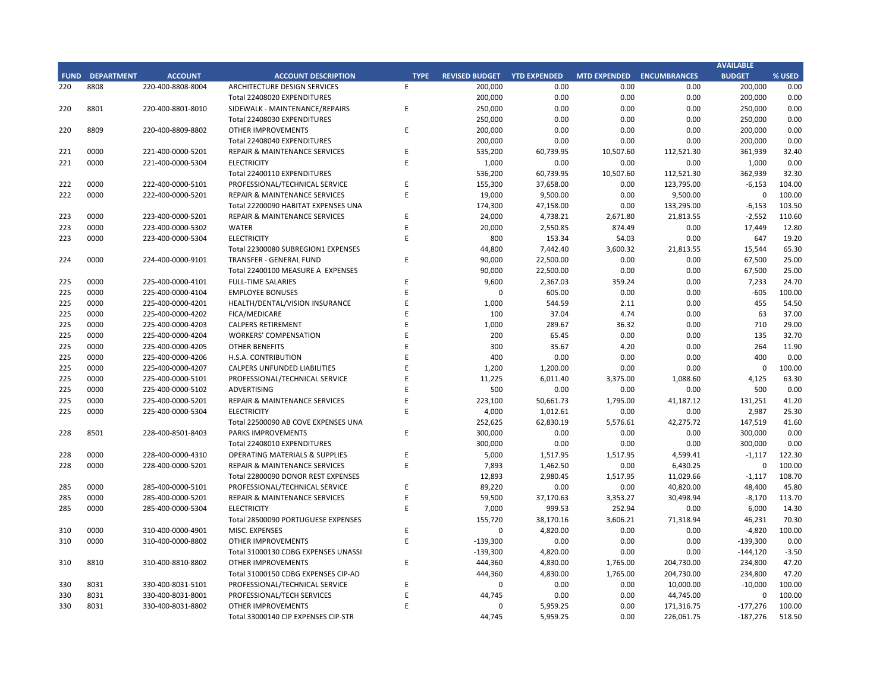| FUND | DEPARTMENT | ACCOUNT | ACCOUNT DESCRIPTION | TYPE | REVISED BUDGET | YTD EXPENDED | MTD EXPENDED | ENCUMBRANCES | AVAILABLE BUDGET | % USED |
|---|---|---|---|---|---|---|---|---|---|---|
| 220 | 8808 | 220-400-8808-8004 | ARCHITECTURE DESIGN SERVICES | E | 200,000 | 0.00 | 0.00 | 0.00 | 200,000 | 0.00 |
| | | | Total 22408020 EXPENDITURES | | 200,000 | 0.00 | 0.00 | 0.00 | 200,000 | 0.00 |
| 220 | 8801 | 220-400-8801-8010 | SIDEWALK - MAINTENANCE/REPAIRS | E | 250,000 | 0.00 | 0.00 | 0.00 | 250,000 | 0.00 |
| | | | Total 22408030 EXPENDITURES | | 250,000 | 0.00 | 0.00 | 0.00 | 250,000 | 0.00 |
| 220 | 8809 | 220-400-8809-8802 | OTHER IMPROVEMENTS | E | 200,000 | 0.00 | 0.00 | 0.00 | 200,000 | 0.00 |
| | | | Total 22408040 EXPENDITURES | | 200,000 | 0.00 | 0.00 | 0.00 | 200,000 | 0.00 |
| 221 | 0000 | 221-400-0000-5201 | REPAIR & MAINTENANCE SERVICES | E | 535,200 | 60,739.95 | 10,507.60 | 112,521.30 | 361,939 | 32.40 |
| 221 | 0000 | 221-400-0000-5304 | ELECTRICITY | E | 1,000 | 0.00 | 0.00 | 0.00 | 1,000 | 0.00 |
| | | | Total 22400110 EXPENDITURES | | 536,200 | 60,739.95 | 10,507.60 | 112,521.30 | 362,939 | 32.30 |
| 222 | 0000 | 222-400-0000-5101 | PROFESSIONAL/TECHNICAL SERVICE | E | 155,300 | 37,658.00 | 0.00 | 123,795.00 | -6,153 | 104.00 |
| 222 | 0000 | 222-400-0000-5201 | REPAIR & MAINTENANCE SERVICES | E | 19,000 | 9,500.00 | 0.00 | 9,500.00 | 0 | 100.00 |
| | | | Total 22200090 HABITAT EXPENSES UNA | | 174,300 | 47,158.00 | 0.00 | 133,295.00 | -6,153 | 103.50 |
| 223 | 0000 | 223-400-0000-5201 | REPAIR & MAINTENANCE SERVICES | E | 24,000 | 4,738.21 | 2,671.80 | 21,813.55 | -2,552 | 110.60 |
| 223 | 0000 | 223-400-0000-5302 | WATER | E | 20,000 | 2,550.85 | 874.49 | 0.00 | 17,449 | 12.80 |
| 223 | 0000 | 223-400-0000-5304 | ELECTRICITY | E | 800 | 153.34 | 54.03 | 0.00 | 647 | 19.20 |
| | | | Total 22300080 SUBREGION1 EXPENSES | | 44,800 | 7,442.40 | 3,600.32 | 21,813.55 | 15,544 | 65.30 |
| 224 | 0000 | 224-400-0000-9101 | TRANSFER - GENERAL FUND | E | 90,000 | 22,500.00 | 0.00 | 0.00 | 67,500 | 25.00 |
| | | | Total 22400100 MEASURE A EXPENSES | | 90,000 | 22,500.00 | 0.00 | 0.00 | 67,500 | 25.00 |
| 225 | 0000 | 225-400-0000-4101 | FULL-TIME SALARIES | E | 9,600 | 2,367.03 | 359.24 | 0.00 | 7,233 | 24.70 |
| 225 | 0000 | 225-400-0000-4104 | EMPLOYEE BONUSES | E | 0 | 605.00 | 0.00 | 0.00 | -605 | 100.00 |
| 225 | 0000 | 225-400-0000-4201 | HEALTH/DENTAL/VISION INSURANCE | E | 1,000 | 544.59 | 2.11 | 0.00 | 455 | 54.50 |
| 225 | 0000 | 225-400-0000-4202 | FICA/MEDICARE | E | 100 | 37.04 | 4.74 | 0.00 | 63 | 37.00 |
| 225 | 0000 | 225-400-0000-4203 | CALPERS RETIREMENT | E | 1,000 | 289.67 | 36.32 | 0.00 | 710 | 29.00 |
| 225 | 0000 | 225-400-0000-4204 | WORKERS' COMPENSATION | E | 200 | 65.45 | 0.00 | 0.00 | 135 | 32.70 |
| 225 | 0000 | 225-400-0000-4205 | OTHER BENEFITS | E | 300 | 35.67 | 4.20 | 0.00 | 264 | 11.90 |
| 225 | 0000 | 225-400-0000-4206 | H.S.A. CONTRIBUTION | E | 400 | 0.00 | 0.00 | 0.00 | 400 | 0.00 |
| 225 | 0000 | 225-400-0000-4207 | CALPERS UNFUNDED LIABILITIES | E | 1,200 | 1,200.00 | 0.00 | 0.00 | 0 | 100.00 |
| 225 | 0000 | 225-400-0000-5101 | PROFESSIONAL/TECHNICAL SERVICE | E | 11,225 | 6,011.40 | 3,375.00 | 1,088.60 | 4,125 | 63.30 |
| 225 | 0000 | 225-400-0000-5102 | ADVERTISING | E | 500 | 0.00 | 0.00 | 0.00 | 500 | 0.00 |
| 225 | 0000 | 225-400-0000-5201 | REPAIR & MAINTENANCE SERVICES | E | 223,100 | 50,661.73 | 1,795.00 | 41,187.12 | 131,251 | 41.20 |
| 225 | 0000 | 225-400-0000-5304 | ELECTRICITY | E | 4,000 | 1,012.61 | 0.00 | 0.00 | 2,987 | 25.30 |
| | | | Total 22500090 AB COVE EXPENSES UNA | | 252,625 | 62,830.19 | 5,576.61 | 42,275.72 | 147,519 | 41.60 |
| 228 | 8501 | 228-400-8501-8403 | PARKS IMPROVEMENTS | E | 300,000 | 0.00 | 0.00 | 0.00 | 300,000 | 0.00 |
| | | | Total 22408010 EXPENDITURES | | 300,000 | 0.00 | 0.00 | 0.00 | 300,000 | 0.00 |
| 228 | 0000 | 228-400-0000-4310 | OPERATING MATERIALS & SUPPLIES | E | 5,000 | 1,517.95 | 1,517.95 | 4,599.41 | -1,117 | 122.30 |
| 228 | 0000 | 228-400-0000-5201 | REPAIR & MAINTENANCE SERVICES | E | 7,893 | 1,462.50 | 0.00 | 6,430.25 | 0 | 100.00 |
| | | | Total 22800090 DONOR REST EXPENSES | | 12,893 | 2,980.45 | 1,517.95 | 11,029.66 | -1,117 | 108.70 |
| 285 | 0000 | 285-400-0000-5101 | PROFESSIONAL/TECHNICAL SERVICE | E | 89,220 | 0.00 | 0.00 | 40,820.00 | 48,400 | 45.80 |
| 285 | 0000 | 285-400-0000-5201 | REPAIR & MAINTENANCE SERVICES | E | 59,500 | 37,170.63 | 3,353.27 | 30,498.94 | -8,170 | 113.70 |
| 285 | 0000 | 285-400-0000-5304 | ELECTRICITY | E | 7,000 | 999.53 | 252.94 | 0.00 | 6,000 | 14.30 |
| | | | Total 28500090 PORTUGUESE EXPENSES | | 155,720 | 38,170.16 | 3,606.21 | 71,318.94 | 46,231 | 70.30 |
| 310 | 0000 | 310-400-0000-4901 | MISC. EXPENSES | E | 0 | 4,820.00 | 0.00 | 0.00 | -4,820 | 100.00 |
| 310 | 0000 | 310-400-0000-8802 | OTHER IMPROVEMENTS | E | -139,300 | 0.00 | 0.00 | 0.00 | -139,300 | 0.00 |
| | | | Total 31000130 CDBG EXPENSES UNASSI | | -139,300 | 4,820.00 | 0.00 | 0.00 | -144,120 | -3.50 |
| 310 | 8810 | 310-400-8810-8802 | OTHER IMPROVEMENTS | E | 444,360 | 4,830.00 | 1,765.00 | 204,730.00 | 234,800 | 47.20 |
| | | | Total 31000150 CDBG EXPENSES CIP-AD | | 444,360 | 4,830.00 | 1,765.00 | 204,730.00 | 234,800 | 47.20 |
| 330 | 8031 | 330-400-8031-5101 | PROFESSIONAL/TECHNICAL SERVICE | E | 0 | 0.00 | 0.00 | 10,000.00 | -10,000 | 100.00 |
| 330 | 8031 | 330-400-8031-8001 | PROFESSIONAL/TECH SERVICES | E | 44,745 | 0.00 | 0.00 | 44,745.00 | 0 | 100.00 |
| 330 | 8031 | 330-400-8031-8802 | OTHER IMPROVEMENTS | E | 0 | 5,959.25 | 0.00 | 171,316.75 | -177,276 | 100.00 |
| | | | Total 33000140 CIP EXPENSES CIP-STR | | 44,745 | 5,959.25 | 0.00 | 226,061.75 | -187,276 | 518.50 |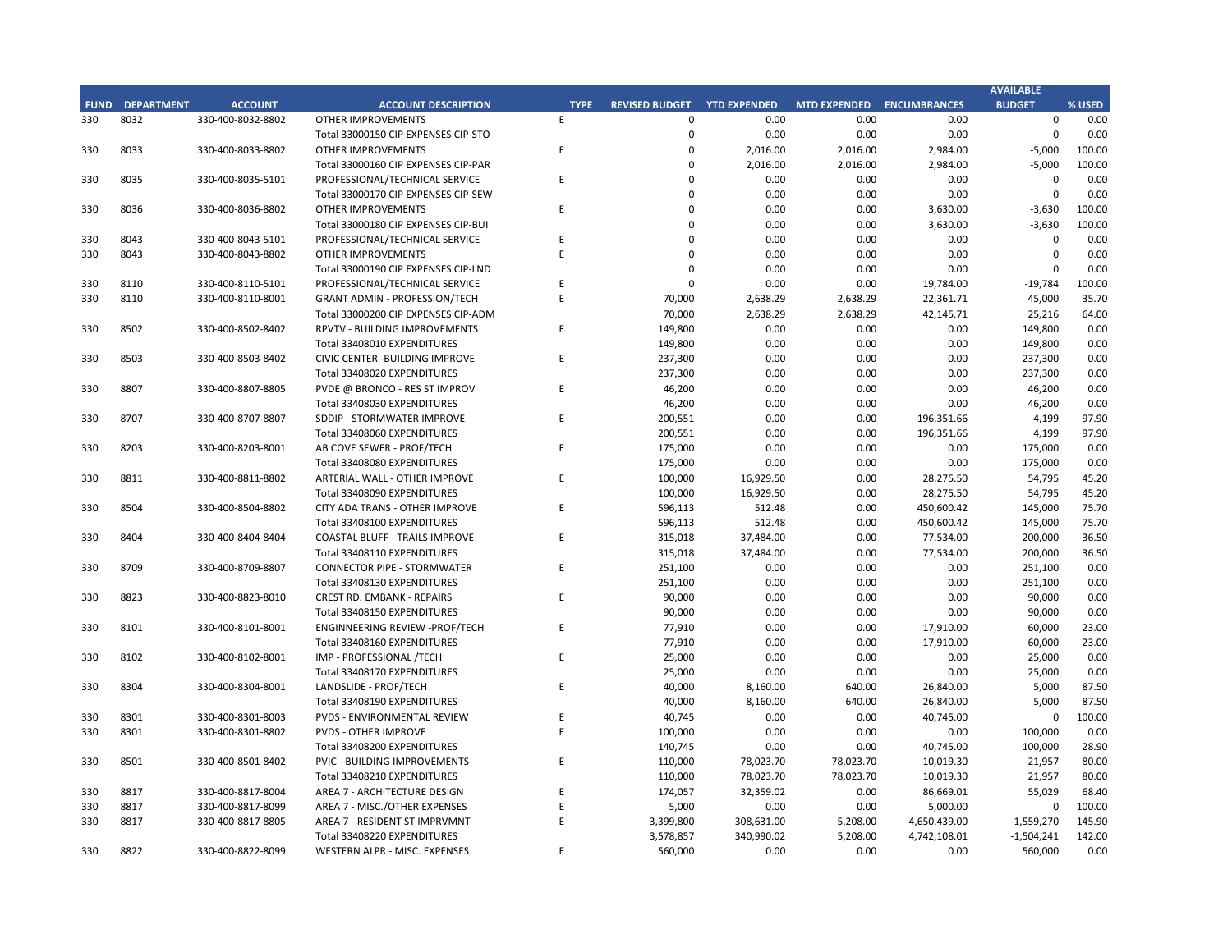| FUND | DEPARTMENT | ACCOUNT | ACCOUNT DESCRIPTION | TYPE | REVISED BUDGET | YTD EXPENDED | MTD EXPENDED | ENCUMBRANCES | AVAILABLE BUDGET | % USED |
|---|---|---|---|---|---|---|---|---|---|---|
| 330 | 8032 | 330-400-8032-8802 | OTHER IMPROVEMENTS | E | 0 | 0.00 | 0.00 | 0.00 | 0 | 0.00 |
| | | | Total 33000150 CIP EXPENSES CIP-STO | | 0 | 0.00 | 0.00 | 0.00 | 0 | 0.00 |
| 330 | 8033 | 330-400-8033-8802 | OTHER IMPROVEMENTS | E | 0 | 2,016.00 | 2,016.00 | 2,984.00 | -5,000 | 100.00 |
| | | | Total 33000160 CIP EXPENSES CIP-PAR | | 0 | 2,016.00 | 2,016.00 | 2,984.00 | -5,000 | 100.00 |
| 330 | 8035 | 330-400-8035-5101 | PROFESSIONAL/TECHNICAL SERVICE | E | 0 | 0.00 | 0.00 | 0.00 | 0 | 0.00 |
| | | | Total 33000170 CIP EXPENSES CIP-SEW | | 0 | 0.00 | 0.00 | 0.00 | 0 | 0.00 |
| 330 | 8036 | 330-400-8036-8802 | OTHER IMPROVEMENTS | E | 0 | 0.00 | 0.00 | 3,630.00 | -3,630 | 100.00 |
| | | | Total 33000180 CIP EXPENSES CIP-BUI | | 0 | 0.00 | 0.00 | 3,630.00 | -3,630 | 100.00 |
| 330 | 8043 | 330-400-8043-5101 | PROFESSIONAL/TECHNICAL SERVICE | E | 0 | 0.00 | 0.00 | 0.00 | 0 | 0.00 |
| 330 | 8043 | 330-400-8043-8802 | OTHER IMPROVEMENTS | E | 0 | 0.00 | 0.00 | 0.00 | 0 | 0.00 |
| | | | Total 33000190 CIP EXPENSES CIP-LND | | 0 | 0.00 | 0.00 | 0.00 | 0 | 0.00 |
| 330 | 8110 | 330-400-8110-5101 | PROFESSIONAL/TECHNICAL SERVICE | E | 0 | 0.00 | 0.00 | 19,784.00 | -19,784 | 100.00 |
| 330 | 8110 | 330-400-8110-8001 | GRANT ADMIN - PROFESSION/TECH | E | 70,000 | 2,638.29 | 2,638.29 | 22,361.71 | 45,000 | 35.70 |
| | | | Total 33000200 CIP EXPENSES CIP-ADM | | 70,000 | 2,638.29 | 2,638.29 | 42,145.71 | 25,216 | 64.00 |
| 330 | 8502 | 330-400-8502-8402 | RPVTV - BUILDING IMPROVEMENTS | E | 149,800 | 0.00 | 0.00 | 0.00 | 149,800 | 0.00 |
| | | | Total 33408010 EXPENDITURES | | 149,800 | 0.00 | 0.00 | 0.00 | 149,800 | 0.00 |
| 330 | 8503 | 330-400-8503-8402 | CIVIC CENTER -BUILDING IMPROVE | E | 237,300 | 0.00 | 0.00 | 0.00 | 237,300 | 0.00 |
| | | | Total 33408020 EXPENDITURES | | 237,300 | 0.00 | 0.00 | 0.00 | 237,300 | 0.00 |
| 330 | 8807 | 330-400-8807-8805 | PVDE @ BRONCO - RES ST IMPROV | E | 46,200 | 0.00 | 0.00 | 0.00 | 46,200 | 0.00 |
| | | | Total 33408030 EXPENDITURES | | 46,200 | 0.00 | 0.00 | 0.00 | 46,200 | 0.00 |
| 330 | 8707 | 330-400-8707-8807 | SDDIP - STORMWATER IMPROVE | E | 200,551 | 0.00 | 0.00 | 196,351.66 | 4,199 | 97.90 |
| | | | Total 33408060 EXPENDITURES | | 200,551 | 0.00 | 0.00 | 196,351.66 | 4,199 | 97.90 |
| 330 | 8203 | 330-400-8203-8001 | AB COVE SEWER - PROF/TECH | E | 175,000 | 0.00 | 0.00 | 0.00 | 175,000 | 0.00 |
| | | | Total 33408080 EXPENDITURES | | 175,000 | 0.00 | 0.00 | 0.00 | 175,000 | 0.00 |
| 330 | 8811 | 330-400-8811-8802 | ARTERIAL WALL - OTHER IMPROVE | E | 100,000 | 16,929.50 | 0.00 | 28,275.50 | 54,795 | 45.20 |
| | | | Total 33408090 EXPENDITURES | | 100,000 | 16,929.50 | 0.00 | 28,275.50 | 54,795 | 45.20 |
| 330 | 8504 | 330-400-8504-8802 | CITY ADA TRANS - OTHER IMPROVE | E | 596,113 | 512.48 | 0.00 | 450,600.42 | 145,000 | 75.70 |
| | | | Total 33408100 EXPENDITURES | | 596,113 | 512.48 | 0.00 | 450,600.42 | 145,000 | 75.70 |
| 330 | 8404 | 330-400-8404-8404 | COASTAL BLUFF - TRAILS IMPROVE | E | 315,018 | 37,484.00 | 0.00 | 77,534.00 | 200,000 | 36.50 |
| | | | Total 33408110 EXPENDITURES | | 315,018 | 37,484.00 | 0.00 | 77,534.00 | 200,000 | 36.50 |
| 330 | 8709 | 330-400-8709-8807 | CONNECTOR PIPE - STORMWATER | E | 251,100 | 0.00 | 0.00 | 0.00 | 251,100 | 0.00 |
| | | | Total 33408130 EXPENDITURES | | 251,100 | 0.00 | 0.00 | 0.00 | 251,100 | 0.00 |
| 330 | 8823 | 330-400-8823-8010 | CREST RD. EMBANK - REPAIRS | E | 90,000 | 0.00 | 0.00 | 0.00 | 90,000 | 0.00 |
| | | | Total 33408150 EXPENDITURES | | 90,000 | 0.00 | 0.00 | 0.00 | 90,000 | 0.00 |
| 330 | 8101 | 330-400-8101-8001 | ENGINNEERING REVIEW -PROF/TECH | E | 77,910 | 0.00 | 0.00 | 17,910.00 | 60,000 | 23.00 |
| | | | Total 33408160 EXPENDITURES | | 77,910 | 0.00 | 0.00 | 17,910.00 | 60,000 | 23.00 |
| 330 | 8102 | 330-400-8102-8001 | IMP - PROFESSIONAL /TECH | E | 25,000 | 0.00 | 0.00 | 0.00 | 25,000 | 0.00 |
| | | | Total 33408170 EXPENDITURES | | 25,000 | 0.00 | 0.00 | 0.00 | 25,000 | 0.00 |
| 330 | 8304 | 330-400-8304-8001 | LANDSLIDE - PROF/TECH | E | 40,000 | 8,160.00 | 640.00 | 26,840.00 | 5,000 | 87.50 |
| | | | Total 33408190 EXPENDITURES | | 40,000 | 8,160.00 | 640.00 | 26,840.00 | 5,000 | 87.50 |
| 330 | 8301 | 330-400-8301-8003 | PVDS - ENVIRONMENTAL REVIEW | E | 40,745 | 0.00 | 0.00 | 40,745.00 | 0 | 100.00 |
| 330 | 8301 | 330-400-8301-8802 | PVDS - OTHER IMPROVE | E | 100,000 | 0.00 | 0.00 | 0.00 | 100,000 | 0.00 |
| | | | Total 33408200 EXPENDITURES | | 140,745 | 0.00 | 0.00 | 40,745.00 | 100,000 | 28.90 |
| 330 | 8501 | 330-400-8501-8402 | PVIC - BUILDING IMPROVEMENTS | E | 110,000 | 78,023.70 | 78,023.70 | 10,019.30 | 21,957 | 80.00 |
| | | | Total 33408210 EXPENDITURES | | 110,000 | 78,023.70 | 78,023.70 | 10,019.30 | 21,957 | 80.00 |
| 330 | 8817 | 330-400-8817-8004 | AREA 7 - ARCHITECTURE DESIGN | E | 174,057 | 32,359.02 | 0.00 | 86,669.01 | 55,029 | 68.40 |
| 330 | 8817 | 330-400-8817-8099 | AREA 7 - MISC./OTHER EXPENSES | E | 5,000 | 0.00 | 0.00 | 5,000.00 | 0 | 100.00 |
| 330 | 8817 | 330-400-8817-8805 | AREA 7 - RESIDENT ST IMPRVMNT | E | 3,399,800 | 308,631.00 | 5,208.00 | 4,650,439.00 | -1,559,270 | 145.90 |
| | | | Total 33408220 EXPENDITURES | | 3,578,857 | 340,990.02 | 5,208.00 | 4,742,108.01 | -1,504,241 | 142.00 |
| 330 | 8822 | 330-400-8822-8099 | WESTERN ALPR - MISC. EXPENSES | E | 560,000 | 0.00 | 0.00 | 0.00 | 560,000 | 0.00 |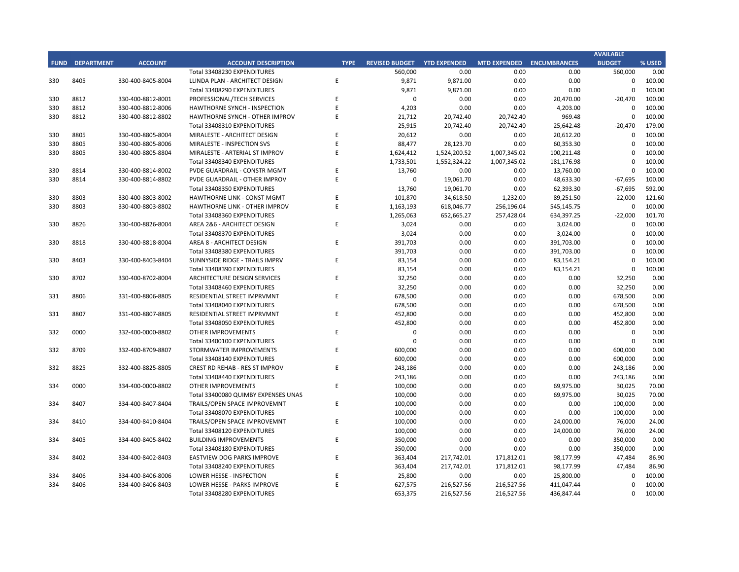| FUND | DEPARTMENT | ACCOUNT | ACCOUNT DESCRIPTION | TYPE | REVISED BUDGET | YTD EXPENDED | MTD EXPENDED | ENCUMBRANCES | AVAILABLE BUDGET | % USED |
|---|---|---|---|---|---|---|---|---|---|---|
| | | | Total 33408230 EXPENDITURES | | 560,000 | 0.00 | 0.00 | 0.00 | 560,000 | 0.00 |
| 330 | 8405 | 330-400-8405-8004 | LLINDA PLAN - ARCHITECT DESIGN | E | 9,871 | 9,871.00 | 0.00 | 0.00 | 0 | 100.00 |
| | | | Total 33408290 EXPENDITURES | | 9,871 | 9,871.00 | 0.00 | 0.00 | 0 | 100.00 |
| 330 | 8812 | 330-400-8812-8001 | PROFESSIONAL/TECH SERVICES | E | 0 | 0.00 | 0.00 | 20,470.00 | -20,470 | 100.00 |
| 330 | 8812 | 330-400-8812-8006 | HAWTHORNE SYNCH - INSPECTION | E | 4,203 | 0.00 | 0.00 | 4,203.00 | 0 | 100.00 |
| 330 | 8812 | 330-400-8812-8802 | HAWTHORNE SYNCH - OTHER IMPROV | E | 21,712 | 20,742.40 | 20,742.40 | 969.48 | 0 | 100.00 |
| | | | Total 33408310 EXPENDITURES | | 25,915 | 20,742.40 | 20,742.40 | 25,642.48 | -20,470 | 179.00 |
| 330 | 8805 | 330-400-8805-8004 | MIRALESTE - ARCHITECT DESIGN | E | 20,612 | 0.00 | 0.00 | 20,612.20 | 0 | 100.00 |
| 330 | 8805 | 330-400-8805-8006 | MIRALESTE - INSPECTION SVS | E | 88,477 | 28,123.70 | 0.00 | 60,353.30 | 0 | 100.00 |
| 330 | 8805 | 330-400-8805-8804 | MIRALESTE - ARTERIAL ST IMPROV | E | 1,624,412 | 1,524,200.52 | 1,007,345.02 | 100,211.48 | 0 | 100.00 |
| | | | Total 33408340 EXPENDITURES | | 1,733,501 | 1,552,324.22 | 1,007,345.02 | 181,176.98 | 0 | 100.00 |
| 330 | 8814 | 330-400-8814-8002 | PVDE GUARDRAIL - CONSTR MGMT | E | 13,760 | 0.00 | 0.00 | 13,760.00 | 0 | 100.00 |
| 330 | 8814 | 330-400-8814-8802 | PVDE GUARDRAIL - OTHER IMPROV | E | 0 | 19,061.70 | 0.00 | 48,633.30 | -67,695 | 100.00 |
| | | | Total 33408350 EXPENDITURES | | 13,760 | 19,061.70 | 0.00 | 62,393.30 | -67,695 | 592.00 |
| 330 | 8803 | 330-400-8803-8002 | HAWTHORNE LINK - CONST MGMT | E | 101,870 | 34,618.50 | 1,232.00 | 89,251.50 | -22,000 | 121.60 |
| 330 | 8803 | 330-400-8803-8802 | HAWTHORNE LINK - OTHER IMPROV | E | 1,163,193 | 618,046.77 | 256,196.04 | 545,145.75 | 0 | 100.00 |
| | | | Total 33408360 EXPENDITURES | | 1,265,063 | 652,665.27 | 257,428.04 | 634,397.25 | -22,000 | 101.70 |
| 330 | 8826 | 330-400-8826-8004 | AREA 2&6 - ARCHITECT DESIGN | E | 3,024 | 0.00 | 0.00 | 3,024.00 | 0 | 100.00 |
| | | | Total 33408370 EXPENDITURES | | 3,024 | 0.00 | 0.00 | 3,024.00 | 0 | 100.00 |
| 330 | 8818 | 330-400-8818-8004 | AREA 8 - ARCHITECT DESIGN | E | 391,703 | 0.00 | 0.00 | 391,703.00 | 0 | 100.00 |
| | | | Total 33408380 EXPENDITURES | | 391,703 | 0.00 | 0.00 | 391,703.00 | 0 | 100.00 |
| 330 | 8403 | 330-400-8403-8404 | SUNNYSIDE RIDGE - TRAILS IMPRV | E | 83,154 | 0.00 | 0.00 | 83,154.21 | 0 | 100.00 |
| | | | Total 33408390 EXPENDITURES | | 83,154 | 0.00 | 0.00 | 83,154.21 | 0 | 100.00 |
| 330 | 8702 | 330-400-8702-8004 | ARCHITECTURE DESIGN SERVICES | E | 32,250 | 0.00 | 0.00 | 0.00 | 32,250 | 0.00 |
| | | | Total 33408460 EXPENDITURES | | 32,250 | 0.00 | 0.00 | 0.00 | 32,250 | 0.00 |
| 331 | 8806 | 331-400-8806-8805 | RESIDENTIAL STREET IMPRVMNT | E | 678,500 | 0.00 | 0.00 | 0.00 | 678,500 | 0.00 |
| | | | Total 33408040 EXPENDITURES | | 678,500 | 0.00 | 0.00 | 0.00 | 678,500 | 0.00 |
| 331 | 8807 | 331-400-8807-8805 | RESIDENTIAL STREET IMPRVMNT | E | 452,800 | 0.00 | 0.00 | 0.00 | 452,800 | 0.00 |
| | | | Total 33408050 EXPENDITURES | | 452,800 | 0.00 | 0.00 | 0.00 | 452,800 | 0.00 |
| 332 | 0000 | 332-400-0000-8802 | OTHER IMPROVEMENTS | E | 0 | 0.00 | 0.00 | 0.00 | 0 | 0.00 |
| | | | Total 33400100 EXPENDITURES | | 0 | 0.00 | 0.00 | 0.00 | 0 | 0.00 |
| 332 | 8709 | 332-400-8709-8807 | STORMWATER IMPROVEMENTS | E | 600,000 | 0.00 | 0.00 | 0.00 | 600,000 | 0.00 |
| | | | Total 33408140 EXPENDITURES | | 600,000 | 0.00 | 0.00 | 0.00 | 600,000 | 0.00 |
| 332 | 8825 | 332-400-8825-8805 | CREST RD REHAB - RES ST IMPROV | E | 243,186 | 0.00 | 0.00 | 0.00 | 243,186 | 0.00 |
| | | | Total 33408440 EXPENDITURES | | 243,186 | 0.00 | 0.00 | 0.00 | 243,186 | 0.00 |
| 334 | 0000 | 334-400-0000-8802 | OTHER IMPROVEMENTS | E | 100,000 | 0.00 | 0.00 | 69,975.00 | 30,025 | 70.00 |
| | | | Total 33400080 QUIMBY EXPENSES UNAS | | 100,000 | 0.00 | 0.00 | 69,975.00 | 30,025 | 70.00 |
| 334 | 8407 | 334-400-8407-8404 | TRAILS/OPEN SPACE IMPROVEMNT | E | 100,000 | 0.00 | 0.00 | 0.00 | 100,000 | 0.00 |
| | | | Total 33408070 EXPENDITURES | | 100,000 | 0.00 | 0.00 | 0.00 | 100,000 | 0.00 |
| 334 | 8410 | 334-400-8410-8404 | TRAILS/OPEN SPACE IMPROVEMNT | E | 100,000 | 0.00 | 0.00 | 24,000.00 | 76,000 | 24.00 |
| | | | Total 33408120 EXPENDITURES | | 100,000 | 0.00 | 0.00 | 24,000.00 | 76,000 | 24.00 |
| 334 | 8405 | 334-400-8405-8402 | BUILDING IMPROVEMENTS | E | 350,000 | 0.00 | 0.00 | 0.00 | 350,000 | 0.00 |
| | | | Total 33408180 EXPENDITURES | | 350,000 | 0.00 | 0.00 | 0.00 | 350,000 | 0.00 |
| 334 | 8402 | 334-400-8402-8403 | EASTVIEW DOG PARKS IMPROVE | E | 363,404 | 217,742.01 | 171,812.01 | 98,177.99 | 47,484 | 86.90 |
| | | | Total 33408240 EXPENDITURES | | 363,404 | 217,742.01 | 171,812.01 | 98,177.99 | 47,484 | 86.90 |
| 334 | 8406 | 334-400-8406-8006 | LOWER HESSE - INSPECTION | E | 25,800 | 0.00 | 0.00 | 25,800.00 | 0 | 100.00 |
| 334 | 8406 | 334-400-8406-8403 | LOWER HESSE - PARKS IMPROVE | E | 627,575 | 216,527.56 | 216,527.56 | 411,047.44 | 0 | 100.00 |
| | | | Total 33408280 EXPENDITURES | | 653,375 | 216,527.56 | 216,527.56 | 436,847.44 | 0 | 100.00 |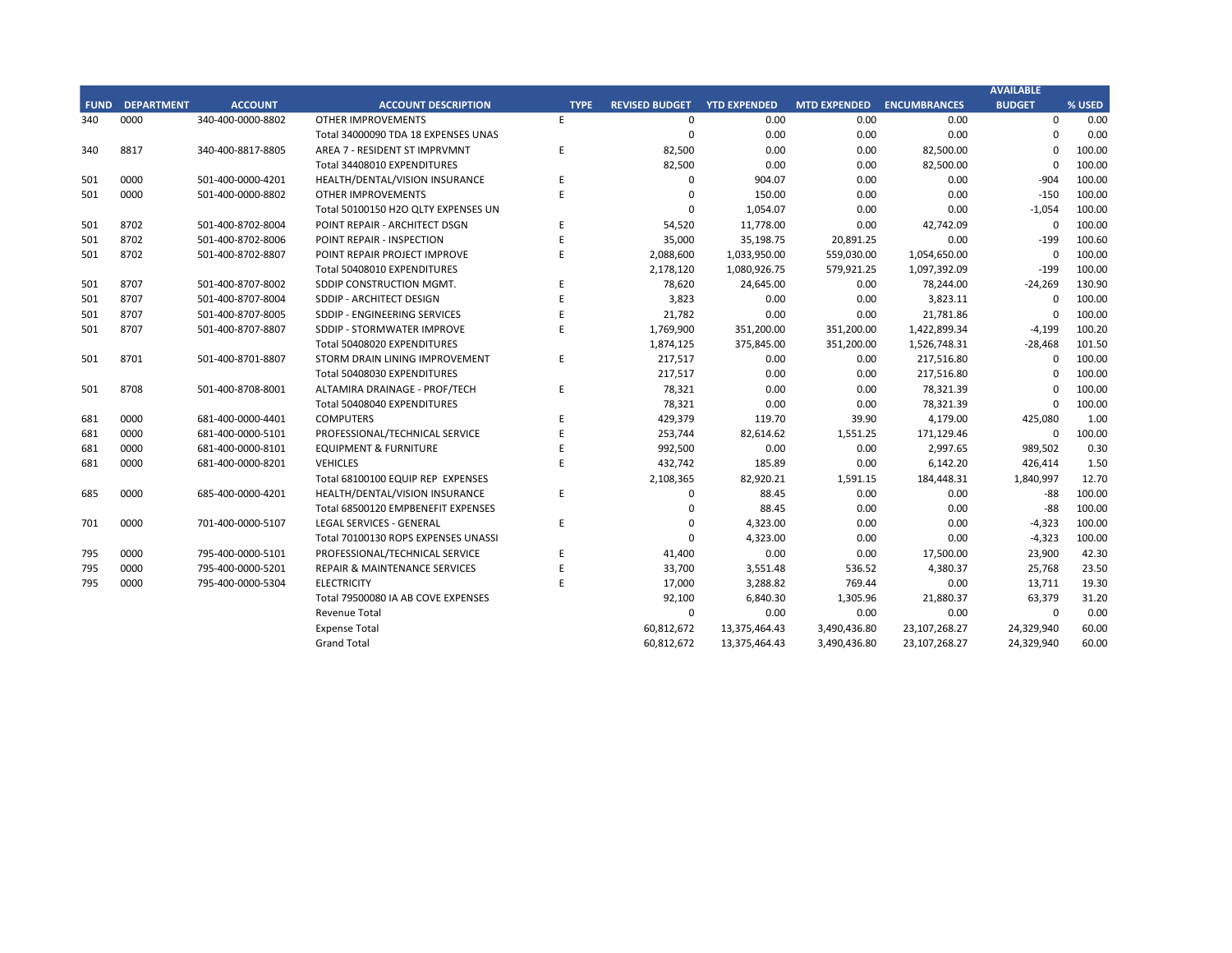| FUND | DEPARTMENT | ACCOUNT | ACCOUNT DESCRIPTION | TYPE | REVISED BUDGET | YTD EXPENDED | MTD EXPENDED | ENCUMBRANCES | AVAILABLE BUDGET | % USED |
|---|---|---|---|---|---|---|---|---|---|---|
| 340 | 0000 | 340-400-0000-8802 | OTHER IMPROVEMENTS | E | 0 | 0.00 | 0.00 | 0.00 | 0 | 0.00 |
| | | | Total 34000090 TDA 18 EXPENSES UNAS | | 0 | 0.00 | 0.00 | 0.00 | 0 | 0.00 |
| 340 | 8817 | 340-400-8817-8805 | AREA 7 - RESIDENT ST IMPRVMNT | E | 82,500 | 0.00 | 0.00 | 82,500.00 | 0 | 100.00 |
| | | | Total 34408010 EXPENDITURES | | 82,500 | 0.00 | 0.00 | 82,500.00 | 0 | 100.00 |
| 501 | 0000 | 501-400-0000-4201 | HEALTH/DENTAL/VISION INSURANCE | E | 0 | 904.07 | 0.00 | 0.00 | -904 | 100.00 |
| 501 | 0000 | 501-400-0000-8802 | OTHER IMPROVEMENTS | E | 0 | 150.00 | 0.00 | 0.00 | -150 | 100.00 |
| | | | Total 50100150 H2O QLTY EXPENSES UN | | 0 | 1,054.07 | 0.00 | 0.00 | -1,054 | 100.00 |
| 501 | 8702 | 501-400-8702-8004 | POINT REPAIR - ARCHITECT DSGN | E | 54,520 | 11,778.00 | 0.00 | 42,742.09 | 0 | 100.00 |
| 501 | 8702 | 501-400-8702-8006 | POINT REPAIR - INSPECTION | E | 35,000 | 35,198.75 | 20,891.25 | 0.00 | -199 | 100.60 |
| 501 | 8702 | 501-400-8702-8807 | POINT REPAIR PROJECT IMPROVE | E | 2,088,600 | 1,033,950.00 | 559,030.00 | 1,054,650.00 | 0 | 100.00 |
| | | | Total 50408010 EXPENDITURES | | 2,178,120 | 1,080,926.75 | 579,921.25 | 1,097,392.09 | -199 | 100.00 |
| 501 | 8707 | 501-400-8707-8002 | SDDIP CONSTRUCTION MGMT. | E | 78,620 | 24,645.00 | 0.00 | 78,244.00 | -24,269 | 130.90 |
| 501 | 8707 | 501-400-8707-8004 | SDDIP - ARCHITECT DESIGN | E | 3,823 | 0.00 | 0.00 | 3,823.11 | 0 | 100.00 |
| 501 | 8707 | 501-400-8707-8005 | SDDIP - ENGINEERING SERVICES | E | 21,782 | 0.00 | 0.00 | 21,781.86 | 0 | 100.00 |
| 501 | 8707 | 501-400-8707-8807 | SDDIP - STORMWATER IMPROVE | E | 1,769,900 | 351,200.00 | 351,200.00 | 1,422,899.34 | -4,199 | 100.20 |
| | | | Total 50408020 EXPENDITURES | | 1,874,125 | 375,845.00 | 351,200.00 | 1,526,748.31 | -28,468 | 101.50 |
| 501 | 8701 | 501-400-8701-8807 | STORM DRAIN LINING IMPROVEMENT | E | 217,517 | 0.00 | 0.00 | 217,516.80 | 0 | 100.00 |
| | | | Total 50408030 EXPENDITURES | | 217,517 | 0.00 | 0.00 | 217,516.80 | 0 | 100.00 |
| 501 | 8708 | 501-400-8708-8001 | ALTAMIRA DRAINAGE - PROF/TECH | E | 78,321 | 0.00 | 0.00 | 78,321.39 | 0 | 100.00 |
| | | | Total 50408040 EXPENDITURES | | 78,321 | 0.00 | 0.00 | 78,321.39 | 0 | 100.00 |
| 681 | 0000 | 681-400-0000-4401 | COMPUTERS | E | 429,379 | 119.70 | 39.90 | 4,179.00 | 425,080 | 1.00 |
| 681 | 0000 | 681-400-0000-5101 | PROFESSIONAL/TECHNICAL SERVICE | E | 253,744 | 82,614.62 | 1,551.25 | 171,129.46 | 0 | 100.00 |
| 681 | 0000 | 681-400-0000-8101 | EQUIPMENT & FURNITURE | E | 992,500 | 0.00 | 0.00 | 2,997.65 | 989,502 | 0.30 |
| 681 | 0000 | 681-400-0000-8201 | VEHICLES | E | 432,742 | 185.89 | 0.00 | 6,142.20 | 426,414 | 1.50 |
| | | | Total 68100100 EQUIP REP EXPENSES | | 2,108,365 | 82,920.21 | 1,591.15 | 184,448.31 | 1,840,997 | 12.70 |
| 685 | 0000 | 685-400-0000-4201 | HEALTH/DENTAL/VISION INSURANCE | E | 0 | 88.45 | 0.00 | 0.00 | -88 | 100.00 |
| | | | Total 68500120 EMPBENEFIT EXPENSES | | 0 | 88.45 | 0.00 | 0.00 | -88 | 100.00 |
| 701 | 0000 | 701-400-0000-5107 | LEGAL SERVICES - GENERAL | E | 0 | 4,323.00 | 0.00 | 0.00 | -4,323 | 100.00 |
| | | | Total 70100130 ROPS EXPENSES UNASSI | | 0 | 4,323.00 | 0.00 | 0.00 | -4,323 | 100.00 |
| 795 | 0000 | 795-400-0000-5101 | PROFESSIONAL/TECHNICAL SERVICE | E | 41,400 | 0.00 | 0.00 | 17,500.00 | 23,900 | 42.30 |
| 795 | 0000 | 795-400-0000-5201 | REPAIR & MAINTENANCE SERVICES | E | 33,700 | 3,551.48 | 536.52 | 4,380.37 | 25,768 | 23.50 |
| 795 | 0000 | 795-400-0000-5304 | ELECTRICITY | E | 17,000 | 3,288.82 | 769.44 | 0.00 | 13,711 | 19.30 |
| | | | Total 79500080 IA AB COVE EXPENSES | | 92,100 | 6,840.30 | 1,305.96 | 21,880.37 | 63,379 | 31.20 |
| | | | Revenue Total | | 0 | 0.00 | 0.00 | 0.00 | 0 | 0.00 |
| | | | Expense Total | | 60,812,672 | 13,375,464.43 | 3,490,436.80 | 23,107,268.27 | 24,329,940 | 60.00 |
| | | | Grand Total | | 60,812,672 | 13,375,464.43 | 3,490,436.80 | 23,107,268.27 | 24,329,940 | 60.00 |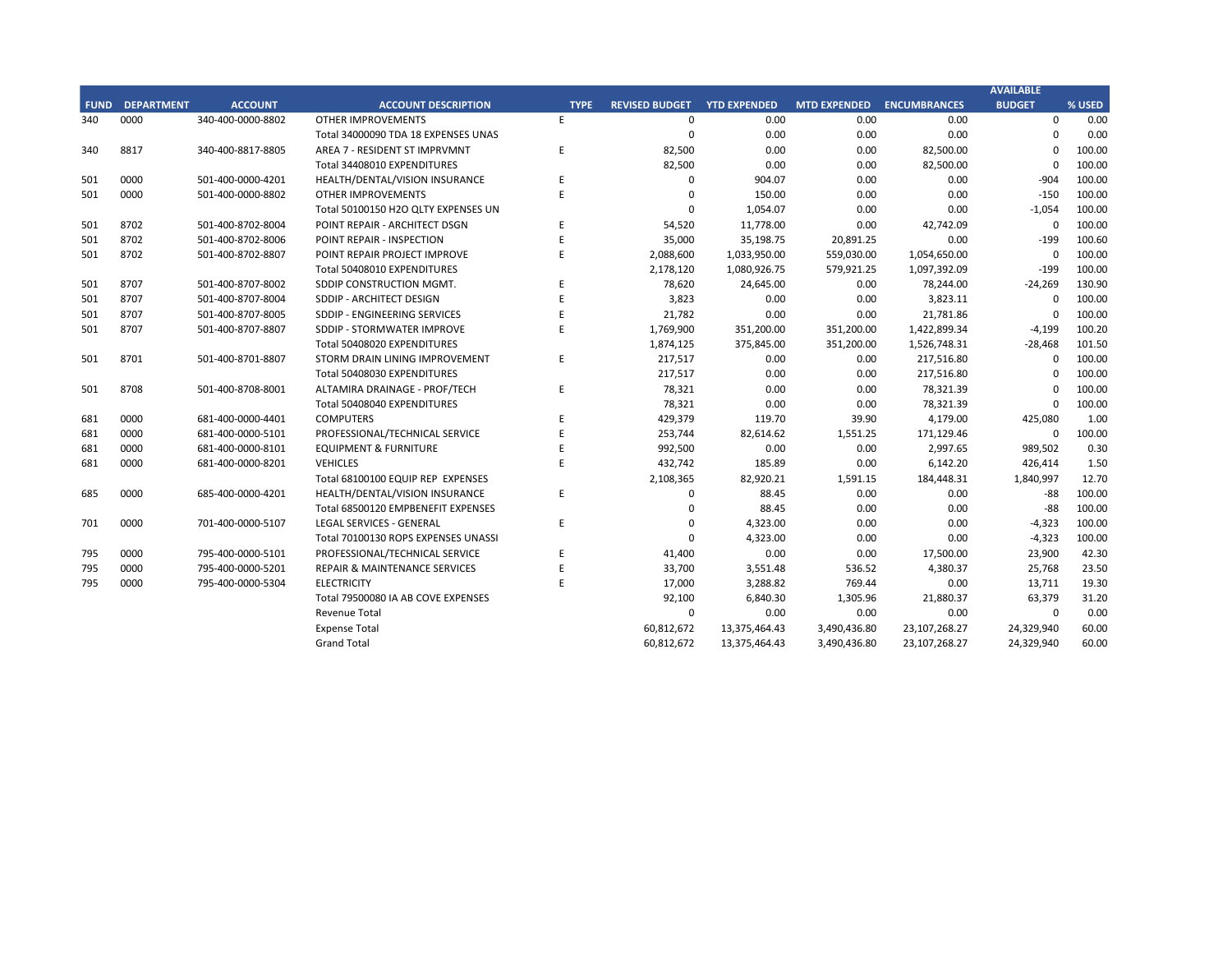| FUND | DEPARTMENT | ACCOUNT | ACCOUNT DESCRIPTION | TYPE | REVISED BUDGET | YTD EXPENDED | MTD EXPENDED | ENCUMBRANCES | AVAILABLE BUDGET | % USED |
|---|---|---|---|---|---|---|---|---|---|---|
| 340 | 0000 | 340-400-0000-8802 | OTHER IMPROVEMENTS | E | 0 | 0.00 | 0.00 | 0.00 | 0 | 0.00 |
| | | | Total 34000090 TDA 18 EXPENSES UNAS | | 0 | 0.00 | 0.00 | 0.00 | 0 | 0.00 |
| 340 | 8817 | 340-400-8817-8805 | AREA 7 - RESIDENT ST IMPRVMNT | E | 82,500 | 0.00 | 0.00 | 82,500.00 | 0 | 100.00 |
| | | | Total 34408010 EXPENDITURES | | 82,500 | 0.00 | 0.00 | 82,500.00 | 0 | 100.00 |
| 501 | 0000 | 501-400-0000-4201 | HEALTH/DENTAL/VISION INSURANCE | E | 0 | 904.07 | 0.00 | 0.00 | -904 | 100.00 |
| 501 | 0000 | 501-400-0000-8802 | OTHER IMPROVEMENTS | E | 0 | 150.00 | 0.00 | 0.00 | -150 | 100.00 |
| | | | Total 50100150 H2O QLTY EXPENSES UN | | 0 | 1,054.07 | 0.00 | 0.00 | -1,054 | 100.00 |
| 501 | 8702 | 501-400-8702-8004 | POINT REPAIR - ARCHITECT DSGN | E | 54,520 | 11,778.00 | 0.00 | 42,742.09 | 0 | 100.00 |
| 501 | 8702 | 501-400-8702-8006 | POINT REPAIR - INSPECTION | E | 35,000 | 35,198.75 | 20,891.25 | 0.00 | -199 | 100.60 |
| 501 | 8702 | 501-400-8702-8807 | POINT REPAIR PROJECT IMPROVE | E | 2,088,600 | 1,033,950.00 | 559,030.00 | 1,054,650.00 | 0 | 100.00 |
| | | | Total 50408010 EXPENDITURES | | 2,178,120 | 1,080,926.75 | 579,921.25 | 1,097,392.09 | -199 | 100.00 |
| 501 | 8707 | 501-400-8707-8002 | SDDIP CONSTRUCTION MGMT. | E | 78,620 | 24,645.00 | 0.00 | 78,244.00 | -24,269 | 130.90 |
| 501 | 8707 | 501-400-8707-8004 | SDDIP - ARCHITECT DESIGN | E | 3,823 | 0.00 | 0.00 | 3,823.11 | 0 | 100.00 |
| 501 | 8707 | 501-400-8707-8005 | SDDIP - ENGINEERING SERVICES | E | 21,782 | 0.00 | 0.00 | 21,781.86 | 0 | 100.00 |
| 501 | 8707 | 501-400-8707-8807 | SDDIP - STORMWATER IMPROVE | E | 1,769,900 | 351,200.00 | 351,200.00 | 1,422,899.34 | -4,199 | 100.20 |
| | | | Total 50408020 EXPENDITURES | | 1,874,125 | 375,845.00 | 351,200.00 | 1,526,748.31 | -28,468 | 101.50 |
| 501 | 8701 | 501-400-8701-8807 | STORM DRAIN LINING IMPROVEMENT | E | 217,517 | 0.00 | 0.00 | 217,516.80 | 0 | 100.00 |
| | | | Total 50408030 EXPENDITURES | | 217,517 | 0.00 | 0.00 | 217,516.80 | 0 | 100.00 |
| 501 | 8708 | 501-400-8708-8001 | ALTAMIRA DRAINAGE - PROF/TECH | E | 78,321 | 0.00 | 0.00 | 78,321.39 | 0 | 100.00 |
| | | | Total 50408040 EXPENDITURES | | 78,321 | 0.00 | 0.00 | 78,321.39 | 0 | 100.00 |
| 681 | 0000 | 681-400-0000-4401 | COMPUTERS | E | 429,379 | 119.70 | 39.90 | 4,179.00 | 425,080 | 1.00 |
| 681 | 0000 | 681-400-0000-5101 | PROFESSIONAL/TECHNICAL SERVICE | E | 253,744 | 82,614.62 | 1,551.25 | 171,129.46 | 0 | 100.00 |
| 681 | 0000 | 681-400-0000-8101 | EQUIPMENT & FURNITURE | E | 992,500 | 0.00 | 0.00 | 2,997.65 | 989,502 | 0.30 |
| 681 | 0000 | 681-400-0000-8201 | VEHICLES | E | 432,742 | 185.89 | 0.00 | 6,142.20 | 426,414 | 1.50 |
| | | | Total 68100100 EQUIP REP EXPENSES | | 2,108,365 | 82,920.21 | 1,591.15 | 184,448.31 | 1,840,997 | 12.70 |
| 685 | 0000 | 685-400-0000-4201 | HEALTH/DENTAL/VISION INSURANCE | E | 0 | 88.45 | 0.00 | 0.00 | -88 | 100.00 |
| | | | Total 68500120 EMPBENEFIT EXPENSES | | 0 | 88.45 | 0.00 | 0.00 | -88 | 100.00 |
| 701 | 0000 | 701-400-0000-5107 | LEGAL SERVICES - GENERAL | E | 0 | 4,323.00 | 0.00 | 0.00 | -4,323 | 100.00 |
| | | | Total 70100130 ROPS EXPENSES UNASSI | | 0 | 4,323.00 | 0.00 | 0.00 | -4,323 | 100.00 |
| 795 | 0000 | 795-400-0000-5101 | PROFESSIONAL/TECHNICAL SERVICE | E | 41,400 | 0.00 | 0.00 | 17,500.00 | 23,900 | 42.30 |
| 795 | 0000 | 795-400-0000-5201 | REPAIR & MAINTENANCE SERVICES | E | 33,700 | 3,551.48 | 536.52 | 4,380.37 | 25,768 | 23.50 |
| 795 | 0000 | 795-400-0000-5304 | ELECTRICITY | E | 17,000 | 3,288.82 | 769.44 | 0.00 | 13,711 | 19.30 |
| | | | Total 79500080 IA AB COVE EXPENSES | | 92,100 | 6,840.30 | 1,305.96 | 21,880.37 | 63,379 | 31.20 |
| | | | Revenue Total | | 0 | 0.00 | 0.00 | 0.00 | 0 | 0.00 |
| | | | Expense Total | | 60,812,672 | 13,375,464.43 | 3,490,436.80 | 23,107,268.27 | 24,329,940 | 60.00 |
| | | | Grand Total | | 60,812,672 | 13,375,464.43 | 3,490,436.80 | 23,107,268.27 | 24,329,940 | 60.00 |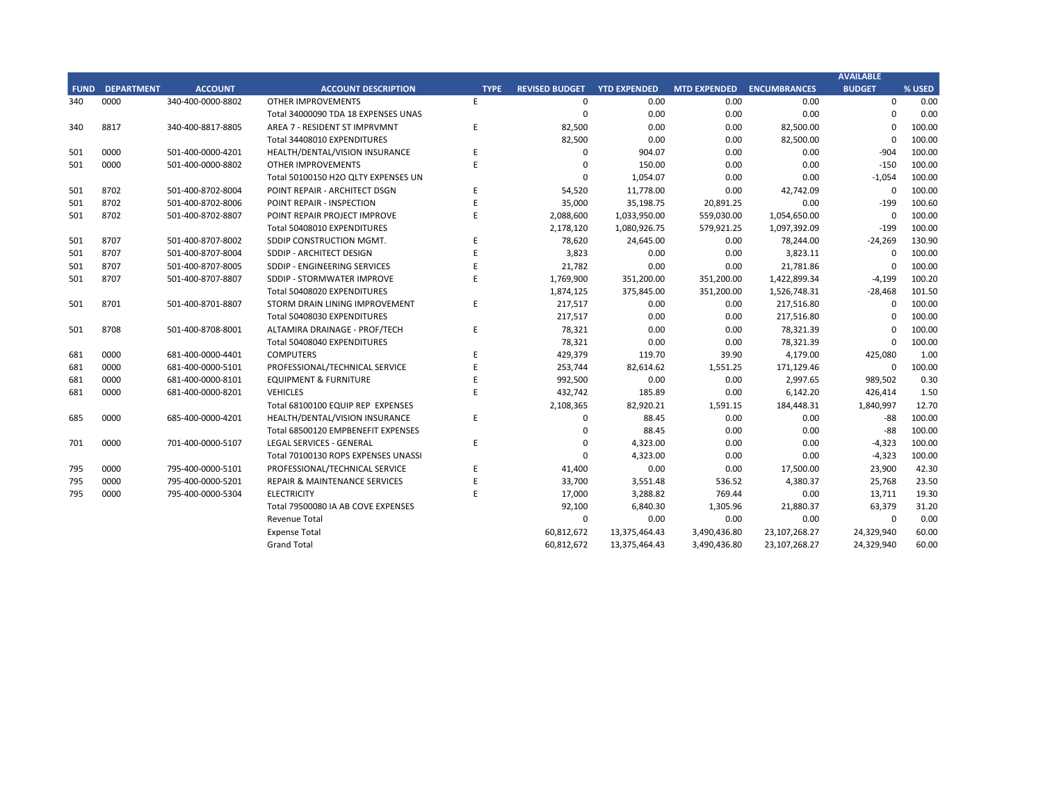| FUND | DEPARTMENT | ACCOUNT | ACCOUNT DESCRIPTION | TYPE | REVISED BUDGET | YTD EXPENDED | MTD EXPENDED | ENCUMBRANCES | AVAILABLE BUDGET | % USED |
|---|---|---|---|---|---|---|---|---|---|---|
| 340 | 0000 | 340-400-0000-8802 | OTHER IMPROVEMENTS | E | 0 | 0.00 | 0.00 | 0.00 | 0 | 0.00 |
| | | | Total 34000090 TDA 18 EXPENSES UNAS | | 0 | 0.00 | 0.00 | 0.00 | 0 | 0.00 |
| 340 | 8817 | 340-400-8817-8805 | AREA 7 - RESIDENT ST IMPRVMNT | E | 82,500 | 0.00 | 0.00 | 82,500.00 | 0 | 100.00 |
| | | | Total 34408010 EXPENDITURES | | 82,500 | 0.00 | 0.00 | 82,500.00 | 0 | 100.00 |
| 501 | 0000 | 501-400-0000-4201 | HEALTH/DENTAL/VISION INSURANCE | E | 0 | 904.07 | 0.00 | 0.00 | -904 | 100.00 |
| 501 | 0000 | 501-400-0000-8802 | OTHER IMPROVEMENTS | E | 0 | 150.00 | 0.00 | 0.00 | -150 | 100.00 |
| | | | Total 50100150 H2O QLTY EXPENSES UN | | 0 | 1,054.07 | 0.00 | 0.00 | -1,054 | 100.00 |
| 501 | 8702 | 501-400-8702-8004 | POINT REPAIR - ARCHITECT DSGN | E | 54,520 | 11,778.00 | 0.00 | 42,742.09 | 0 | 100.00 |
| 501 | 8702 | 501-400-8702-8006 | POINT REPAIR - INSPECTION | E | 35,000 | 35,198.75 | 20,891.25 | 0.00 | -199 | 100.60 |
| 501 | 8702 | 501-400-8702-8807 | POINT REPAIR PROJECT IMPROVE | E | 2,088,600 | 1,033,950.00 | 559,030.00 | 1,054,650.00 | 0 | 100.00 |
| | | | Total 50408010 EXPENDITURES | | 2,178,120 | 1,080,926.75 | 579,921.25 | 1,097,392.09 | -199 | 100.00 |
| 501 | 8707 | 501-400-8707-8002 | SDDIP CONSTRUCTION MGMT. | E | 78,620 | 24,645.00 | 0.00 | 78,244.00 | -24,269 | 130.90 |
| 501 | 8707 | 501-400-8707-8004 | SDDIP - ARCHITECT DESIGN | E | 3,823 | 0.00 | 0.00 | 3,823.11 | 0 | 100.00 |
| 501 | 8707 | 501-400-8707-8005 | SDDIP - ENGINEERING SERVICES | E | 21,782 | 0.00 | 0.00 | 21,781.86 | 0 | 100.00 |
| 501 | 8707 | 501-400-8707-8807 | SDDIP - STORMWATER IMPROVE | E | 1,769,900 | 351,200.00 | 351,200.00 | 1,422,899.34 | -4,199 | 100.20 |
| | | | Total 50408020 EXPENDITURES | | 1,874,125 | 375,845.00 | 351,200.00 | 1,526,748.31 | -28,468 | 101.50 |
| 501 | 8701 | 501-400-8701-8807 | STORM DRAIN LINING IMPROVEMENT | E | 217,517 | 0.00 | 0.00 | 217,516.80 | 0 | 100.00 |
| | | | Total 50408030 EXPENDITURES | | 217,517 | 0.00 | 0.00 | 217,516.80 | 0 | 100.00 |
| 501 | 8708 | 501-400-8708-8001 | ALTAMIRA DRAINAGE - PROF/TECH | E | 78,321 | 0.00 | 0.00 | 78,321.39 | 0 | 100.00 |
| | | | Total 50408040 EXPENDITURES | | 78,321 | 0.00 | 0.00 | 78,321.39 | 0 | 100.00 |
| 681 | 0000 | 681-400-0000-4401 | COMPUTERS | E | 429,379 | 119.70 | 39.90 | 4,179.00 | 425,080 | 1.00 |
| 681 | 0000 | 681-400-0000-5101 | PROFESSIONAL/TECHNICAL SERVICE | E | 253,744 | 82,614.62 | 1,551.25 | 171,129.46 | 0 | 100.00 |
| 681 | 0000 | 681-400-0000-8101 | EQUIPMENT & FURNITURE | E | 992,500 | 0.00 | 0.00 | 2,997.65 | 989,502 | 0.30 |
| 681 | 0000 | 681-400-0000-8201 | VEHICLES | E | 432,742 | 185.89 | 0.00 | 6,142.20 | 426,414 | 1.50 |
| | | | Total 68100100 EQUIP REP EXPENSES | | 2,108,365 | 82,920.21 | 1,591.15 | 184,448.31 | 1,840,997 | 12.70 |
| 685 | 0000 | 685-400-0000-4201 | HEALTH/DENTAL/VISION INSURANCE | E | 0 | 88.45 | 0.00 | 0.00 | -88 | 100.00 |
| | | | Total 68500120 EMPBENEFIT EXPENSES | | 0 | 88.45 | 0.00 | 0.00 | -88 | 100.00 |
| 701 | 0000 | 701-400-0000-5107 | LEGAL SERVICES - GENERAL | E | 0 | 4,323.00 | 0.00 | 0.00 | -4,323 | 100.00 |
| | | | Total 70100130 ROPS EXPENSES UNASSI | | 0 | 4,323.00 | 0.00 | 0.00 | -4,323 | 100.00 |
| 795 | 0000 | 795-400-0000-5101 | PROFESSIONAL/TECHNICAL SERVICE | E | 41,400 | 0.00 | 0.00 | 17,500.00 | 23,900 | 42.30 |
| 795 | 0000 | 795-400-0000-5201 | REPAIR & MAINTENANCE SERVICES | E | 33,700 | 3,551.48 | 536.52 | 4,380.37 | 25,768 | 23.50 |
| 795 | 0000 | 795-400-0000-5304 | ELECTRICITY | E | 17,000 | 3,288.82 | 769.44 | 0.00 | 13,711 | 19.30 |
| | | | Total 79500080 IA AB COVE EXPENSES | | 92,100 | 6,840.30 | 1,305.96 | 21,880.37 | 63,379 | 31.20 |
| | | | Revenue Total | | 0 | 0.00 | 0.00 | 0.00 | 0 | 0.00 |
| | | | Expense Total | | 60,812,672 | 13,375,464.43 | 3,490,436.80 | 23,107,268.27 | 24,329,940 | 60.00 |
| | | | Grand Total | | 60,812,672 | 13,375,464.43 | 3,490,436.80 | 23,107,268.27 | 24,329,940 | 60.00 |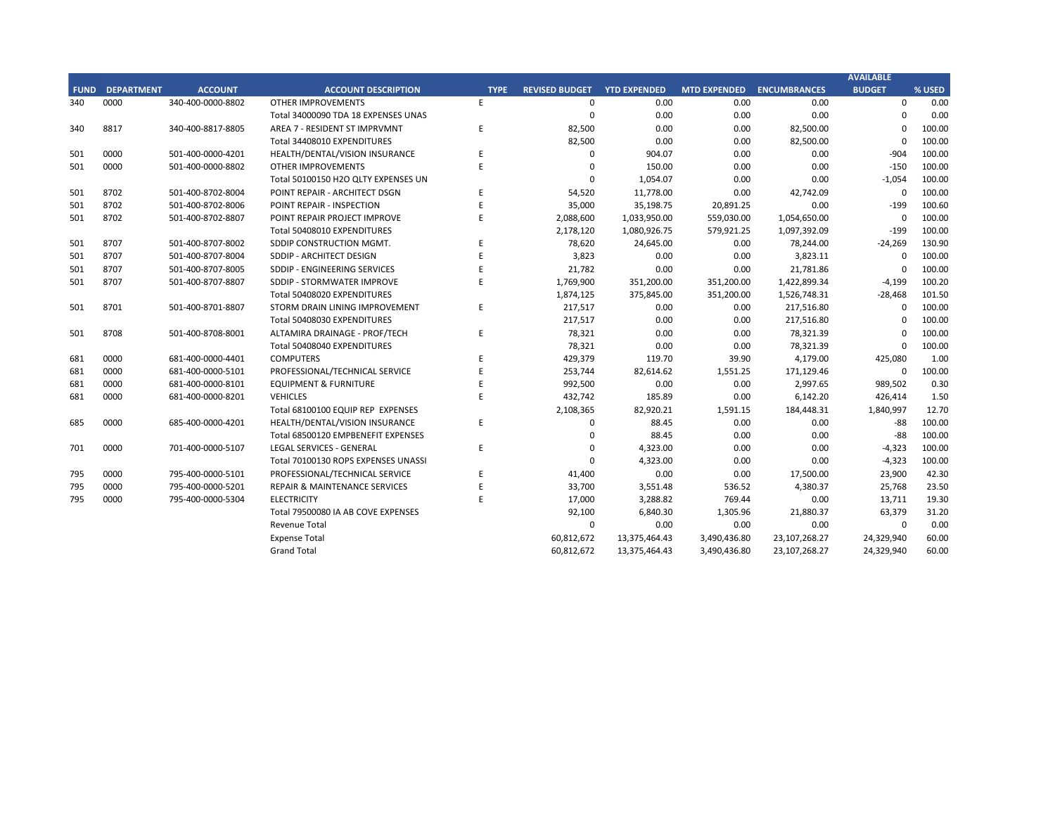| FUND | DEPARTMENT | ACCOUNT | ACCOUNT DESCRIPTION | TYPE | REVISED BUDGET | YTD EXPENDED | MTD EXPENDED | ENCUMBRANCES | AVAILABLE BUDGET | % USED |
|---|---|---|---|---|---|---|---|---|---|---|
| 340 | 0000 | 340-400-0000-8802 | OTHER IMPROVEMENTS | E | 0 | 0.00 | 0.00 | 0.00 | 0 | 0.00 |
| | | | Total 34000090 TDA 18 EXPENSES UNAS | | 0 | 0.00 | 0.00 | 0.00 | 0 | 0.00 |
| 340 | 8817 | 340-400-8817-8805 | AREA 7 - RESIDENT ST IMPRVMNT | E | 82,500 | 0.00 | 0.00 | 82,500.00 | 0 | 100.00 |
| | | | Total 34408010 EXPENDITURES | | 82,500 | 0.00 | 0.00 | 82,500.00 | 0 | 100.00 |
| 501 | 0000 | 501-400-0000-4201 | HEALTH/DENTAL/VISION INSURANCE | E | 0 | 904.07 | 0.00 | 0.00 | -904 | 100.00 |
| 501 | 0000 | 501-400-0000-8802 | OTHER IMPROVEMENTS | E | 0 | 150.00 | 0.00 | 0.00 | -150 | 100.00 |
| | | | Total 50100150 H2O QLTY EXPENSES UN | | 0 | 1,054.07 | 0.00 | 0.00 | -1,054 | 100.00 |
| 501 | 8702 | 501-400-8702-8004 | POINT REPAIR - ARCHITECT DSGN | E | 54,520 | 11,778.00 | 0.00 | 42,742.09 | 0 | 100.00 |
| 501 | 8702 | 501-400-8702-8006 | POINT REPAIR - INSPECTION | E | 35,000 | 35,198.75 | 20,891.25 | 0.00 | -199 | 100.60 |
| 501 | 8702 | 501-400-8702-8807 | POINT REPAIR PROJECT IMPROVE | E | 2,088,600 | 1,033,950.00 | 559,030.00 | 1,054,650.00 | 0 | 100.00 |
| | | | Total 50408010 EXPENDITURES | | 2,178,120 | 1,080,926.75 | 579,921.25 | 1,097,392.09 | -199 | 100.00 |
| 501 | 8707 | 501-400-8707-8002 | SDDIP CONSTRUCTION MGMT. | E | 78,620 | 24,645.00 | 0.00 | 78,244.00 | -24,269 | 130.90 |
| 501 | 8707 | 501-400-8707-8004 | SDDIP - ARCHITECT DESIGN | E | 3,823 | 0.00 | 0.00 | 3,823.11 | 0 | 100.00 |
| 501 | 8707 | 501-400-8707-8005 | SDDIP - ENGINEERING SERVICES | E | 21,782 | 0.00 | 0.00 | 21,781.86 | 0 | 100.00 |
| 501 | 8707 | 501-400-8707-8807 | SDDIP - STORMWATER IMPROVE | E | 1,769,900 | 351,200.00 | 351,200.00 | 1,422,899.34 | -4,199 | 100.20 |
| | | | Total 50408020 EXPENDITURES | | 1,874,125 | 375,845.00 | 351,200.00 | 1,526,748.31 | -28,468 | 101.50 |
| 501 | 8701 | 501-400-8701-8807 | STORM DRAIN LINING IMPROVEMENT | E | 217,517 | 0.00 | 0.00 | 217,516.80 | 0 | 100.00 |
| | | | Total 50408030 EXPENDITURES | | 217,517 | 0.00 | 0.00 | 217,516.80 | 0 | 100.00 |
| 501 | 8708 | 501-400-8708-8001 | ALTAMIRA DRAINAGE - PROF/TECH | E | 78,321 | 0.00 | 0.00 | 78,321.39 | 0 | 100.00 |
| | | | Total 50408040 EXPENDITURES | | 78,321 | 0.00 | 0.00 | 78,321.39 | 0 | 100.00 |
| 681 | 0000 | 681-400-0000-4401 | COMPUTERS | E | 429,379 | 119.70 | 39.90 | 4,179.00 | 425,080 | 1.00 |
| 681 | 0000 | 681-400-0000-5101 | PROFESSIONAL/TECHNICAL SERVICE | E | 253,744 | 82,614.62 | 1,551.25 | 171,129.46 | 0 | 100.00 |
| 681 | 0000 | 681-400-0000-8101 | EQUIPMENT & FURNITURE | E | 992,500 | 0.00 | 0.00 | 2,997.65 | 989,502 | 0.30 |
| 681 | 0000 | 681-400-0000-8201 | VEHICLES | E | 432,742 | 185.89 | 0.00 | 6,142.20 | 426,414 | 1.50 |
| | | | Total 68100100 EQUIP REP EXPENSES | | 2,108,365 | 82,920.21 | 1,591.15 | 184,448.31 | 1,840,997 | 12.70 |
| 685 | 0000 | 685-400-0000-4201 | HEALTH/DENTAL/VISION INSURANCE | E | 0 | 88.45 | 0.00 | 0.00 | -88 | 100.00 |
| | | | Total 68500120 EMPBENEFIT EXPENSES | | 0 | 88.45 | 0.00 | 0.00 | -88 | 100.00 |
| 701 | 0000 | 701-400-0000-5107 | LEGAL SERVICES - GENERAL | E | 0 | 4,323.00 | 0.00 | 0.00 | -4,323 | 100.00 |
| | | | Total 70100130 ROPS EXPENSES UNASSI | | 0 | 4,323.00 | 0.00 | 0.00 | -4,323 | 100.00 |
| 795 | 0000 | 795-400-0000-5101 | PROFESSIONAL/TECHNICAL SERVICE | E | 41,400 | 0.00 | 0.00 | 17,500.00 | 23,900 | 42.30 |
| 795 | 0000 | 795-400-0000-5201 | REPAIR & MAINTENANCE SERVICES | E | 33,700 | 3,551.48 | 536.52 | 4,380.37 | 25,768 | 23.50 |
| 795 | 0000 | 795-400-0000-5304 | ELECTRICITY | E | 17,000 | 3,288.82 | 769.44 | 0.00 | 13,711 | 19.30 |
| | | | Total 79500080 IA AB COVE EXPENSES | | 92,100 | 6,840.30 | 1,305.96 | 21,880.37 | 63,379 | 31.20 |
| | | | Revenue Total | | 0 | 0.00 | 0.00 | 0.00 | 0 | 0.00 |
| | | | Expense Total | | 60,812,672 | 13,375,464.43 | 3,490,436.80 | 23,107,268.27 | 24,329,940 | 60.00 |
| | | | Grand Total | | 60,812,672 | 13,375,464.43 | 3,490,436.80 | 23,107,268.27 | 24,329,940 | 60.00 |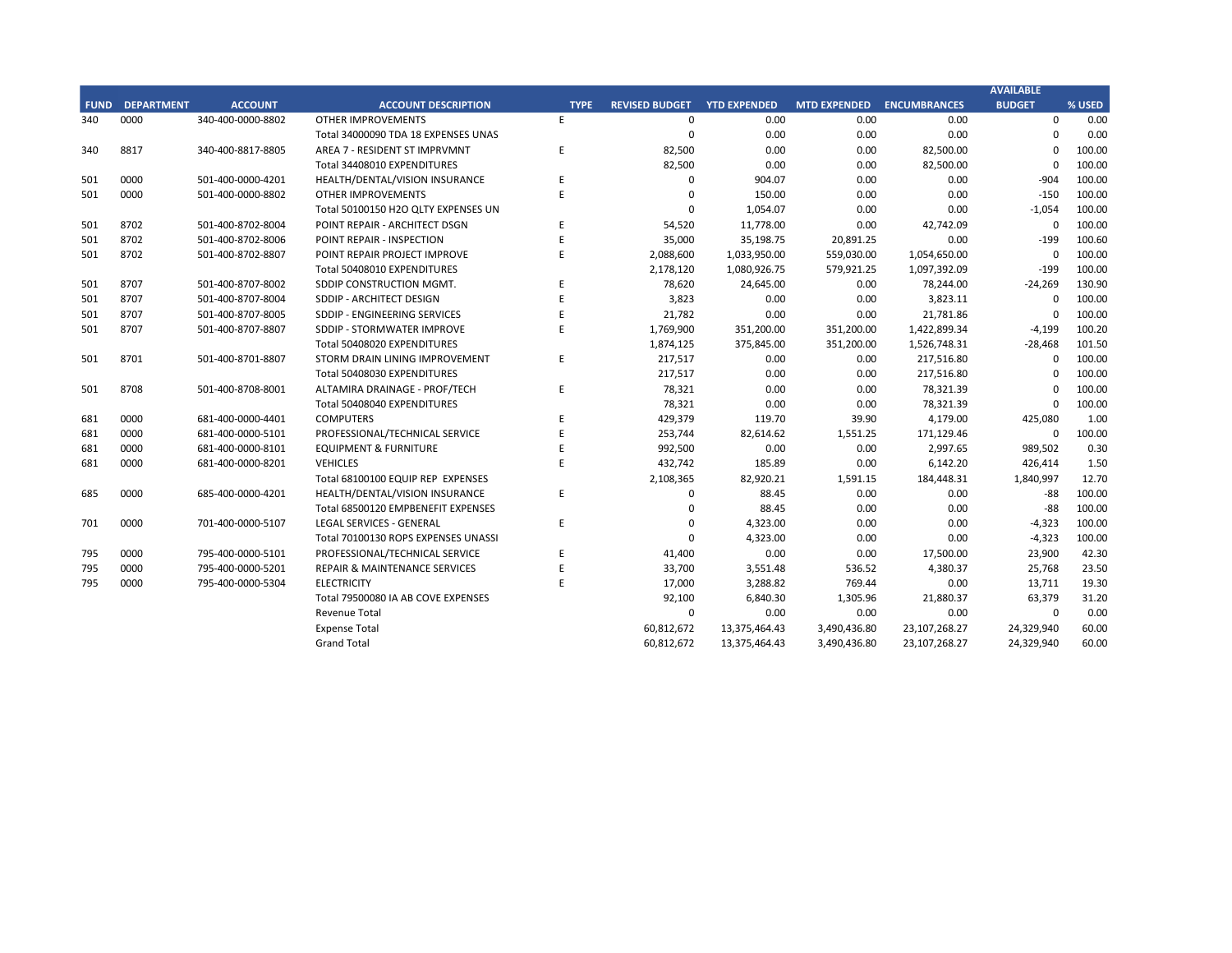| FUND | DEPARTMENT | ACCOUNT | ACCOUNT DESCRIPTION | TYPE | REVISED BUDGET | YTD EXPENDED | MTD EXPENDED | ENCUMBRANCES | AVAILABLE BUDGET | % USED |
|---|---|---|---|---|---|---|---|---|---|---|
| 340 | 0000 | 340-400-0000-8802 | OTHER IMPROVEMENTS | E | 0 | 0.00 | 0.00 | 0.00 | 0 | 0.00 |
| | | | Total 34000090 TDA 18 EXPENSES UNAS | | 0 | 0.00 | 0.00 | 0.00 | 0 | 0.00 |
| 340 | 8817 | 340-400-8817-8805 | AREA 7 - RESIDENT ST IMPRVMNT | E | 82,500 | 0.00 | 0.00 | 82,500.00 | 0 | 100.00 |
| | | | Total 34408010 EXPENDITURES | | 82,500 | 0.00 | 0.00 | 82,500.00 | 0 | 100.00 |
| 501 | 0000 | 501-400-0000-4201 | HEALTH/DENTAL/VISION INSURANCE | E | 0 | 904.07 | 0.00 | 0.00 | -904 | 100.00 |
| 501 | 0000 | 501-400-0000-8802 | OTHER IMPROVEMENTS | E | 0 | 150.00 | 0.00 | 0.00 | -150 | 100.00 |
| | | | Total 50100150 H2O QLTY EXPENSES UN | | 0 | 1,054.07 | 0.00 | 0.00 | -1,054 | 100.00 |
| 501 | 8702 | 501-400-8702-8004 | POINT REPAIR - ARCHITECT DSGN | E | 54,520 | 11,778.00 | 0.00 | 42,742.09 | 0 | 100.00 |
| 501 | 8702 | 501-400-8702-8006 | POINT REPAIR - INSPECTION | E | 35,000 | 35,198.75 | 20,891.25 | 0.00 | -199 | 100.60 |
| 501 | 8702 | 501-400-8702-8807 | POINT REPAIR PROJECT IMPROVE | E | 2,088,600 | 1,033,950.00 | 559,030.00 | 1,054,650.00 | 0 | 100.00 |
| | | | Total 50408010 EXPENDITURES | | 2,178,120 | 1,080,926.75 | 579,921.25 | 1,097,392.09 | -199 | 100.00 |
| 501 | 8707 | 501-400-8707-8002 | SDDIP CONSTRUCTION MGMT. | E | 78,620 | 24,645.00 | 0.00 | 78,244.00 | -24,269 | 130.90 |
| 501 | 8707 | 501-400-8707-8004 | SDDIP - ARCHITECT DESIGN | E | 3,823 | 0.00 | 0.00 | 3,823.11 | 0 | 100.00 |
| 501 | 8707 | 501-400-8707-8005 | SDDIP - ENGINEERING SERVICES | E | 21,782 | 0.00 | 0.00 | 21,781.86 | 0 | 100.00 |
| 501 | 8707 | 501-400-8707-8807 | SDDIP - STORMWATER IMPROVE | E | 1,769,900 | 351,200.00 | 351,200.00 | 1,422,899.34 | -4,199 | 100.20 |
| | | | Total 50408020 EXPENDITURES | | 1,874,125 | 375,845.00 | 351,200.00 | 1,526,748.31 | -28,468 | 101.50 |
| 501 | 8701 | 501-400-8701-8807 | STORM DRAIN LINING IMPROVEMENT | E | 217,517 | 0.00 | 0.00 | 217,516.80 | 0 | 100.00 |
| | | | Total 50408030 EXPENDITURES | | 217,517 | 0.00 | 0.00 | 217,516.80 | 0 | 100.00 |
| 501 | 8708 | 501-400-8708-8001 | ALTAMIRA DRAINAGE - PROF/TECH | E | 78,321 | 0.00 | 0.00 | 78,321.39 | 0 | 100.00 |
| | | | Total 50408040 EXPENDITURES | | 78,321 | 0.00 | 0.00 | 78,321.39 | 0 | 100.00 |
| 681 | 0000 | 681-400-0000-4401 | COMPUTERS | E | 429,379 | 119.70 | 39.90 | 4,179.00 | 425,080 | 1.00 |
| 681 | 0000 | 681-400-0000-5101 | PROFESSIONAL/TECHNICAL SERVICE | E | 253,744 | 82,614.62 | 1,551.25 | 171,129.46 | 0 | 100.00 |
| 681 | 0000 | 681-400-0000-8101 | EQUIPMENT & FURNITURE | E | 992,500 | 0.00 | 0.00 | 2,997.65 | 989,502 | 0.30 |
| 681 | 0000 | 681-400-0000-8201 | VEHICLES | E | 432,742 | 185.89 | 0.00 | 6,142.20 | 426,414 | 1.50 |
| | | | Total 68100100 EQUIP REP EXPENSES | | 2,108,365 | 82,920.21 | 1,591.15 | 184,448.31 | 1,840,997 | 12.70 |
| 685 | 0000 | 685-400-0000-4201 | HEALTH/DENTAL/VISION INSURANCE | E | 0 | 88.45 | 0.00 | 0.00 | -88 | 100.00 |
| | | | Total 68500120 EMPBENEFIT EXPENSES | | 0 | 88.45 | 0.00 | 0.00 | -88 | 100.00 |
| 701 | 0000 | 701-400-0000-5107 | LEGAL SERVICES - GENERAL | E | 0 | 4,323.00 | 0.00 | 0.00 | -4,323 | 100.00 |
| | | | Total 70100130 ROPS EXPENSES UNASSI | | 0 | 4,323.00 | 0.00 | 0.00 | -4,323 | 100.00 |
| 795 | 0000 | 795-400-0000-5101 | PROFESSIONAL/TECHNICAL SERVICE | E | 41,400 | 0.00 | 0.00 | 17,500.00 | 23,900 | 42.30 |
| 795 | 0000 | 795-400-0000-5201 | REPAIR & MAINTENANCE SERVICES | E | 33,700 | 3,551.48 | 536.52 | 4,380.37 | 25,768 | 23.50 |
| 795 | 0000 | 795-400-0000-5304 | ELECTRICITY | E | 17,000 | 3,288.82 | 769.44 | 0.00 | 13,711 | 19.30 |
| | | | Total 79500080 IA AB COVE EXPENSES | | 92,100 | 6,840.30 | 1,305.96 | 21,880.37 | 63,379 | 31.20 |
| | | | Revenue Total | | 0 | 0.00 | 0.00 | 0.00 | 0 | 0.00 |
| | | | Expense Total | | 60,812,672 | 13,375,464.43 | 3,490,436.80 | 23,107,268.27 | 24,329,940 | 60.00 |
| | | | Grand Total | | 60,812,672 | 13,375,464.43 | 3,490,436.80 | 23,107,268.27 | 24,329,940 | 60.00 |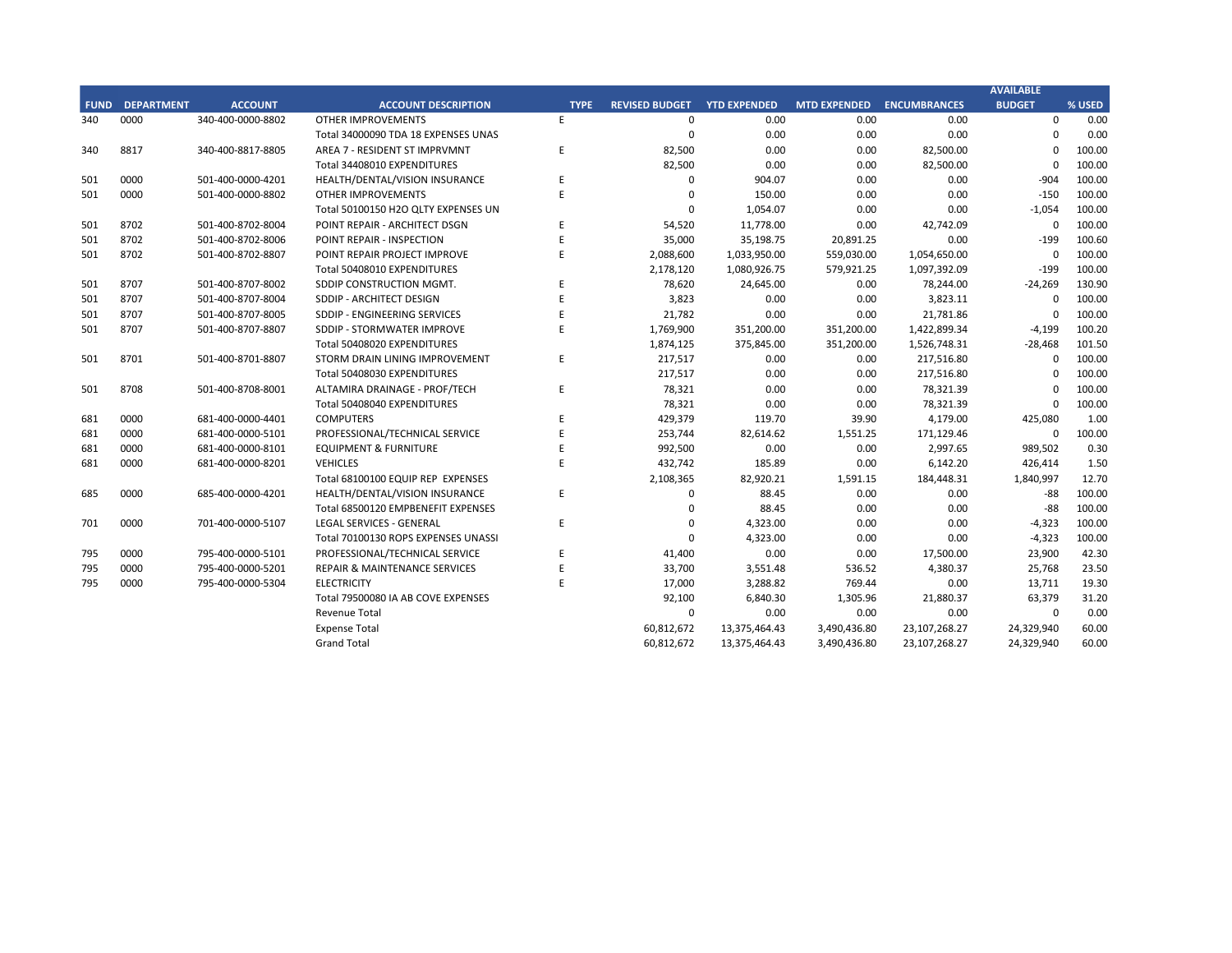| FUND | DEPARTMENT | ACCOUNT | ACCOUNT DESCRIPTION | TYPE | REVISED BUDGET | YTD EXPENDED | MTD EXPENDED | ENCUMBRANCES | AVAILABLE BUDGET | % USED |
|---|---|---|---|---|---|---|---|---|---|---|
| 340 | 0000 | 340-400-0000-8802 | OTHER IMPROVEMENTS | E | 0 | 0.00 | 0.00 | 0.00 | 0 | 0.00 |
| | | | Total 34000090 TDA 18 EXPENSES UNAS | | 0 | 0.00 | 0.00 | 0.00 | 0 | 0.00 |
| 340 | 8817 | 340-400-8817-8805 | AREA 7 - RESIDENT ST IMPRVMNT | E | 82,500 | 0.00 | 0.00 | 82,500.00 | 0 | 100.00 |
| | | | Total 34408010 EXPENDITURES | | 82,500 | 0.00 | 0.00 | 82,500.00 | 0 | 100.00 |
| 501 | 0000 | 501-400-0000-4201 | HEALTH/DENTAL/VISION INSURANCE | E | 0 | 904.07 | 0.00 | 0.00 | -904 | 100.00 |
| 501 | 0000 | 501-400-0000-8802 | OTHER IMPROVEMENTS | E | 0 | 150.00 | 0.00 | 0.00 | -150 | 100.00 |
| | | | Total 50100150 H2O QLTY EXPENSES UN | | 0 | 1,054.07 | 0.00 | 0.00 | -1,054 | 100.00 |
| 501 | 8702 | 501-400-8702-8004 | POINT REPAIR - ARCHITECT DSGN | E | 54,520 | 11,778.00 | 0.00 | 42,742.09 | 0 | 100.00 |
| 501 | 8702 | 501-400-8702-8006 | POINT REPAIR - INSPECTION | E | 35,000 | 35,198.75 | 20,891.25 | 0.00 | -199 | 100.60 |
| 501 | 8702 | 501-400-8702-8807 | POINT REPAIR PROJECT IMPROVE | E | 2,088,600 | 1,033,950.00 | 559,030.00 | 1,054,650.00 | 0 | 100.00 |
| | | | Total 50408010 EXPENDITURES | | 2,178,120 | 1,080,926.75 | 579,921.25 | 1,097,392.09 | -199 | 100.00 |
| 501 | 8707 | 501-400-8707-8002 | SDDIP CONSTRUCTION MGMT. | E | 78,620 | 24,645.00 | 0.00 | 78,244.00 | -24,269 | 130.90 |
| 501 | 8707 | 501-400-8707-8004 | SDDIP - ARCHITECT DESIGN | E | 3,823 | 0.00 | 0.00 | 3,823.11 | 0 | 100.00 |
| 501 | 8707 | 501-400-8707-8005 | SDDIP - ENGINEERING SERVICES | E | 21,782 | 0.00 | 0.00 | 21,781.86 | 0 | 100.00 |
| 501 | 8707 | 501-400-8707-8807 | SDDIP - STORMWATER IMPROVE | E | 1,769,900 | 351,200.00 | 351,200.00 | 1,422,899.34 | -4,199 | 100.20 |
| | | | Total 50408020 EXPENDITURES | | 1,874,125 | 375,845.00 | 351,200.00 | 1,526,748.31 | -28,468 | 101.50 |
| 501 | 8701 | 501-400-8701-8807 | STORM DRAIN LINING IMPROVEMENT | E | 217,517 | 0.00 | 0.00 | 217,516.80 | 0 | 100.00 |
| | | | Total 50408030 EXPENDITURES | | 217,517 | 0.00 | 0.00 | 217,516.80 | 0 | 100.00 |
| 501 | 8708 | 501-400-8708-8001 | ALTAMIRA DRAINAGE - PROF/TECH | E | 78,321 | 0.00 | 0.00 | 78,321.39 | 0 | 100.00 |
| | | | Total 50408040 EXPENDITURES | | 78,321 | 0.00 | 0.00 | 78,321.39 | 0 | 100.00 |
| 681 | 0000 | 681-400-0000-4401 | COMPUTERS | E | 429,379 | 119.70 | 39.90 | 4,179.00 | 425,080 | 1.00 |
| 681 | 0000 | 681-400-0000-5101 | PROFESSIONAL/TECHNICAL SERVICE | E | 253,744 | 82,614.62 | 1,551.25 | 171,129.46 | 0 | 100.00 |
| 681 | 0000 | 681-400-0000-8101 | EQUIPMENT & FURNITURE | E | 992,500 | 0.00 | 0.00 | 2,997.65 | 989,502 | 0.30 |
| 681 | 0000 | 681-400-0000-8201 | VEHICLES | E | 432,742 | 185.89 | 0.00 | 6,142.20 | 426,414 | 1.50 |
| | | | Total 68100100 EQUIP REP EXPENSES | | 2,108,365 | 82,920.21 | 1,591.15 | 184,448.31 | 1,840,997 | 12.70 |
| 685 | 0000 | 685-400-0000-4201 | HEALTH/DENTAL/VISION INSURANCE | E | 0 | 88.45 | 0.00 | 0.00 | -88 | 100.00 |
| | | | Total 68500120 EMPBENEFIT EXPENSES | | 0 | 88.45 | 0.00 | 0.00 | -88 | 100.00 |
| 701 | 0000 | 701-400-0000-5107 | LEGAL SERVICES - GENERAL | E | 0 | 4,323.00 | 0.00 | 0.00 | -4,323 | 100.00 |
| | | | Total 70100130 ROPS EXPENSES UNASSI | | 0 | 4,323.00 | 0.00 | 0.00 | -4,323 | 100.00 |
| 795 | 0000 | 795-400-0000-5101 | PROFESSIONAL/TECHNICAL SERVICE | E | 41,400 | 0.00 | 0.00 | 17,500.00 | 23,900 | 42.30 |
| 795 | 0000 | 795-400-0000-5201 | REPAIR & MAINTENANCE SERVICES | E | 33,700 | 3,551.48 | 536.52 | 4,380.37 | 25,768 | 23.50 |
| 795 | 0000 | 795-400-0000-5304 | ELECTRICITY | E | 17,000 | 3,288.82 | 769.44 | 0.00 | 13,711 | 19.30 |
| | | | Total 79500080 IA AB COVE EXPENSES | | 92,100 | 6,840.30 | 1,305.96 | 21,880.37 | 63,379 | 31.20 |
| | | | Revenue Total | | 0 | 0.00 | 0.00 | 0.00 | 0 | 0.00 |
| | | | Expense Total | | 60,812,672 | 13,375,464.43 | 3,490,436.80 | 23,107,268.27 | 24,329,940 | 60.00 |
| | | | Grand Total | | 60,812,672 | 13,375,464.43 | 3,490,436.80 | 23,107,268.27 | 24,329,940 | 60.00 |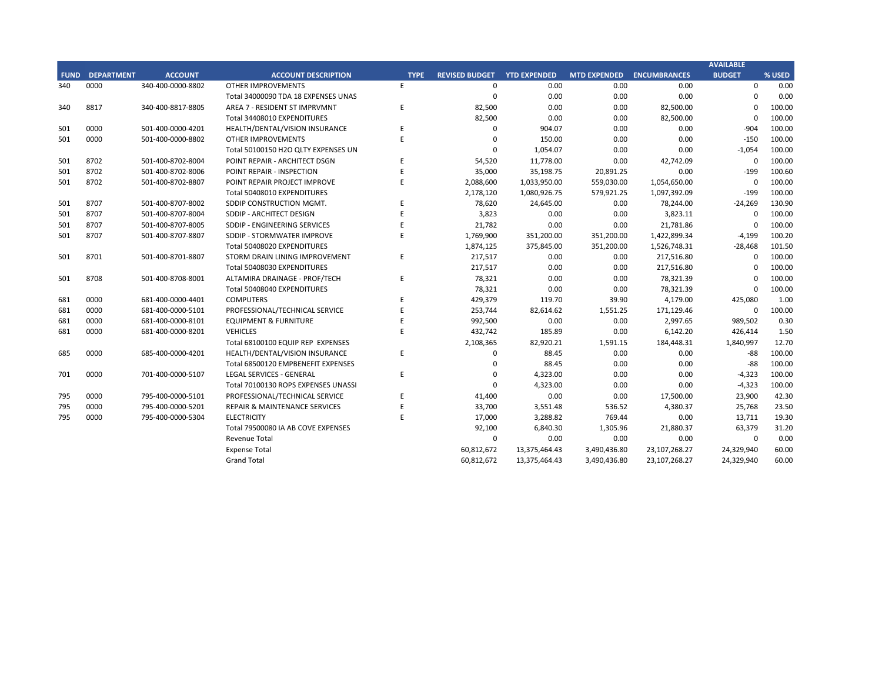| FUND | DEPARTMENT | ACCOUNT | ACCOUNT DESCRIPTION | TYPE | REVISED BUDGET | YTD EXPENDED | MTD EXPENDED | ENCUMBRANCES | AVAILABLE BUDGET | % USED |
|---|---|---|---|---|---|---|---|---|---|---|
| 340 | 0000 | 340-400-0000-8802 | OTHER IMPROVEMENTS | E | 0 | 0.00 | 0.00 | 0.00 | 0 | 0.00 |
| | | | Total 34000090 TDA 18 EXPENSES UNAS | | 0 | 0.00 | 0.00 | 0.00 | 0 | 0.00 |
| 340 | 8817 | 340-400-8817-8805 | AREA 7 - RESIDENT ST IMPRVMNT | E | 82,500 | 0.00 | 0.00 | 82,500.00 | 0 | 100.00 |
| | | | Total 34408010 EXPENDITURES | | 82,500 | 0.00 | 0.00 | 82,500.00 | 0 | 100.00 |
| 501 | 0000 | 501-400-0000-4201 | HEALTH/DENTAL/VISION INSURANCE | E | 0 | 904.07 | 0.00 | 0.00 | -904 | 100.00 |
| 501 | 0000 | 501-400-0000-8802 | OTHER IMPROVEMENTS | E | 0 | 150.00 | 0.00 | 0.00 | -150 | 100.00 |
| | | | Total 50100150 H2O QLTY EXPENSES UN | | 0 | 1,054.07 | 0.00 | 0.00 | -1,054 | 100.00 |
| 501 | 8702 | 501-400-8702-8004 | POINT REPAIR - ARCHITECT DSGN | E | 54,520 | 11,778.00 | 0.00 | 42,742.09 | 0 | 100.00 |
| 501 | 8702 | 501-400-8702-8006 | POINT REPAIR - INSPECTION | E | 35,000 | 35,198.75 | 20,891.25 | 0.00 | -199 | 100.60 |
| 501 | 8702 | 501-400-8702-8807 | POINT REPAIR PROJECT IMPROVE | E | 2,088,600 | 1,033,950.00 | 559,030.00 | 1,054,650.00 | 0 | 100.00 |
| | | | Total 50408010 EXPENDITURES | | 2,178,120 | 1,080,926.75 | 579,921.25 | 1,097,392.09 | -199 | 100.00 |
| 501 | 8707 | 501-400-8707-8002 | SDDIP CONSTRUCTION MGMT. | E | 78,620 | 24,645.00 | 0.00 | 78,244.00 | -24,269 | 130.90 |
| 501 | 8707 | 501-400-8707-8004 | SDDIP - ARCHITECT DESIGN | E | 3,823 | 0.00 | 0.00 | 3,823.11 | 0 | 100.00 |
| 501 | 8707 | 501-400-8707-8005 | SDDIP - ENGINEERING SERVICES | E | 21,782 | 0.00 | 0.00 | 21,781.86 | 0 | 100.00 |
| 501 | 8707 | 501-400-8707-8807 | SDDIP - STORMWATER IMPROVE | E | 1,769,900 | 351,200.00 | 351,200.00 | 1,422,899.34 | -4,199 | 100.20 |
| | | | Total 50408020 EXPENDITURES | | 1,874,125 | 375,845.00 | 351,200.00 | 1,526,748.31 | -28,468 | 101.50 |
| 501 | 8701 | 501-400-8701-8807 | STORM DRAIN LINING IMPROVEMENT | E | 217,517 | 0.00 | 0.00 | 217,516.80 | 0 | 100.00 |
| | | | Total 50408030 EXPENDITURES | | 217,517 | 0.00 | 0.00 | 217,516.80 | 0 | 100.00 |
| 501 | 8708 | 501-400-8708-8001 | ALTAMIRA DRAINAGE - PROF/TECH | E | 78,321 | 0.00 | 0.00 | 78,321.39 | 0 | 100.00 |
| | | | Total 50408040 EXPENDITURES | | 78,321 | 0.00 | 0.00 | 78,321.39 | 0 | 100.00 |
| 681 | 0000 | 681-400-0000-4401 | COMPUTERS | E | 429,379 | 119.70 | 39.90 | 4,179.00 | 425,080 | 1.00 |
| 681 | 0000 | 681-400-0000-5101 | PROFESSIONAL/TECHNICAL SERVICE | E | 253,744 | 82,614.62 | 1,551.25 | 171,129.46 | 0 | 100.00 |
| 681 | 0000 | 681-400-0000-8101 | EQUIPMENT & FURNITURE | E | 992,500 | 0.00 | 0.00 | 2,997.65 | 989,502 | 0.30 |
| 681 | 0000 | 681-400-0000-8201 | VEHICLES | E | 432,742 | 185.89 | 0.00 | 6,142.20 | 426,414 | 1.50 |
| | | | Total 68100100 EQUIP REP EXPENSES | | 2,108,365 | 82,920.21 | 1,591.15 | 184,448.31 | 1,840,997 | 12.70 |
| 685 | 0000 | 685-400-0000-4201 | HEALTH/DENTAL/VISION INSURANCE | E | 0 | 88.45 | 0.00 | 0.00 | -88 | 100.00 |
| | | | Total 68500120 EMPBENEFIT EXPENSES | | 0 | 88.45 | 0.00 | 0.00 | -88 | 100.00 |
| 701 | 0000 | 701-400-0000-5107 | LEGAL SERVICES - GENERAL | E | 0 | 4,323.00 | 0.00 | 0.00 | -4,323 | 100.00 |
| | | | Total 70100130 ROPS EXPENSES UNASSI | | 0 | 4,323.00 | 0.00 | 0.00 | -4,323 | 100.00 |
| 795 | 0000 | 795-400-0000-5101 | PROFESSIONAL/TECHNICAL SERVICE | E | 41,400 | 0.00 | 0.00 | 17,500.00 | 23,900 | 42.30 |
| 795 | 0000 | 795-400-0000-5201 | REPAIR & MAINTENANCE SERVICES | E | 33,700 | 3,551.48 | 536.52 | 4,380.37 | 25,768 | 23.50 |
| 795 | 0000 | 795-400-0000-5304 | ELECTRICITY | E | 17,000 | 3,288.82 | 769.44 | 0.00 | 13,711 | 19.30 |
| | | | Total 79500080 IA AB COVE EXPENSES | | 92,100 | 6,840.30 | 1,305.96 | 21,880.37 | 63,379 | 31.20 |
| | | | Revenue Total | | 0 | 0.00 | 0.00 | 0.00 | 0 | 0.00 |
| | | | Expense Total | | 60,812,672 | 13,375,464.43 | 3,490,436.80 | 23,107,268.27 | 24,329,940 | 60.00 |
| | | | Grand Total | | 60,812,672 | 13,375,464.43 | 3,490,436.80 | 23,107,268.27 | 24,329,940 | 60.00 |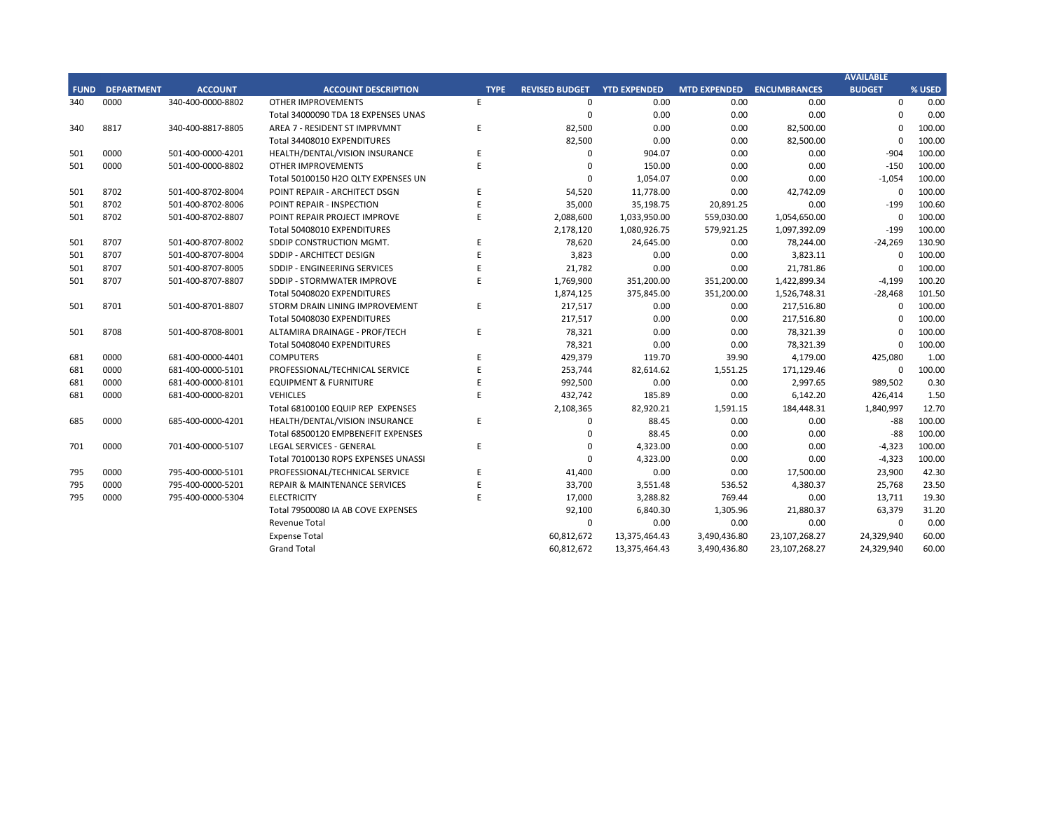| FUND | DEPARTMENT | ACCOUNT | ACCOUNT DESCRIPTION | TYPE | REVISED BUDGET | YTD EXPENDED | MTD EXPENDED | ENCUMBRANCES | AVAILABLE BUDGET | % USED |
|---|---|---|---|---|---|---|---|---|---|---|
| 340 | 0000 | 340-400-0000-8802 | OTHER IMPROVEMENTS | E | 0 | 0.00 | 0.00 | 0.00 | 0 | 0.00 |
| | | | Total 34000090 TDA 18 EXPENSES UNAS | | 0 | 0.00 | 0.00 | 0.00 | 0 | 0.00 |
| 340 | 8817 | 340-400-8817-8805 | AREA 7 - RESIDENT ST IMPRVMNT | E | 82,500 | 0.00 | 0.00 | 82,500.00 | 0 | 100.00 |
| | | | Total 34408010 EXPENDITURES | | 82,500 | 0.00 | 0.00 | 82,500.00 | 0 | 100.00 |
| 501 | 0000 | 501-400-0000-4201 | HEALTH/DENTAL/VISION INSURANCE | E | 0 | 904.07 | 0.00 | 0.00 | -904 | 100.00 |
| 501 | 0000 | 501-400-0000-8802 | OTHER IMPROVEMENTS | E | 0 | 150.00 | 0.00 | 0.00 | -150 | 100.00 |
| | | | Total 50100150 H2O QLTY EXPENSES UN | | 0 | 1,054.07 | 0.00 | 0.00 | -1,054 | 100.00 |
| 501 | 8702 | 501-400-8702-8004 | POINT REPAIR - ARCHITECT DSGN | E | 54,520 | 11,778.00 | 0.00 | 42,742.09 | 0 | 100.00 |
| 501 | 8702 | 501-400-8702-8006 | POINT REPAIR - INSPECTION | E | 35,000 | 35,198.75 | 20,891.25 | 0.00 | -199 | 100.60 |
| 501 | 8702 | 501-400-8702-8807 | POINT REPAIR PROJECT IMPROVE | E | 2,088,600 | 1,033,950.00 | 559,030.00 | 1,054,650.00 | 0 | 100.00 |
| | | | Total 50408010 EXPENDITURES | | 2,178,120 | 1,080,926.75 | 579,921.25 | 1,097,392.09 | -199 | 100.00 |
| 501 | 8707 | 501-400-8707-8002 | SDDIP CONSTRUCTION MGMT. | E | 78,620 | 24,645.00 | 0.00 | 78,244.00 | -24,269 | 130.90 |
| 501 | 8707 | 501-400-8707-8004 | SDDIP - ARCHITECT DESIGN | E | 3,823 | 0.00 | 0.00 | 3,823.11 | 0 | 100.00 |
| 501 | 8707 | 501-400-8707-8005 | SDDIP - ENGINEERING SERVICES | E | 21,782 | 0.00 | 0.00 | 21,781.86 | 0 | 100.00 |
| 501 | 8707 | 501-400-8707-8807 | SDDIP - STORMWATER IMPROVE | E | 1,769,900 | 351,200.00 | 351,200.00 | 1,422,899.34 | -4,199 | 100.20 |
| | | | Total 50408020 EXPENDITURES | | 1,874,125 | 375,845.00 | 351,200.00 | 1,526,748.31 | -28,468 | 101.50 |
| 501 | 8701 | 501-400-8701-8807 | STORM DRAIN LINING IMPROVEMENT | E | 217,517 | 0.00 | 0.00 | 217,516.80 | 0 | 100.00 |
| | | | Total 50408030 EXPENDITURES | | 217,517 | 0.00 | 0.00 | 217,516.80 | 0 | 100.00 |
| 501 | 8708 | 501-400-8708-8001 | ALTAMIRA DRAINAGE - PROF/TECH | E | 78,321 | 0.00 | 0.00 | 78,321.39 | 0 | 100.00 |
| | | | Total 50408040 EXPENDITURES | | 78,321 | 0.00 | 0.00 | 78,321.39 | 0 | 100.00 |
| 681 | 0000 | 681-400-0000-4401 | COMPUTERS | E | 429,379 | 119.70 | 39.90 | 4,179.00 | 425,080 | 1.00 |
| 681 | 0000 | 681-400-0000-5101 | PROFESSIONAL/TECHNICAL SERVICE | E | 253,744 | 82,614.62 | 1,551.25 | 171,129.46 | 0 | 100.00 |
| 681 | 0000 | 681-400-0000-8101 | EQUIPMENT & FURNITURE | E | 992,500 | 0.00 | 0.00 | 2,997.65 | 989,502 | 0.30 |
| 681 | 0000 | 681-400-0000-8201 | VEHICLES | E | 432,742 | 185.89 | 0.00 | 6,142.20 | 426,414 | 1.50 |
| | | | Total 68100100 EQUIP REP EXPENSES | | 2,108,365 | 82,920.21 | 1,591.15 | 184,448.31 | 1,840,997 | 12.70 |
| 685 | 0000 | 685-400-0000-4201 | HEALTH/DENTAL/VISION INSURANCE | E | 0 | 88.45 | 0.00 | 0.00 | -88 | 100.00 |
| | | | Total 68500120 EMPBENEFIT EXPENSES | | 0 | 88.45 | 0.00 | 0.00 | -88 | 100.00 |
| 701 | 0000 | 701-400-0000-5107 | LEGAL SERVICES - GENERAL | E | 0 | 4,323.00 | 0.00 | 0.00 | -4,323 | 100.00 |
| | | | Total 70100130 ROPS EXPENSES UNASSI | | 0 | 4,323.00 | 0.00 | 0.00 | -4,323 | 100.00 |
| 795 | 0000 | 795-400-0000-5101 | PROFESSIONAL/TECHNICAL SERVICE | E | 41,400 | 0.00 | 0.00 | 17,500.00 | 23,900 | 42.30 |
| 795 | 0000 | 795-400-0000-5201 | REPAIR & MAINTENANCE SERVICES | E | 33,700 | 3,551.48 | 536.52 | 4,380.37 | 25,768 | 23.50 |
| 795 | 0000 | 795-400-0000-5304 | ELECTRICITY | E | 17,000 | 3,288.82 | 769.44 | 0.00 | 13,711 | 19.30 |
| | | | Total 79500080 IA AB COVE EXPENSES | | 92,100 | 6,840.30 | 1,305.96 | 21,880.37 | 63,379 | 31.20 |
| | | | Revenue Total | | 0 | 0.00 | 0.00 | 0.00 | 0 | 0.00 |
| | | | Expense Total | | 60,812,672 | 13,375,464.43 | 3,490,436.80 | 23,107,268.27 | 24,329,940 | 60.00 |
| | | | Grand Total | | 60,812,672 | 13,375,464.43 | 3,490,436.80 | 23,107,268.27 | 24,329,940 | 60.00 |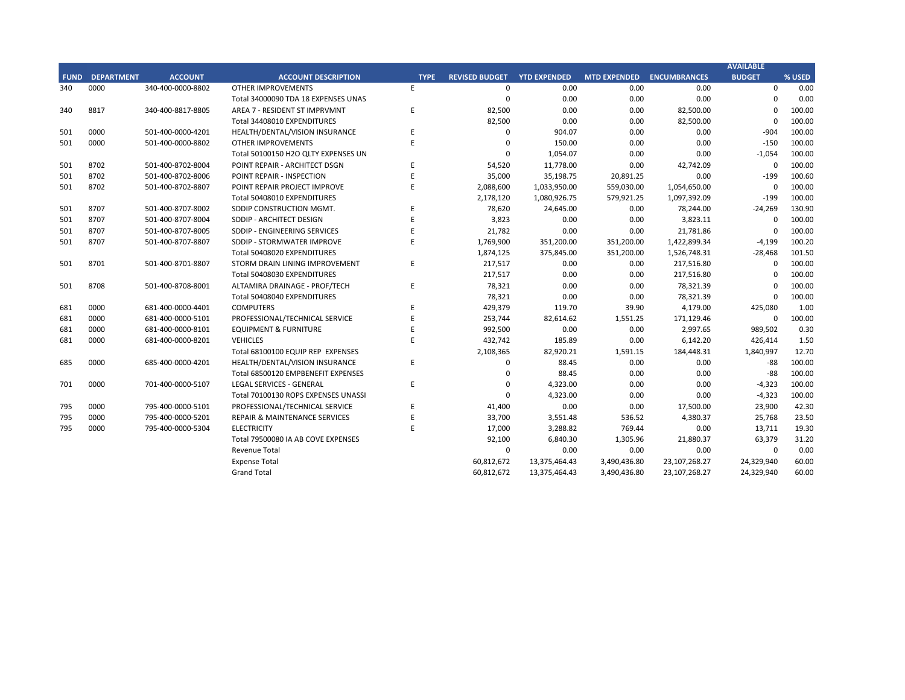| FUND | DEPARTMENT | ACCOUNT | ACCOUNT DESCRIPTION | TYPE | REVISED BUDGET | YTD EXPENDED | MTD EXPENDED | ENCUMBRANCES | AVAILABLE BUDGET | % USED |
|---|---|---|---|---|---|---|---|---|---|---|
| 340 | 0000 | 340-400-0000-8802 | OTHER IMPROVEMENTS | E | 0 | 0.00 | 0.00 | 0.00 | 0 | 0.00 |
| | | | Total 34000090 TDA 18 EXPENSES UNAS | | 0 | 0.00 | 0.00 | 0.00 | 0 | 0.00 |
| 340 | 8817 | 340-400-8817-8805 | AREA 7 - RESIDENT ST IMPRVMNT | E | 82,500 | 0.00 | 0.00 | 82,500.00 | 0 | 100.00 |
| | | | Total 34408010 EXPENDITURES | | 82,500 | 0.00 | 0.00 | 82,500.00 | 0 | 100.00 |
| 501 | 0000 | 501-400-0000-4201 | HEALTH/DENTAL/VISION INSURANCE | E | 0 | 904.07 | 0.00 | 0.00 | -904 | 100.00 |
| 501 | 0000 | 501-400-0000-8802 | OTHER IMPROVEMENTS | E | 0 | 150.00 | 0.00 | 0.00 | -150 | 100.00 |
| | | | Total 50100150 H2O QLTY EXPENSES UN | | 0 | 1,054.07 | 0.00 | 0.00 | -1,054 | 100.00 |
| 501 | 8702 | 501-400-8702-8004 | POINT REPAIR - ARCHITECT DSGN | E | 54,520 | 11,778.00 | 0.00 | 42,742.09 | 0 | 100.00 |
| 501 | 8702 | 501-400-8702-8006 | POINT REPAIR - INSPECTION | E | 35,000 | 35,198.75 | 20,891.25 | 0.00 | -199 | 100.60 |
| 501 | 8702 | 501-400-8702-8807 | POINT REPAIR PROJECT IMPROVE | E | 2,088,600 | 1,033,950.00 | 559,030.00 | 1,054,650.00 | 0 | 100.00 |
| | | | Total 50408010 EXPENDITURES | | 2,178,120 | 1,080,926.75 | 579,921.25 | 1,097,392.09 | -199 | 100.00 |
| 501 | 8707 | 501-400-8707-8002 | SDDIP CONSTRUCTION MGMT. | E | 78,620 | 24,645.00 | 0.00 | 78,244.00 | -24,269 | 130.90 |
| 501 | 8707 | 501-400-8707-8004 | SDDIP - ARCHITECT DESIGN | E | 3,823 | 0.00 | 0.00 | 3,823.11 | 0 | 100.00 |
| 501 | 8707 | 501-400-8707-8005 | SDDIP - ENGINEERING SERVICES | E | 21,782 | 0.00 | 0.00 | 21,781.86 | 0 | 100.00 |
| 501 | 8707 | 501-400-8707-8807 | SDDIP - STORMWATER IMPROVE | E | 1,769,900 | 351,200.00 | 351,200.00 | 1,422,899.34 | -4,199 | 100.20 |
| | | | Total 50408020 EXPENDITURES | | 1,874,125 | 375,845.00 | 351,200.00 | 1,526,748.31 | -28,468 | 101.50 |
| 501 | 8701 | 501-400-8701-8807 | STORM DRAIN LINING IMPROVEMENT | E | 217,517 | 0.00 | 0.00 | 217,516.80 | 0 | 100.00 |
| | | | Total 50408030 EXPENDITURES | | 217,517 | 0.00 | 0.00 | 217,516.80 | 0 | 100.00 |
| 501 | 8708 | 501-400-8708-8001 | ALTAMIRA DRAINAGE - PROF/TECH | E | 78,321 | 0.00 | 0.00 | 78,321.39 | 0 | 100.00 |
| | | | Total 50408040 EXPENDITURES | | 78,321 | 0.00 | 0.00 | 78,321.39 | 0 | 100.00 |
| 681 | 0000 | 681-400-0000-4401 | COMPUTERS | E | 429,379 | 119.70 | 39.90 | 4,179.00 | 425,080 | 1.00 |
| 681 | 0000 | 681-400-0000-5101 | PROFESSIONAL/TECHNICAL SERVICE | E | 253,744 | 82,614.62 | 1,551.25 | 171,129.46 | 0 | 100.00 |
| 681 | 0000 | 681-400-0000-8101 | EQUIPMENT & FURNITURE | E | 992,500 | 0.00 | 0.00 | 2,997.65 | 989,502 | 0.30 |
| 681 | 0000 | 681-400-0000-8201 | VEHICLES | E | 432,742 | 185.89 | 0.00 | 6,142.20 | 426,414 | 1.50 |
| | | | Total 68100100 EQUIP REP EXPENSES | | 2,108,365 | 82,920.21 | 1,591.15 | 184,448.31 | 1,840,997 | 12.70 |
| 685 | 0000 | 685-400-0000-4201 | HEALTH/DENTAL/VISION INSURANCE | E | 0 | 88.45 | 0.00 | 0.00 | -88 | 100.00 |
| | | | Total 68500120 EMPBENEFIT EXPENSES | | 0 | 88.45 | 0.00 | 0.00 | -88 | 100.00 |
| 701 | 0000 | 701-400-0000-5107 | LEGAL SERVICES - GENERAL | E | 0 | 4,323.00 | 0.00 | 0.00 | -4,323 | 100.00 |
| | | | Total 70100130 ROPS EXPENSES UNASSI | | 0 | 4,323.00 | 0.00 | 0.00 | -4,323 | 100.00 |
| 795 | 0000 | 795-400-0000-5101 | PROFESSIONAL/TECHNICAL SERVICE | E | 41,400 | 0.00 | 0.00 | 17,500.00 | 23,900 | 42.30 |
| 795 | 0000 | 795-400-0000-5201 | REPAIR & MAINTENANCE SERVICES | E | 33,700 | 3,551.48 | 536.52 | 4,380.37 | 25,768 | 23.50 |
| 795 | 0000 | 795-400-0000-5304 | ELECTRICITY | E | 17,000 | 3,288.82 | 769.44 | 0.00 | 13,711 | 19.30 |
| | | | Total 79500080 IA AB COVE EXPENSES | | 92,100 | 6,840.30 | 1,305.96 | 21,880.37 | 63,379 | 31.20 |
| | | | Revenue Total | | 0 | 0.00 | 0.00 | 0.00 | 0 | 0.00 |
| | | | Expense Total | | 60,812,672 | 13,375,464.43 | 3,490,436.80 | 23,107,268.27 | 24,329,940 | 60.00 |
| | | | Grand Total | | 60,812,672 | 13,375,464.43 | 3,490,436.80 | 23,107,268.27 | 24,329,940 | 60.00 |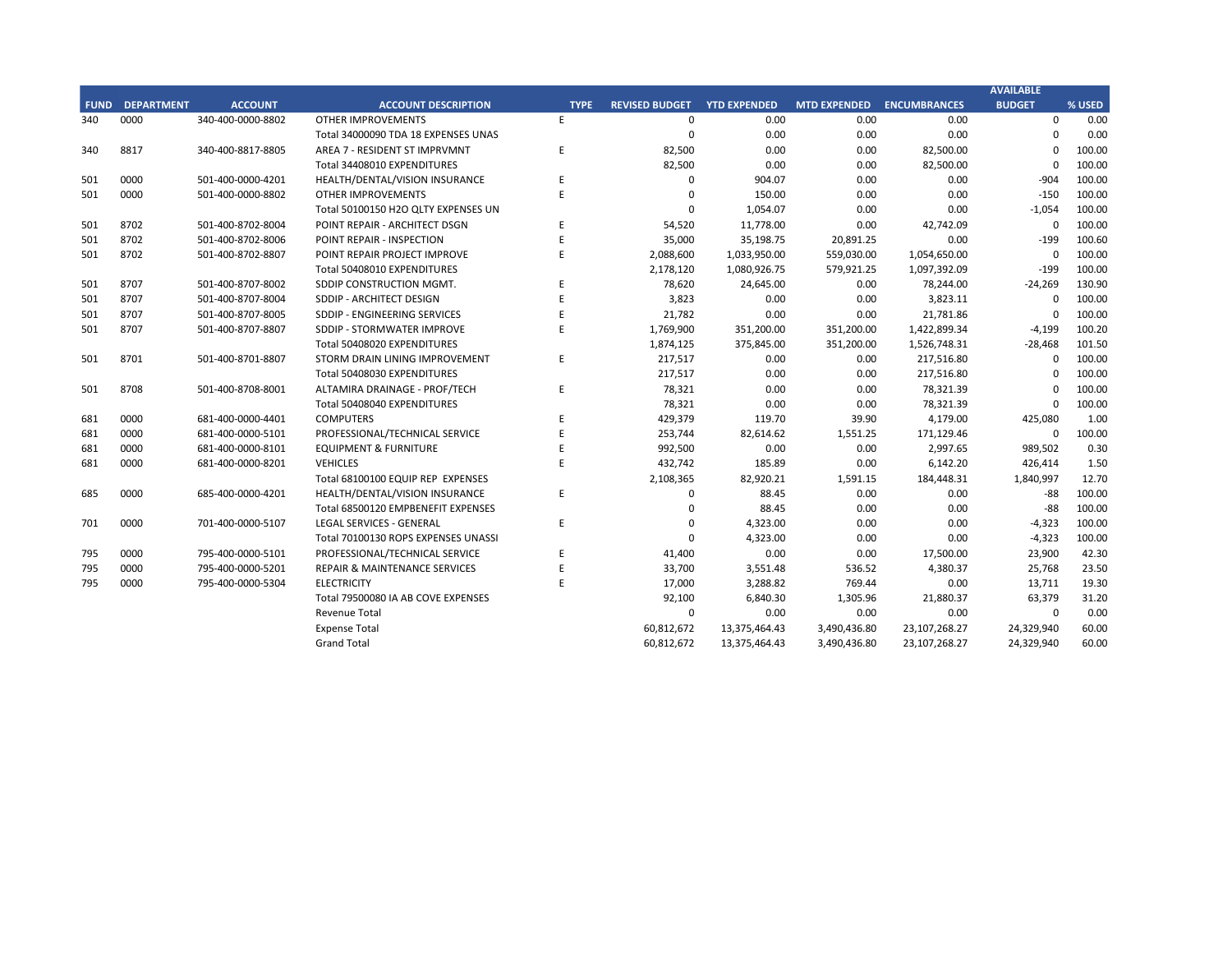| FUND | DEPARTMENT | ACCOUNT | ACCOUNT DESCRIPTION | TYPE | REVISED BUDGET | YTD EXPENDED | MTD EXPENDED | ENCUMBRANCES | AVAILABLE BUDGET | % USED |
|---|---|---|---|---|---|---|---|---|---|---|
| 340 | 0000 | 340-400-0000-8802 | OTHER IMPROVEMENTS | E | 0 | 0.00 | 0.00 | 0.00 | 0 | 0.00 |
| | | | Total 34000090 TDA 18 EXPENSES UNAS | | 0 | 0.00 | 0.00 | 0.00 | 0 | 0.00 |
| 340 | 8817 | 340-400-8817-8805 | AREA 7 - RESIDENT ST IMPRVMNT | E | 82,500 | 0.00 | 0.00 | 82,500.00 | 0 | 100.00 |
| | | | Total 34408010 EXPENDITURES | | 82,500 | 0.00 | 0.00 | 82,500.00 | 0 | 100.00 |
| 501 | 0000 | 501-400-0000-4201 | HEALTH/DENTAL/VISION INSURANCE | E | 0 | 904.07 | 0.00 | 0.00 | -904 | 100.00 |
| 501 | 0000 | 501-400-0000-8802 | OTHER IMPROVEMENTS | E | 0 | 150.00 | 0.00 | 0.00 | -150 | 100.00 |
| | | | Total 50100150 H2O QLTY EXPENSES UN | | 0 | 1,054.07 | 0.00 | 0.00 | -1,054 | 100.00 |
| 501 | 8702 | 501-400-8702-8004 | POINT REPAIR - ARCHITECT DSGN | E | 54,520 | 11,778.00 | 0.00 | 42,742.09 | 0 | 100.00 |
| 501 | 8702 | 501-400-8702-8006 | POINT REPAIR - INSPECTION | E | 35,000 | 35,198.75 | 20,891.25 | 0.00 | -199 | 100.60 |
| 501 | 8702 | 501-400-8702-8807 | POINT REPAIR PROJECT IMPROVE | E | 2,088,600 | 1,033,950.00 | 559,030.00 | 1,054,650.00 | 0 | 100.00 |
| | | | Total 50408010 EXPENDITURES | | 2,178,120 | 1,080,926.75 | 579,921.25 | 1,097,392.09 | -199 | 100.00 |
| 501 | 8707 | 501-400-8707-8002 | SDDIP CONSTRUCTION MGMT. | E | 78,620 | 24,645.00 | 0.00 | 78,244.00 | -24,269 | 130.90 |
| 501 | 8707 | 501-400-8707-8004 | SDDIP - ARCHITECT DESIGN | E | 3,823 | 0.00 | 0.00 | 3,823.11 | 0 | 100.00 |
| 501 | 8707 | 501-400-8707-8005 | SDDIP - ENGINEERING SERVICES | E | 21,782 | 0.00 | 0.00 | 21,781.86 | 0 | 100.00 |
| 501 | 8707 | 501-400-8707-8807 | SDDIP - STORMWATER IMPROVE | E | 1,769,900 | 351,200.00 | 351,200.00 | 1,422,899.34 | -4,199 | 100.20 |
| | | | Total 50408020 EXPENDITURES | | 1,874,125 | 375,845.00 | 351,200.00 | 1,526,748.31 | -28,468 | 101.50 |
| 501 | 8701 | 501-400-8701-8807 | STORM DRAIN LINING IMPROVEMENT | E | 217,517 | 0.00 | 0.00 | 217,516.80 | 0 | 100.00 |
| | | | Total 50408030 EXPENDITURES | | 217,517 | 0.00 | 0.00 | 217,516.80 | 0 | 100.00 |
| 501 | 8708 | 501-400-8708-8001 | ALTAMIRA DRAINAGE - PROF/TECH | E | 78,321 | 0.00 | 0.00 | 78,321.39 | 0 | 100.00 |
| | | | Total 50408040 EXPENDITURES | | 78,321 | 0.00 | 0.00 | 78,321.39 | 0 | 100.00 |
| 681 | 0000 | 681-400-0000-4401 | COMPUTERS | E | 429,379 | 119.70 | 39.90 | 4,179.00 | 425,080 | 1.00 |
| 681 | 0000 | 681-400-0000-5101 | PROFESSIONAL/TECHNICAL SERVICE | E | 253,744 | 82,614.62 | 1,551.25 | 171,129.46 | 0 | 100.00 |
| 681 | 0000 | 681-400-0000-8101 | EQUIPMENT & FURNITURE | E | 992,500 | 0.00 | 0.00 | 2,997.65 | 989,502 | 0.30 |
| 681 | 0000 | 681-400-0000-8201 | VEHICLES | E | 432,742 | 185.89 | 0.00 | 6,142.20 | 426,414 | 1.50 |
| | | | Total 68100100 EQUIP REP EXPENSES | | 2,108,365 | 82,920.21 | 1,591.15 | 184,448.31 | 1,840,997 | 12.70 |
| 685 | 0000 | 685-400-0000-4201 | HEALTH/DENTAL/VISION INSURANCE | E | 0 | 88.45 | 0.00 | 0.00 | -88 | 100.00 |
| | | | Total 68500120 EMPBENEFIT EXPENSES | | 0 | 88.45 | 0.00 | 0.00 | -88 | 100.00 |
| 701 | 0000 | 701-400-0000-5107 | LEGAL SERVICES - GENERAL | E | 0 | 4,323.00 | 0.00 | 0.00 | -4,323 | 100.00 |
| | | | Total 70100130 ROPS EXPENSES UNASSI | | 0 | 4,323.00 | 0.00 | 0.00 | -4,323 | 100.00 |
| 795 | 0000 | 795-400-0000-5101 | PROFESSIONAL/TECHNICAL SERVICE | E | 41,400 | 0.00 | 0.00 | 17,500.00 | 23,900 | 42.30 |
| 795 | 0000 | 795-400-0000-5201 | REPAIR & MAINTENANCE SERVICES | E | 33,700 | 3,551.48 | 536.52 | 4,380.37 | 25,768 | 23.50 |
| 795 | 0000 | 795-400-0000-5304 | ELECTRICITY | E | 17,000 | 3,288.82 | 769.44 | 0.00 | 13,711 | 19.30 |
| | | | Total 79500080 IA AB COVE EXPENSES | | 92,100 | 6,840.30 | 1,305.96 | 21,880.37 | 63,379 | 31.20 |
| | | | Revenue Total | | 0 | 0.00 | 0.00 | 0.00 | 0 | 0.00 |
| | | | Expense Total | | 60,812,672 | 13,375,464.43 | 3,490,436.80 | 23,107,268.27 | 24,329,940 | 60.00 |
| | | | Grand Total | | 60,812,672 | 13,375,464.43 | 3,490,436.80 | 23,107,268.27 | 24,329,940 | 60.00 |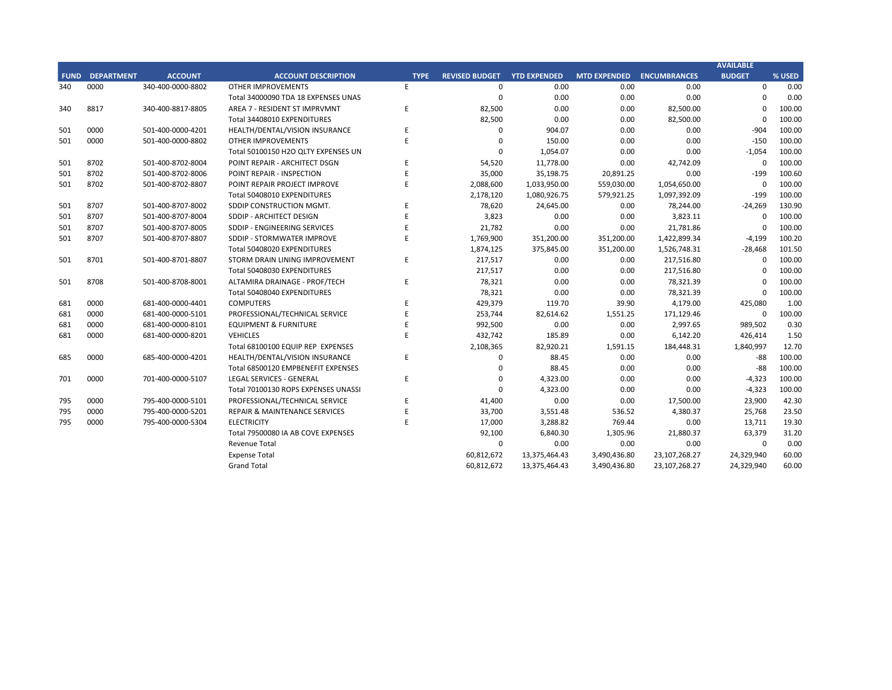| FUND | DEPARTMENT | ACCOUNT | ACCOUNT DESCRIPTION | TYPE | REVISED BUDGET | YTD EXPENDED | MTD EXPENDED | ENCUMBRANCES | AVAILABLE BUDGET | % USED |
|---|---|---|---|---|---|---|---|---|---|---|
| 340 | 0000 | 340-400-0000-8802 | OTHER IMPROVEMENTS | E | 0 | 0.00 | 0.00 | 0.00 | 0 | 0.00 |
| | | | Total 34000090 TDA 18 EXPENSES UNAS | | 0 | 0.00 | 0.00 | 0.00 | 0 | 0.00 |
| 340 | 8817 | 340-400-8817-8805 | AREA 7 - RESIDENT ST IMPRVMNT | E | 82,500 | 0.00 | 0.00 | 82,500.00 | 0 | 100.00 |
| | | | Total 34408010 EXPENDITURES | | 82,500 | 0.00 | 0.00 | 82,500.00 | 0 | 100.00 |
| 501 | 0000 | 501-400-0000-4201 | HEALTH/DENTAL/VISION INSURANCE | E | 0 | 904.07 | 0.00 | 0.00 | -904 | 100.00 |
| 501 | 0000 | 501-400-0000-8802 | OTHER IMPROVEMENTS | E | 0 | 150.00 | 0.00 | 0.00 | -150 | 100.00 |
| | | | Total 50100150 H2O QLTY EXPENSES UN | | 0 | 1,054.07 | 0.00 | 0.00 | -1,054 | 100.00 |
| 501 | 8702 | 501-400-8702-8004 | POINT REPAIR - ARCHITECT DSGN | E | 54,520 | 11,778.00 | 0.00 | 42,742.09 | 0 | 100.00 |
| 501 | 8702 | 501-400-8702-8006 | POINT REPAIR - INSPECTION | E | 35,000 | 35,198.75 | 20,891.25 | 0.00 | -199 | 100.60 |
| 501 | 8702 | 501-400-8702-8807 | POINT REPAIR PROJECT IMPROVE | E | 2,088,600 | 1,033,950.00 | 559,030.00 | 1,054,650.00 | 0 | 100.00 |
| | | | Total 50408010 EXPENDITURES | | 2,178,120 | 1,080,926.75 | 579,921.25 | 1,097,392.09 | -199 | 100.00 |
| 501 | 8707 | 501-400-8707-8002 | SDDIP CONSTRUCTION MGMT. | E | 78,620 | 24,645.00 | 0.00 | 78,244.00 | -24,269 | 130.90 |
| 501 | 8707 | 501-400-8707-8004 | SDDIP - ARCHITECT DESIGN | E | 3,823 | 0.00 | 0.00 | 3,823.11 | 0 | 100.00 |
| 501 | 8707 | 501-400-8707-8005 | SDDIP - ENGINEERING SERVICES | E | 21,782 | 0.00 | 0.00 | 21,781.86 | 0 | 100.00 |
| 501 | 8707 | 501-400-8707-8807 | SDDIP - STORMWATER IMPROVE | E | 1,769,900 | 351,200.00 | 351,200.00 | 1,422,899.34 | -4,199 | 100.20 |
| | | | Total 50408020 EXPENDITURES | | 1,874,125 | 375,845.00 | 351,200.00 | 1,526,748.31 | -28,468 | 101.50 |
| 501 | 8701 | 501-400-8701-8807 | STORM DRAIN LINING IMPROVEMENT | E | 217,517 | 0.00 | 0.00 | 217,516.80 | 0 | 100.00 |
| | | | Total 50408030 EXPENDITURES | | 217,517 | 0.00 | 0.00 | 217,516.80 | 0 | 100.00 |
| 501 | 8708 | 501-400-8708-8001 | ALTAMIRA DRAINAGE - PROF/TECH | E | 78,321 | 0.00 | 0.00 | 78,321.39 | 0 | 100.00 |
| | | | Total 50408040 EXPENDITURES | | 78,321 | 0.00 | 0.00 | 78,321.39 | 0 | 100.00 |
| 681 | 0000 | 681-400-0000-4401 | COMPUTERS | E | 429,379 | 119.70 | 39.90 | 4,179.00 | 425,080 | 1.00 |
| 681 | 0000 | 681-400-0000-5101 | PROFESSIONAL/TECHNICAL SERVICE | E | 253,744 | 82,614.62 | 1,551.25 | 171,129.46 | 0 | 100.00 |
| 681 | 0000 | 681-400-0000-8101 | EQUIPMENT & FURNITURE | E | 992,500 | 0.00 | 0.00 | 2,997.65 | 989,502 | 0.30 |
| 681 | 0000 | 681-400-0000-8201 | VEHICLES | E | 432,742 | 185.89 | 0.00 | 6,142.20 | 426,414 | 1.50 |
| | | | Total 68100100 EQUIP REP EXPENSES | | 2,108,365 | 82,920.21 | 1,591.15 | 184,448.31 | 1,840,997 | 12.70 |
| 685 | 0000 | 685-400-0000-4201 | HEALTH/DENTAL/VISION INSURANCE | E | 0 | 88.45 | 0.00 | 0.00 | -88 | 100.00 |
| | | | Total 68500120 EMPBENEFIT EXPENSES | | 0 | 88.45 | 0.00 | 0.00 | -88 | 100.00 |
| 701 | 0000 | 701-400-0000-5107 | LEGAL SERVICES - GENERAL | E | 0 | 4,323.00 | 0.00 | 0.00 | -4,323 | 100.00 |
| | | | Total 70100130 ROPS EXPENSES UNASSI | | 0 | 4,323.00 | 0.00 | 0.00 | -4,323 | 100.00 |
| 795 | 0000 | 795-400-0000-5101 | PROFESSIONAL/TECHNICAL SERVICE | E | 41,400 | 0.00 | 0.00 | 17,500.00 | 23,900 | 42.30 |
| 795 | 0000 | 795-400-0000-5201 | REPAIR & MAINTENANCE SERVICES | E | 33,700 | 3,551.48 | 536.52 | 4,380.37 | 25,768 | 23.50 |
| 795 | 0000 | 795-400-0000-5304 | ELECTRICITY | E | 17,000 | 3,288.82 | 769.44 | 0.00 | 13,711 | 19.30 |
| | | | Total 79500080 IA AB COVE EXPENSES | | 92,100 | 6,840.30 | 1,305.96 | 21,880.37 | 63,379 | 31.20 |
| | | | Revenue Total | | 0 | 0.00 | 0.00 | 0.00 | 0 | 0.00 |
| | | | Expense Total | | 60,812,672 | 13,375,464.43 | 3,490,436.80 | 23,107,268.27 | 24,329,940 | 60.00 |
| | | | Grand Total | | 60,812,672 | 13,375,464.43 | 3,490,436.80 | 23,107,268.27 | 24,329,940 | 60.00 |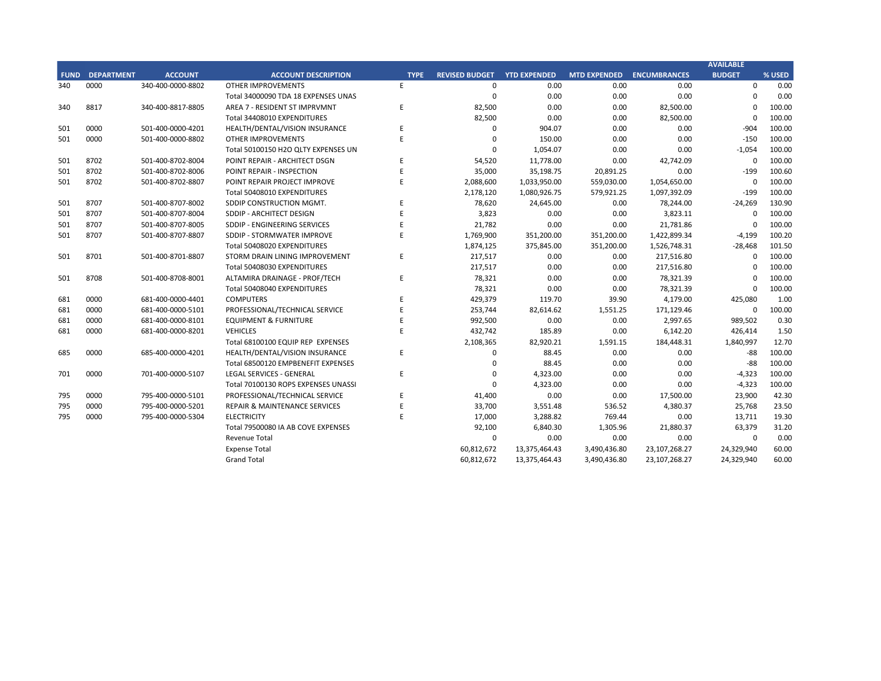| FUND | DEPARTMENT | ACCOUNT | ACCOUNT DESCRIPTION | TYPE | REVISED BUDGET | YTD EXPENDED | MTD EXPENDED | ENCUMBRANCES | AVAILABLE BUDGET | % USED |
|---|---|---|---|---|---|---|---|---|---|---|
| 340 | 0000 | 340-400-0000-8802 | OTHER IMPROVEMENTS | E | 0 | 0.00 | 0.00 | 0.00 | 0 | 0.00 |
| | | | Total 34000090 TDA 18 EXPENSES UNAS | | 0 | 0.00 | 0.00 | 0.00 | 0 | 0.00 |
| 340 | 8817 | 340-400-8817-8805 | AREA 7 - RESIDENT ST IMPRVMNT | E | 82,500 | 0.00 | 0.00 | 82,500.00 | 0 | 100.00 |
| | | | Total 34408010 EXPENDITURES | | 82,500 | 0.00 | 0.00 | 82,500.00 | 0 | 100.00 |
| 501 | 0000 | 501-400-0000-4201 | HEALTH/DENTAL/VISION INSURANCE | E | 0 | 904.07 | 0.00 | 0.00 | -904 | 100.00 |
| 501 | 0000 | 501-400-0000-8802 | OTHER IMPROVEMENTS | E | 0 | 150.00 | 0.00 | 0.00 | -150 | 100.00 |
| | | | Total 50100150 H2O QLTY EXPENSES UN | | 0 | 1,054.07 | 0.00 | 0.00 | -1,054 | 100.00 |
| 501 | 8702 | 501-400-8702-8004 | POINT REPAIR - ARCHITECT DSGN | E | 54,520 | 11,778.00 | 0.00 | 42,742.09 | 0 | 100.00 |
| 501 | 8702 | 501-400-8702-8006 | POINT REPAIR - INSPECTION | E | 35,000 | 35,198.75 | 20,891.25 | 0.00 | -199 | 100.60 |
| 501 | 8702 | 501-400-8702-8807 | POINT REPAIR PROJECT IMPROVE | E | 2,088,600 | 1,033,950.00 | 559,030.00 | 1,054,650.00 | 0 | 100.00 |
| | | | Total 50408010 EXPENDITURES | | 2,178,120 | 1,080,926.75 | 579,921.25 | 1,097,392.09 | -199 | 100.00 |
| 501 | 8707 | 501-400-8707-8002 | SDDIP CONSTRUCTION MGMT. | E | 78,620 | 24,645.00 | 0.00 | 78,244.00 | -24,269 | 130.90 |
| 501 | 8707 | 501-400-8707-8004 | SDDIP - ARCHITECT DESIGN | E | 3,823 | 0.00 | 0.00 | 3,823.11 | 0 | 100.00 |
| 501 | 8707 | 501-400-8707-8005 | SDDIP - ENGINEERING SERVICES | E | 21,782 | 0.00 | 0.00 | 21,781.86 | 0 | 100.00 |
| 501 | 8707 | 501-400-8707-8807 | SDDIP - STORMWATER IMPROVE | E | 1,769,900 | 351,200.00 | 351,200.00 | 1,422,899.34 | -4,199 | 100.20 |
| | | | Total 50408020 EXPENDITURES | | 1,874,125 | 375,845.00 | 351,200.00 | 1,526,748.31 | -28,468 | 101.50 |
| 501 | 8701 | 501-400-8701-8807 | STORM DRAIN LINING IMPROVEMENT | E | 217,517 | 0.00 | 0.00 | 217,516.80 | 0 | 100.00 |
| | | | Total 50408030 EXPENDITURES | | 217,517 | 0.00 | 0.00 | 217,516.80 | 0 | 100.00 |
| 501 | 8708 | 501-400-8708-8001 | ALTAMIRA DRAINAGE - PROF/TECH | E | 78,321 | 0.00 | 0.00 | 78,321.39 | 0 | 100.00 |
| | | | Total 50408040 EXPENDITURES | | 78,321 | 0.00 | 0.00 | 78,321.39 | 0 | 100.00 |
| 681 | 0000 | 681-400-0000-4401 | COMPUTERS | E | 429,379 | 119.70 | 39.90 | 4,179.00 | 425,080 | 1.00 |
| 681 | 0000 | 681-400-0000-5101 | PROFESSIONAL/TECHNICAL SERVICE | E | 253,744 | 82,614.62 | 1,551.25 | 171,129.46 | 0 | 100.00 |
| 681 | 0000 | 681-400-0000-8101 | EQUIPMENT & FURNITURE | E | 992,500 | 0.00 | 0.00 | 2,997.65 | 989,502 | 0.30 |
| 681 | 0000 | 681-400-0000-8201 | VEHICLES | E | 432,742 | 185.89 | 0.00 | 6,142.20 | 426,414 | 1.50 |
| | | | Total 68100100 EQUIP REP EXPENSES | | 2,108,365 | 82,920.21 | 1,591.15 | 184,448.31 | 1,840,997 | 12.70 |
| 685 | 0000 | 685-400-0000-4201 | HEALTH/DENTAL/VISION INSURANCE | E | 0 | 88.45 | 0.00 | 0.00 | -88 | 100.00 |
| | | | Total 68500120 EMPBENEFIT EXPENSES | | 0 | 88.45 | 0.00 | 0.00 | -88 | 100.00 |
| 701 | 0000 | 701-400-0000-5107 | LEGAL SERVICES - GENERAL | E | 0 | 4,323.00 | 0.00 | 0.00 | -4,323 | 100.00 |
| | | | Total 70100130 ROPS EXPENSES UNASSI | | 0 | 4,323.00 | 0.00 | 0.00 | -4,323 | 100.00 |
| 795 | 0000 | 795-400-0000-5101 | PROFESSIONAL/TECHNICAL SERVICE | E | 41,400 | 0.00 | 0.00 | 17,500.00 | 23,900 | 42.30 |
| 795 | 0000 | 795-400-0000-5201 | REPAIR & MAINTENANCE SERVICES | E | 33,700 | 3,551.48 | 536.52 | 4,380.37 | 25,768 | 23.50 |
| 795 | 0000 | 795-400-0000-5304 | ELECTRICITY | E | 17,000 | 3,288.82 | 769.44 | 0.00 | 13,711 | 19.30 |
| | | | Total 79500080 IA AB COVE EXPENSES | | 92,100 | 6,840.30 | 1,305.96 | 21,880.37 | 63,379 | 31.20 |
| | | | Revenue Total | | 0 | 0.00 | 0.00 | 0.00 | 0 | 0.00 |
| | | | Expense Total | | 60,812,672 | 13,375,464.43 | 3,490,436.80 | 23,107,268.27 | 24,329,940 | 60.00 |
| | | | Grand Total | | 60,812,672 | 13,375,464.43 | 3,490,436.80 | 23,107,268.27 | 24,329,940 | 60.00 |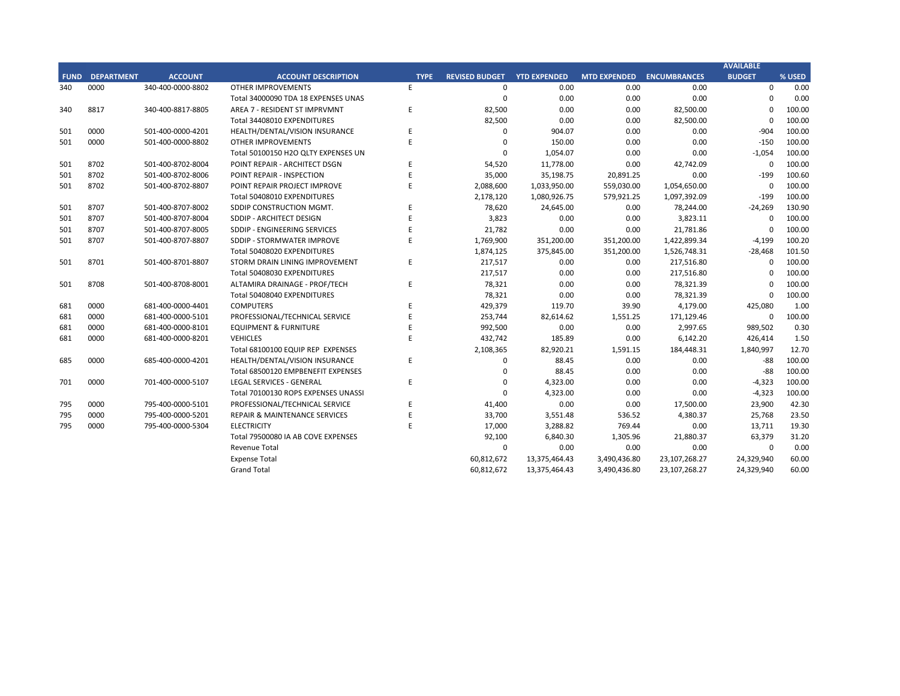| FUND | DEPARTMENT | ACCOUNT | ACCOUNT DESCRIPTION | TYPE | REVISED BUDGET | YTD EXPENDED | MTD EXPENDED | ENCUMBRANCES | AVAILABLE BUDGET | % USED |
|---|---|---|---|---|---|---|---|---|---|---|
| 340 | 0000 | 340-400-0000-8802 | OTHER IMPROVEMENTS | E | 0 | 0.00 | 0.00 | 0.00 | 0 | 0.00 |
| | | | Total 34000090 TDA 18 EXPENSES UNAS | | 0 | 0.00 | 0.00 | 0.00 | 0 | 0.00 |
| 340 | 8817 | 340-400-8817-8805 | AREA 7 - RESIDENT ST IMPRVMNT | E | 82,500 | 0.00 | 0.00 | 82,500.00 | 0 | 100.00 |
| | | | Total 34408010 EXPENDITURES | | 82,500 | 0.00 | 0.00 | 82,500.00 | 0 | 100.00 |
| 501 | 0000 | 501-400-0000-4201 | HEALTH/DENTAL/VISION INSURANCE | E | 0 | 904.07 | 0.00 | 0.00 | -904 | 100.00 |
| 501 | 0000 | 501-400-0000-8802 | OTHER IMPROVEMENTS | E | 0 | 150.00 | 0.00 | 0.00 | -150 | 100.00 |
| | | | Total 50100150 H2O QLTY EXPENSES UN | | 0 | 1,054.07 | 0.00 | 0.00 | -1,054 | 100.00 |
| 501 | 8702 | 501-400-8702-8004 | POINT REPAIR - ARCHITECT DSGN | E | 54,520 | 11,778.00 | 0.00 | 42,742.09 | 0 | 100.00 |
| 501 | 8702 | 501-400-8702-8006 | POINT REPAIR - INSPECTION | E | 35,000 | 35,198.75 | 20,891.25 | 0.00 | -199 | 100.60 |
| 501 | 8702 | 501-400-8702-8807 | POINT REPAIR PROJECT IMPROVE | E | 2,088,600 | 1,033,950.00 | 559,030.00 | 1,054,650.00 | 0 | 100.00 |
| | | | Total 50408010 EXPENDITURES | | 2,178,120 | 1,080,926.75 | 579,921.25 | 1,097,392.09 | -199 | 100.00 |
| 501 | 8707 | 501-400-8707-8002 | SDDIP CONSTRUCTION MGMT. | E | 78,620 | 24,645.00 | 0.00 | 78,244.00 | -24,269 | 130.90 |
| 501 | 8707 | 501-400-8707-8004 | SDDIP - ARCHITECT DESIGN | E | 3,823 | 0.00 | 0.00 | 3,823.11 | 0 | 100.00 |
| 501 | 8707 | 501-400-8707-8005 | SDDIP - ENGINEERING SERVICES | E | 21,782 | 0.00 | 0.00 | 21,781.86 | 0 | 100.00 |
| 501 | 8707 | 501-400-8707-8807 | SDDIP - STORMWATER IMPROVE | E | 1,769,900 | 351,200.00 | 351,200.00 | 1,422,899.34 | -4,199 | 100.20 |
| | | | Total 50408020 EXPENDITURES | | 1,874,125 | 375,845.00 | 351,200.00 | 1,526,748.31 | -28,468 | 101.50 |
| 501 | 8701 | 501-400-8701-8807 | STORM DRAIN LINING IMPROVEMENT | E | 217,517 | 0.00 | 0.00 | 217,516.80 | 0 | 100.00 |
| | | | Total 50408030 EXPENDITURES | | 217,517 | 0.00 | 0.00 | 217,516.80 | 0 | 100.00 |
| 501 | 8708 | 501-400-8708-8001 | ALTAMIRA DRAINAGE - PROF/TECH | E | 78,321 | 0.00 | 0.00 | 78,321.39 | 0 | 100.00 |
| | | | Total 50408040 EXPENDITURES | | 78,321 | 0.00 | 0.00 | 78,321.39 | 0 | 100.00 |
| 681 | 0000 | 681-400-0000-4401 | COMPUTERS | E | 429,379 | 119.70 | 39.90 | 4,179.00 | 425,080 | 1.00 |
| 681 | 0000 | 681-400-0000-5101 | PROFESSIONAL/TECHNICAL SERVICE | E | 253,744 | 82,614.62 | 1,551.25 | 171,129.46 | 0 | 100.00 |
| 681 | 0000 | 681-400-0000-8101 | EQUIPMENT & FURNITURE | E | 992,500 | 0.00 | 0.00 | 2,997.65 | 989,502 | 0.30 |
| 681 | 0000 | 681-400-0000-8201 | VEHICLES | E | 432,742 | 185.89 | 0.00 | 6,142.20 | 426,414 | 1.50 |
| | | | Total 68100100 EQUIP REP EXPENSES | | 2,108,365 | 82,920.21 | 1,591.15 | 184,448.31 | 1,840,997 | 12.70 |
| 685 | 0000 | 685-400-0000-4201 | HEALTH/DENTAL/VISION INSURANCE | E | 0 | 88.45 | 0.00 | 0.00 | -88 | 100.00 |
| | | | Total 68500120 EMPBENEFIT EXPENSES | | 0 | 88.45 | 0.00 | 0.00 | -88 | 100.00 |
| 701 | 0000 | 701-400-0000-5107 | LEGAL SERVICES - GENERAL | E | 0 | 4,323.00 | 0.00 | 0.00 | -4,323 | 100.00 |
| | | | Total 70100130 ROPS EXPENSES UNASSI | | 0 | 4,323.00 | 0.00 | 0.00 | -4,323 | 100.00 |
| 795 | 0000 | 795-400-0000-5101 | PROFESSIONAL/TECHNICAL SERVICE | E | 41,400 | 0.00 | 0.00 | 17,500.00 | 23,900 | 42.30 |
| 795 | 0000 | 795-400-0000-5201 | REPAIR & MAINTENANCE SERVICES | E | 33,700 | 3,551.48 | 536.52 | 4,380.37 | 25,768 | 23.50 |
| 795 | 0000 | 795-400-0000-5304 | ELECTRICITY | E | 17,000 | 3,288.82 | 769.44 | 0.00 | 13,711 | 19.30 |
| | | | Total 79500080 IA AB COVE EXPENSES | | 92,100 | 6,840.30 | 1,305.96 | 21,880.37 | 63,379 | 31.20 |
| | | | Revenue Total | | 0 | 0.00 | 0.00 | 0.00 | 0 | 0.00 |
| | | | Expense Total | | 60,812,672 | 13,375,464.43 | 3,490,436.80 | 23,107,268.27 | 24,329,940 | 60.00 |
| | | | Grand Total | | 60,812,672 | 13,375,464.43 | 3,490,436.80 | 23,107,268.27 | 24,329,940 | 60.00 |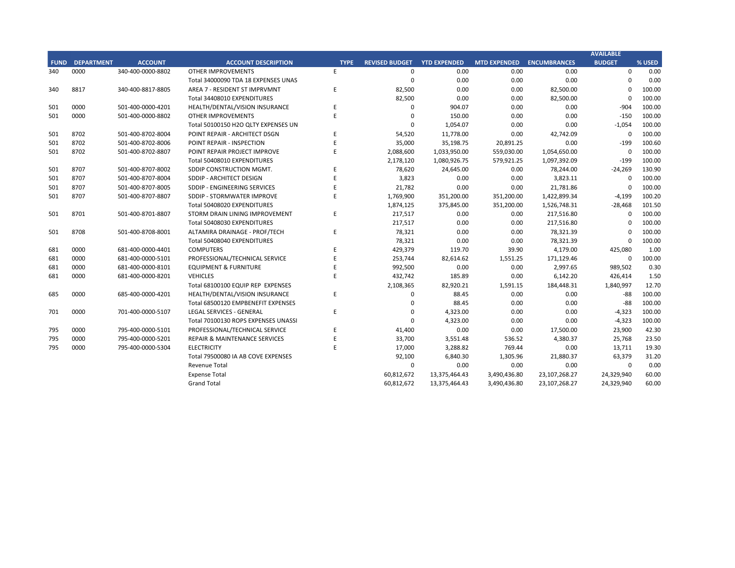| FUND | DEPARTMENT | ACCOUNT | ACCOUNT DESCRIPTION | TYPE | REVISED BUDGET | YTD EXPENDED | MTD EXPENDED | ENCUMBRANCES | AVAILABLE BUDGET | % USED |
|---|---|---|---|---|---|---|---|---|---|---|
| 340 | 0000 | 340-400-0000-8802 | OTHER IMPROVEMENTS | E | 0 | 0.00 | 0.00 | 0.00 | 0 | 0.00 |
| | | | Total 34000090 TDA 18 EXPENSES UNAS | | 0 | 0.00 | 0.00 | 0.00 | 0 | 0.00 |
| 340 | 8817 | 340-400-8817-8805 | AREA 7 - RESIDENT ST IMPRVMNT | E | 82,500 | 0.00 | 0.00 | 82,500.00 | 0 | 100.00 |
| | | | Total 34408010 EXPENDITURES | | 82,500 | 0.00 | 0.00 | 82,500.00 | 0 | 100.00 |
| 501 | 0000 | 501-400-0000-4201 | HEALTH/DENTAL/VISION INSURANCE | E | 0 | 904.07 | 0.00 | 0.00 | -904 | 100.00 |
| 501 | 0000 | 501-400-0000-8802 | OTHER IMPROVEMENTS | E | 0 | 150.00 | 0.00 | 0.00 | -150 | 100.00 |
| | | | Total 50100150 H2O QLTY EXPENSES UN | | 0 | 1,054.07 | 0.00 | 0.00 | -1,054 | 100.00 |
| 501 | 8702 | 501-400-8702-8004 | POINT REPAIR - ARCHITECT DSGN | E | 54,520 | 11,778.00 | 0.00 | 42,742.09 | 0 | 100.00 |
| 501 | 8702 | 501-400-8702-8006 | POINT REPAIR - INSPECTION | E | 35,000 | 35,198.75 | 20,891.25 | 0.00 | -199 | 100.60 |
| 501 | 8702 | 501-400-8702-8807 | POINT REPAIR PROJECT IMPROVE | E | 2,088,600 | 1,033,950.00 | 559,030.00 | 1,054,650.00 | 0 | 100.00 |
| | | | Total 50408010 EXPENDITURES | | 2,178,120 | 1,080,926.75 | 579,921.25 | 1,097,392.09 | -199 | 100.00 |
| 501 | 8707 | 501-400-8707-8002 | SDDIP CONSTRUCTION MGMT. | E | 78,620 | 24,645.00 | 0.00 | 78,244.00 | -24,269 | 130.90 |
| 501 | 8707 | 501-400-8707-8004 | SDDIP - ARCHITECT DESIGN | E | 3,823 | 0.00 | 0.00 | 3,823.11 | 0 | 100.00 |
| 501 | 8707 | 501-400-8707-8005 | SDDIP - ENGINEERING SERVICES | E | 21,782 | 0.00 | 0.00 | 21,781.86 | 0 | 100.00 |
| 501 | 8707 | 501-400-8707-8807 | SDDIP - STORMWATER IMPROVE | E | 1,769,900 | 351,200.00 | 351,200.00 | 1,422,899.34 | -4,199 | 100.20 |
| | | | Total 50408020 EXPENDITURES | | 1,874,125 | 375,845.00 | 351,200.00 | 1,526,748.31 | -28,468 | 101.50 |
| 501 | 8701 | 501-400-8701-8807 | STORM DRAIN LINING IMPROVEMENT | E | 217,517 | 0.00 | 0.00 | 217,516.80 | 0 | 100.00 |
| | | | Total 50408030 EXPENDITURES | | 217,517 | 0.00 | 0.00 | 217,516.80 | 0 | 100.00 |
| 501 | 8708 | 501-400-8708-8001 | ALTAMIRA DRAINAGE - PROF/TECH | E | 78,321 | 0.00 | 0.00 | 78,321.39 | 0 | 100.00 |
| | | | Total 50408040 EXPENDITURES | | 78,321 | 0.00 | 0.00 | 78,321.39 | 0 | 100.00 |
| 681 | 0000 | 681-400-0000-4401 | COMPUTERS | E | 429,379 | 119.70 | 39.90 | 4,179.00 | 425,080 | 1.00 |
| 681 | 0000 | 681-400-0000-5101 | PROFESSIONAL/TECHNICAL SERVICE | E | 253,744 | 82,614.62 | 1,551.25 | 171,129.46 | 0 | 100.00 |
| 681 | 0000 | 681-400-0000-8101 | EQUIPMENT & FURNITURE | E | 992,500 | 0.00 | 0.00 | 2,997.65 | 989,502 | 0.30 |
| 681 | 0000 | 681-400-0000-8201 | VEHICLES | E | 432,742 | 185.89 | 0.00 | 6,142.20 | 426,414 | 1.50 |
| | | | Total 68100100 EQUIP REP EXPENSES | | 2,108,365 | 82,920.21 | 1,591.15 | 184,448.31 | 1,840,997 | 12.70 |
| 685 | 0000 | 685-400-0000-4201 | HEALTH/DENTAL/VISION INSURANCE | E | 0 | 88.45 | 0.00 | 0.00 | -88 | 100.00 |
| | | | Total 68500120 EMPBENEFIT EXPENSES | | 0 | 88.45 | 0.00 | 0.00 | -88 | 100.00 |
| 701 | 0000 | 701-400-0000-5107 | LEGAL SERVICES - GENERAL | E | 0 | 4,323.00 | 0.00 | 0.00 | -4,323 | 100.00 |
| | | | Total 70100130 ROPS EXPENSES UNASSI | | 0 | 4,323.00 | 0.00 | 0.00 | -4,323 | 100.00 |
| 795 | 0000 | 795-400-0000-5101 | PROFESSIONAL/TECHNICAL SERVICE | E | 41,400 | 0.00 | 0.00 | 17,500.00 | 23,900 | 42.30 |
| 795 | 0000 | 795-400-0000-5201 | REPAIR & MAINTENANCE SERVICES | E | 33,700 | 3,551.48 | 536.52 | 4,380.37 | 25,768 | 23.50 |
| 795 | 0000 | 795-400-0000-5304 | ELECTRICITY | E | 17,000 | 3,288.82 | 769.44 | 0.00 | 13,711 | 19.30 |
| | | | Total 79500080 IA AB COVE EXPENSES | | 92,100 | 6,840.30 | 1,305.96 | 21,880.37 | 63,379 | 31.20 |
| | | | Revenue Total | | 0 | 0.00 | 0.00 | 0.00 | 0 | 0.00 |
| | | | Expense Total | | 60,812,672 | 13,375,464.43 | 3,490,436.80 | 23,107,268.27 | 24,329,940 | 60.00 |
| | | | Grand Total | | 60,812,672 | 13,375,464.43 | 3,490,436.80 | 23,107,268.27 | 24,329,940 | 60.00 |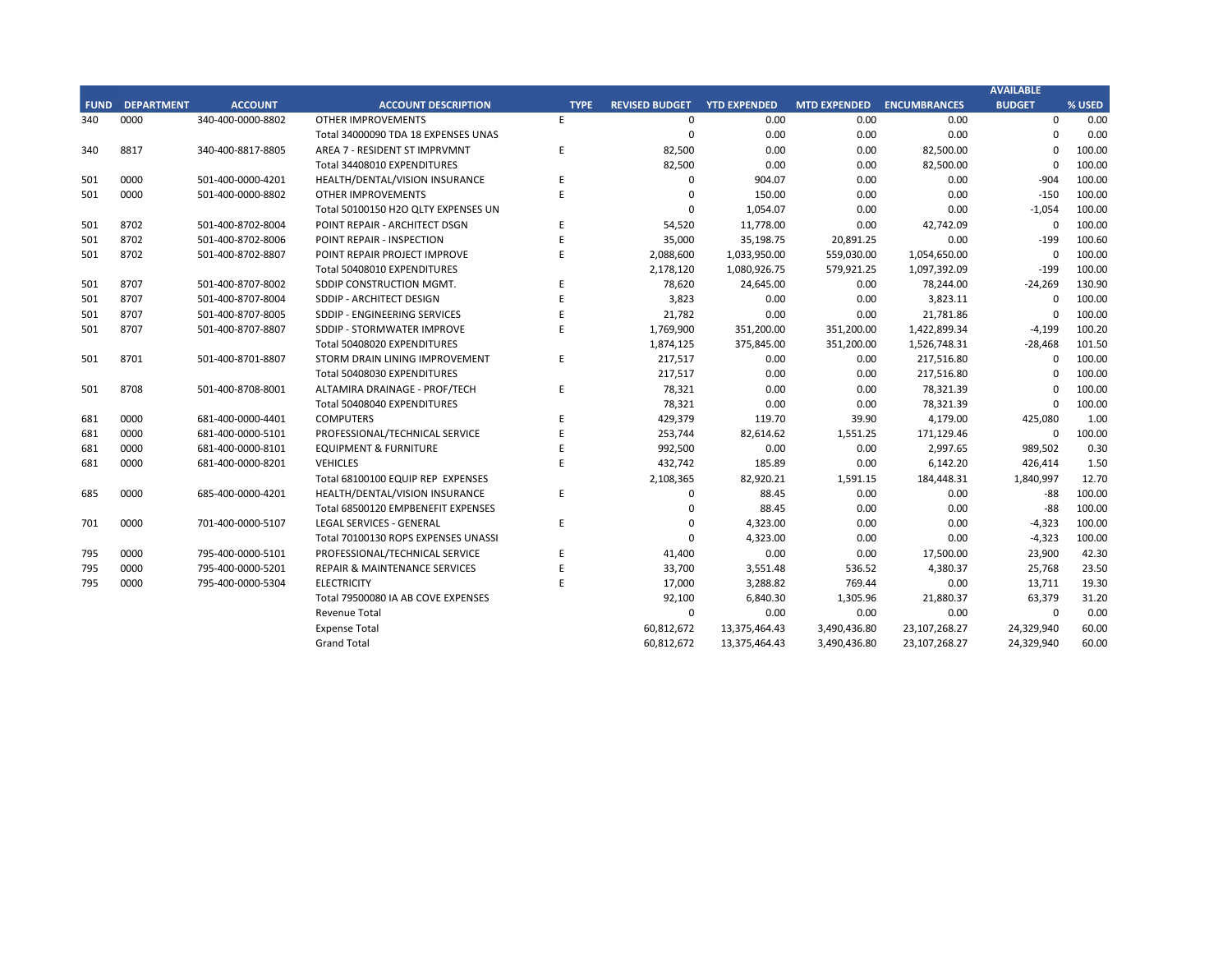| FUND | DEPARTMENT | ACCOUNT | ACCOUNT DESCRIPTION | TYPE | REVISED BUDGET | YTD EXPENDED | MTD EXPENDED | ENCUMBRANCES | AVAILABLE BUDGET | % USED |
|---|---|---|---|---|---|---|---|---|---|---|
| 340 | 0000 | 340-400-0000-8802 | OTHER IMPROVEMENTS | E | 0 | 0.00 | 0.00 | 0.00 | 0 | 0.00 |
| | | | Total 34000090 TDA 18 EXPENSES UNAS | | 0 | 0.00 | 0.00 | 0.00 | 0 | 0.00 |
| 340 | 8817 | 340-400-8817-8805 | AREA 7 - RESIDENT ST IMPRVMNT | E | 82,500 | 0.00 | 0.00 | 82,500.00 | 0 | 100.00 |
| | | | Total 34408010 EXPENDITURES | | 82,500 | 0.00 | 0.00 | 82,500.00 | 0 | 100.00 |
| 501 | 0000 | 501-400-0000-4201 | HEALTH/DENTAL/VISION INSURANCE | E | 0 | 904.07 | 0.00 | 0.00 | -904 | 100.00 |
| 501 | 0000 | 501-400-0000-8802 | OTHER IMPROVEMENTS | E | 0 | 150.00 | 0.00 | 0.00 | -150 | 100.00 |
| | | | Total 50100150 H2O QLTY EXPENSES UN | | 0 | 1,054.07 | 0.00 | 0.00 | -1,054 | 100.00 |
| 501 | 8702 | 501-400-8702-8004 | POINT REPAIR - ARCHITECT DSGN | E | 54,520 | 11,778.00 | 0.00 | 42,742.09 | 0 | 100.00 |
| 501 | 8702 | 501-400-8702-8006 | POINT REPAIR - INSPECTION | E | 35,000 | 35,198.75 | 20,891.25 | 0.00 | -199 | 100.60 |
| 501 | 8702 | 501-400-8702-8807 | POINT REPAIR PROJECT IMPROVE | E | 2,088,600 | 1,033,950.00 | 559,030.00 | 1,054,650.00 | 0 | 100.00 |
| | | | Total 50408010 EXPENDITURES | | 2,178,120 | 1,080,926.75 | 579,921.25 | 1,097,392.09 | -199 | 100.00 |
| 501 | 8707 | 501-400-8707-8002 | SDDIP CONSTRUCTION MGMT. | E | 78,620 | 24,645.00 | 0.00 | 78,244.00 | -24,269 | 130.90 |
| 501 | 8707 | 501-400-8707-8004 | SDDIP - ARCHITECT DESIGN | E | 3,823 | 0.00 | 0.00 | 3,823.11 | 0 | 100.00 |
| 501 | 8707 | 501-400-8707-8005 | SDDIP - ENGINEERING SERVICES | E | 21,782 | 0.00 | 0.00 | 21,781.86 | 0 | 100.00 |
| 501 | 8707 | 501-400-8707-8807 | SDDIP - STORMWATER IMPROVE | E | 1,769,900 | 351,200.00 | 351,200.00 | 1,422,899.34 | -4,199 | 100.20 |
| | | | Total 50408020 EXPENDITURES | | 1,874,125 | 375,845.00 | 351,200.00 | 1,526,748.31 | -28,468 | 101.50 |
| 501 | 8701 | 501-400-8701-8807 | STORM DRAIN LINING IMPROVEMENT | E | 217,517 | 0.00 | 0.00 | 217,516.80 | 0 | 100.00 |
| | | | Total 50408030 EXPENDITURES | | 217,517 | 0.00 | 0.00 | 217,516.80 | 0 | 100.00 |
| 501 | 8708 | 501-400-8708-8001 | ALTAMIRA DRAINAGE - PROF/TECH | E | 78,321 | 0.00 | 0.00 | 78,321.39 | 0 | 100.00 |
| | | | Total 50408040 EXPENDITURES | | 78,321 | 0.00 | 0.00 | 78,321.39 | 0 | 100.00 |
| 681 | 0000 | 681-400-0000-4401 | COMPUTERS | E | 429,379 | 119.70 | 39.90 | 4,179.00 | 425,080 | 1.00 |
| 681 | 0000 | 681-400-0000-5101 | PROFESSIONAL/TECHNICAL SERVICE | E | 253,744 | 82,614.62 | 1,551.25 | 171,129.46 | 0 | 100.00 |
| 681 | 0000 | 681-400-0000-8101 | EQUIPMENT & FURNITURE | E | 992,500 | 0.00 | 0.00 | 2,997.65 | 989,502 | 0.30 |
| 681 | 0000 | 681-400-0000-8201 | VEHICLES | E | 432,742 | 185.89 | 0.00 | 6,142.20 | 426,414 | 1.50 |
| | | | Total 68100100 EQUIP REP EXPENSES | | 2,108,365 | 82,920.21 | 1,591.15 | 184,448.31 | 1,840,997 | 12.70 |
| 685 | 0000 | 685-400-0000-4201 | HEALTH/DENTAL/VISION INSURANCE | E | 0 | 88.45 | 0.00 | 0.00 | -88 | 100.00 |
| | | | Total 68500120 EMPBENEFIT EXPENSES | | 0 | 88.45 | 0.00 | 0.00 | -88 | 100.00 |
| 701 | 0000 | 701-400-0000-5107 | LEGAL SERVICES - GENERAL | E | 0 | 4,323.00 | 0.00 | 0.00 | -4,323 | 100.00 |
| | | | Total 70100130 ROPS EXPENSES UNASSI | | 0 | 4,323.00 | 0.00 | 0.00 | -4,323 | 100.00 |
| 795 | 0000 | 795-400-0000-5101 | PROFESSIONAL/TECHNICAL SERVICE | E | 41,400 | 0.00 | 0.00 | 17,500.00 | 23,900 | 42.30 |
| 795 | 0000 | 795-400-0000-5201 | REPAIR & MAINTENANCE SERVICES | E | 33,700 | 3,551.48 | 536.52 | 4,380.37 | 25,768 | 23.50 |
| 795 | 0000 | 795-400-0000-5304 | ELECTRICITY | E | 17,000 | 3,288.82 | 769.44 | 0.00 | 13,711 | 19.30 |
| | | | Total 79500080 IA AB COVE EXPENSES | | 92,100 | 6,840.30 | 1,305.96 | 21,880.37 | 63,379 | 31.20 |
| | | | Revenue Total | | 0 | 0.00 | 0.00 | 0.00 | 0 | 0.00 |
| | | | Expense Total | | 60,812,672 | 13,375,464.43 | 3,490,436.80 | 23,107,268.27 | 24,329,940 | 60.00 |
| | | | Grand Total | | 60,812,672 | 13,375,464.43 | 3,490,436.80 | 23,107,268.27 | 24,329,940 | 60.00 |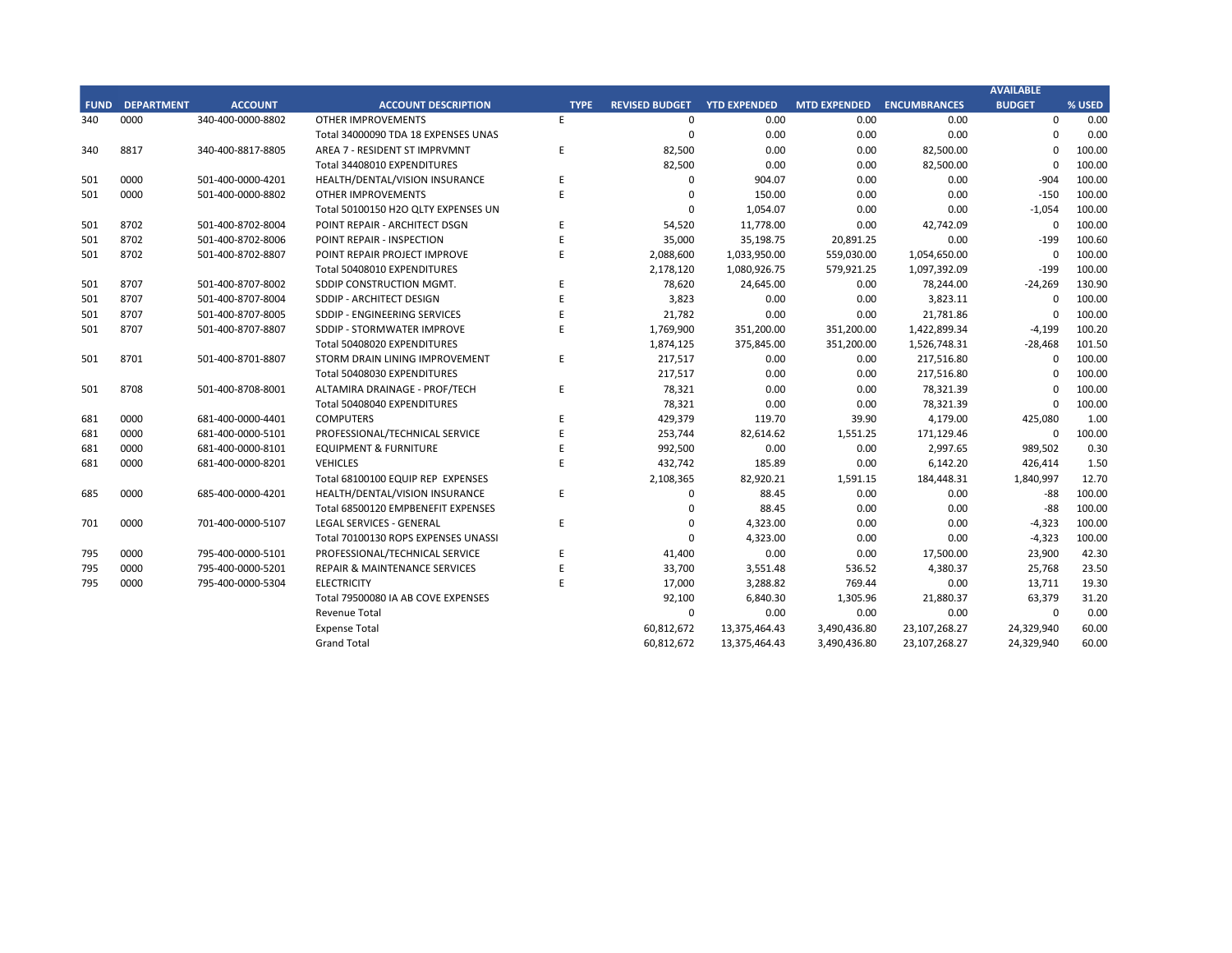| FUND | DEPARTMENT | ACCOUNT | ACCOUNT DESCRIPTION | TYPE | REVISED BUDGET | YTD EXPENDED | MTD EXPENDED | ENCUMBRANCES | AVAILABLE BUDGET | % USED |
|---|---|---|---|---|---|---|---|---|---|---|
| 340 | 0000 | 340-400-0000-8802 | OTHER IMPROVEMENTS | E | 0 | 0.00 | 0.00 | 0.00 | 0 | 0.00 |
| | | | Total 34000090 TDA 18 EXPENSES UNAS | | 0 | 0.00 | 0.00 | 0.00 | 0 | 0.00 |
| 340 | 8817 | 340-400-8817-8805 | AREA 7 - RESIDENT ST IMPRVMNT | E | 82,500 | 0.00 | 0.00 | 82,500.00 | 0 | 100.00 |
| | | | Total 34408010 EXPENDITURES | | 82,500 | 0.00 | 0.00 | 82,500.00 | 0 | 100.00 |
| 501 | 0000 | 501-400-0000-4201 | HEALTH/DENTAL/VISION INSURANCE | E | 0 | 904.07 | 0.00 | 0.00 | -904 | 100.00 |
| 501 | 0000 | 501-400-0000-8802 | OTHER IMPROVEMENTS | E | 0 | 150.00 | 0.00 | 0.00 | -150 | 100.00 |
| | | | Total 50100150 H2O QLTY EXPENSES UN | | 0 | 1,054.07 | 0.00 | 0.00 | -1,054 | 100.00 |
| 501 | 8702 | 501-400-8702-8004 | POINT REPAIR - ARCHITECT DSGN | E | 54,520 | 11,778.00 | 0.00 | 42,742.09 | 0 | 100.00 |
| 501 | 8702 | 501-400-8702-8006 | POINT REPAIR - INSPECTION | E | 35,000 | 35,198.75 | 20,891.25 | 0.00 | -199 | 100.60 |
| 501 | 8702 | 501-400-8702-8807 | POINT REPAIR PROJECT IMPROVE | E | 2,088,600 | 1,033,950.00 | 559,030.00 | 1,054,650.00 | 0 | 100.00 |
| | | | Total 50408010 EXPENDITURES | | 2,178,120 | 1,080,926.75 | 579,921.25 | 1,097,392.09 | -199 | 100.00 |
| 501 | 8707 | 501-400-8707-8002 | SDDIP CONSTRUCTION MGMT. | E | 78,620 | 24,645.00 | 0.00 | 78,244.00 | -24,269 | 130.90 |
| 501 | 8707 | 501-400-8707-8004 | SDDIP - ARCHITECT DESIGN | E | 3,823 | 0.00 | 0.00 | 3,823.11 | 0 | 100.00 |
| 501 | 8707 | 501-400-8707-8005 | SDDIP - ENGINEERING SERVICES | E | 21,782 | 0.00 | 0.00 | 21,781.86 | 0 | 100.00 |
| 501 | 8707 | 501-400-8707-8807 | SDDIP - STORMWATER IMPROVE | E | 1,769,900 | 351,200.00 | 351,200.00 | 1,422,899.34 | -4,199 | 100.20 |
| | | | Total 50408020 EXPENDITURES | | 1,874,125 | 375,845.00 | 351,200.00 | 1,526,748.31 | -28,468 | 101.50 |
| 501 | 8701 | 501-400-8701-8807 | STORM DRAIN LINING IMPROVEMENT | E | 217,517 | 0.00 | 0.00 | 217,516.80 | 0 | 100.00 |
| | | | Total 50408030 EXPENDITURES | | 217,517 | 0.00 | 0.00 | 217,516.80 | 0 | 100.00 |
| 501 | 8708 | 501-400-8708-8001 | ALTAMIRA DRAINAGE - PROF/TECH | E | 78,321 | 0.00 | 0.00 | 78,321.39 | 0 | 100.00 |
| | | | Total 50408040 EXPENDITURES | | 78,321 | 0.00 | 0.00 | 78,321.39 | 0 | 100.00 |
| 681 | 0000 | 681-400-0000-4401 | COMPUTERS | E | 429,379 | 119.70 | 39.90 | 4,179.00 | 425,080 | 1.00 |
| 681 | 0000 | 681-400-0000-5101 | PROFESSIONAL/TECHNICAL SERVICE | E | 253,744 | 82,614.62 | 1,551.25 | 171,129.46 | 0 | 100.00 |
| 681 | 0000 | 681-400-0000-8101 | EQUIPMENT & FURNITURE | E | 992,500 | 0.00 | 0.00 | 2,997.65 | 989,502 | 0.30 |
| 681 | 0000 | 681-400-0000-8201 | VEHICLES | E | 432,742 | 185.89 | 0.00 | 6,142.20 | 426,414 | 1.50 |
| | | | Total 68100100 EQUIP REP EXPENSES | | 2,108,365 | 82,920.21 | 1,591.15 | 184,448.31 | 1,840,997 | 12.70 |
| 685 | 0000 | 685-400-0000-4201 | HEALTH/DENTAL/VISION INSURANCE | E | 0 | 88.45 | 0.00 | 0.00 | -88 | 100.00 |
| | | | Total 68500120 EMPBENEFIT EXPENSES | | 0 | 88.45 | 0.00 | 0.00 | -88 | 100.00 |
| 701 | 0000 | 701-400-0000-5107 | LEGAL SERVICES - GENERAL | E | 0 | 4,323.00 | 0.00 | 0.00 | -4,323 | 100.00 |
| | | | Total 70100130 ROPS EXPENSES UNASSI | | 0 | 4,323.00 | 0.00 | 0.00 | -4,323 | 100.00 |
| 795 | 0000 | 795-400-0000-5101 | PROFESSIONAL/TECHNICAL SERVICE | E | 41,400 | 0.00 | 0.00 | 17,500.00 | 23,900 | 42.30 |
| 795 | 0000 | 795-400-0000-5201 | REPAIR & MAINTENANCE SERVICES | E | 33,700 | 3,551.48 | 536.52 | 4,380.37 | 25,768 | 23.50 |
| 795 | 0000 | 795-400-0000-5304 | ELECTRICITY | E | 17,000 | 3,288.82 | 769.44 | 0.00 | 13,711 | 19.30 |
| | | | Total 79500080 IA AB COVE EXPENSES | | 92,100 | 6,840.30 | 1,305.96 | 21,880.37 | 63,379 | 31.20 |
| | | | Revenue Total | | 0 | 0.00 | 0.00 | 0.00 | 0 | 0.00 |
| | | | Expense Total | | 60,812,672 | 13,375,464.43 | 3,490,436.80 | 23,107,268.27 | 24,329,940 | 60.00 |
| | | | Grand Total | | 60,812,672 | 13,375,464.43 | 3,490,436.80 | 23,107,268.27 | 24,329,940 | 60.00 |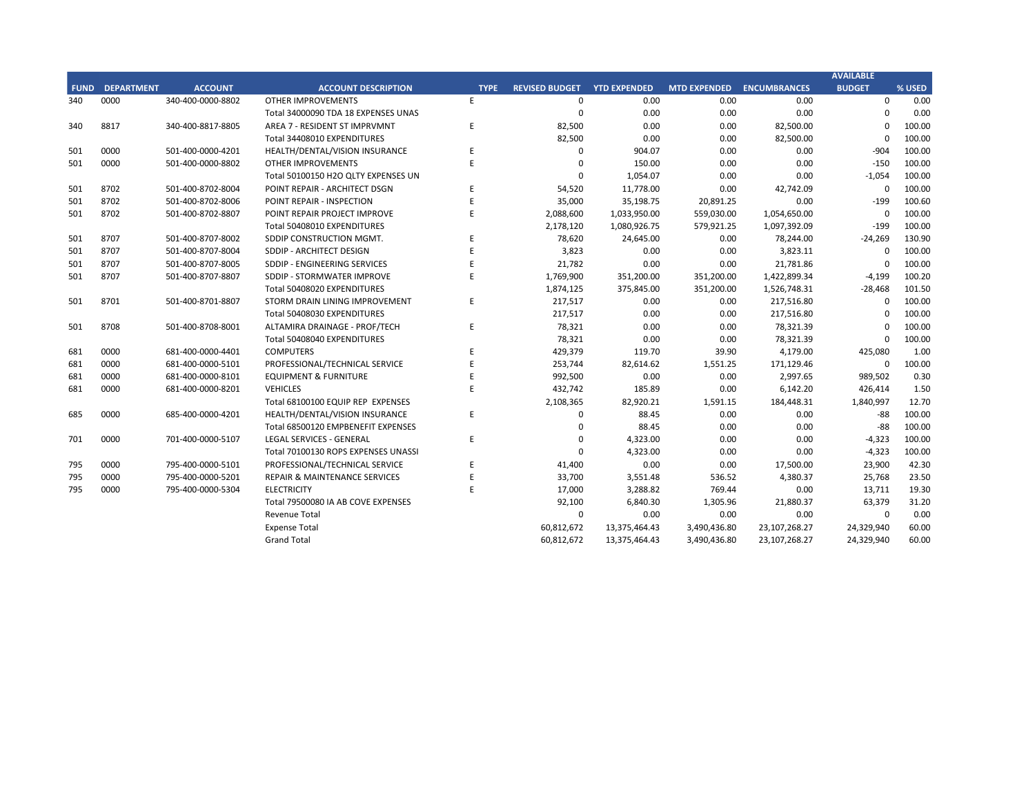| FUND | DEPARTMENT | ACCOUNT | ACCOUNT DESCRIPTION | TYPE | REVISED BUDGET | YTD EXPENDED | MTD EXPENDED | ENCUMBRANCES | AVAILABLE BUDGET | % USED |
|---|---|---|---|---|---|---|---|---|---|---|
| 340 | 0000 | 340-400-0000-8802 | OTHER IMPROVEMENTS | E | 0 | 0.00 | 0.00 | 0.00 | 0 | 0.00 |
| | | | Total 34000090 TDA 18 EXPENSES UNAS | | 0 | 0.00 | 0.00 | 0.00 | 0 | 0.00 |
| 340 | 8817 | 340-400-8817-8805 | AREA 7 - RESIDENT ST IMPRVMNT | E | 82,500 | 0.00 | 0.00 | 82,500.00 | 0 | 100.00 |
| | | | Total 34408010 EXPENDITURES | | 82,500 | 0.00 | 0.00 | 82,500.00 | 0 | 100.00 |
| 501 | 0000 | 501-400-0000-4201 | HEALTH/DENTAL/VISION INSURANCE | E | 0 | 904.07 | 0.00 | 0.00 | -904 | 100.00 |
| 501 | 0000 | 501-400-0000-8802 | OTHER IMPROVEMENTS | E | 0 | 150.00 | 0.00 | 0.00 | -150 | 100.00 |
| | | | Total 50100150 H2O QLTY EXPENSES UN | | 0 | 1,054.07 | 0.00 | 0.00 | -1,054 | 100.00 |
| 501 | 8702 | 501-400-8702-8004 | POINT REPAIR - ARCHITECT DSGN | E | 54,520 | 11,778.00 | 0.00 | 42,742.09 | 0 | 100.00 |
| 501 | 8702 | 501-400-8702-8006 | POINT REPAIR - INSPECTION | E | 35,000 | 35,198.75 | 20,891.25 | 0.00 | -199 | 100.60 |
| 501 | 8702 | 501-400-8702-8807 | POINT REPAIR PROJECT IMPROVE | E | 2,088,600 | 1,033,950.00 | 559,030.00 | 1,054,650.00 | 0 | 100.00 |
| | | | Total 50408010 EXPENDITURES | | 2,178,120 | 1,080,926.75 | 579,921.25 | 1,097,392.09 | -199 | 100.00 |
| 501 | 8707 | 501-400-8707-8002 | SDDIP CONSTRUCTION MGMT. | E | 78,620 | 24,645.00 | 0.00 | 78,244.00 | -24,269 | 130.90 |
| 501 | 8707 | 501-400-8707-8004 | SDDIP - ARCHITECT DESIGN | E | 3,823 | 0.00 | 0.00 | 3,823.11 | 0 | 100.00 |
| 501 | 8707 | 501-400-8707-8005 | SDDIP - ENGINEERING SERVICES | E | 21,782 | 0.00 | 0.00 | 21,781.86 | 0 | 100.00 |
| 501 | 8707 | 501-400-8707-8807 | SDDIP - STORMWATER IMPROVE | E | 1,769,900 | 351,200.00 | 351,200.00 | 1,422,899.34 | -4,199 | 100.20 |
| | | | Total 50408020 EXPENDITURES | | 1,874,125 | 375,845.00 | 351,200.00 | 1,526,748.31 | -28,468 | 101.50 |
| 501 | 8701 | 501-400-8701-8807 | STORM DRAIN LINING IMPROVEMENT | E | 217,517 | 0.00 | 0.00 | 217,516.80 | 0 | 100.00 |
| | | | Total 50408030 EXPENDITURES | | 217,517 | 0.00 | 0.00 | 217,516.80 | 0 | 100.00 |
| 501 | 8708 | 501-400-8708-8001 | ALTAMIRA DRAINAGE - PROF/TECH | E | 78,321 | 0.00 | 0.00 | 78,321.39 | 0 | 100.00 |
| | | | Total 50408040 EXPENDITURES | | 78,321 | 0.00 | 0.00 | 78,321.39 | 0 | 100.00 |
| 681 | 0000 | 681-400-0000-4401 | COMPUTERS | E | 429,379 | 119.70 | 39.90 | 4,179.00 | 425,080 | 1.00 |
| 681 | 0000 | 681-400-0000-5101 | PROFESSIONAL/TECHNICAL SERVICE | E | 253,744 | 82,614.62 | 1,551.25 | 171,129.46 | 0 | 100.00 |
| 681 | 0000 | 681-400-0000-8101 | EQUIPMENT & FURNITURE | E | 992,500 | 0.00 | 0.00 | 2,997.65 | 989,502 | 0.30 |
| 681 | 0000 | 681-400-0000-8201 | VEHICLES | E | 432,742 | 185.89 | 0.00 | 6,142.20 | 426,414 | 1.50 |
| | | | Total 68100100 EQUIP REP EXPENSES | | 2,108,365 | 82,920.21 | 1,591.15 | 184,448.31 | 1,840,997 | 12.70 |
| 685 | 0000 | 685-400-0000-4201 | HEALTH/DENTAL/VISION INSURANCE | E | 0 | 88.45 | 0.00 | 0.00 | -88 | 100.00 |
| | | | Total 68500120 EMPBENEFIT EXPENSES | | 0 | 88.45 | 0.00 | 0.00 | -88 | 100.00 |
| 701 | 0000 | 701-400-0000-5107 | LEGAL SERVICES - GENERAL | E | 0 | 4,323.00 | 0.00 | 0.00 | -4,323 | 100.00 |
| | | | Total 70100130 ROPS EXPENSES UNASSI | | 0 | 4,323.00 | 0.00 | 0.00 | -4,323 | 100.00 |
| 795 | 0000 | 795-400-0000-5101 | PROFESSIONAL/TECHNICAL SERVICE | E | 41,400 | 0.00 | 0.00 | 17,500.00 | 23,900 | 42.30 |
| 795 | 0000 | 795-400-0000-5201 | REPAIR & MAINTENANCE SERVICES | E | 33,700 | 3,551.48 | 536.52 | 4,380.37 | 25,768 | 23.50 |
| 795 | 0000 | 795-400-0000-5304 | ELECTRICITY | E | 17,000 | 3,288.82 | 769.44 | 0.00 | 13,711 | 19.30 |
| | | | Total 79500080 IA AB COVE EXPENSES | | 92,100 | 6,840.30 | 1,305.96 | 21,880.37 | 63,379 | 31.20 |
| | | | Revenue Total | | 0 | 0.00 | 0.00 | 0.00 | 0 | 0.00 |
| | | | Expense Total | | 60,812,672 | 13,375,464.43 | 3,490,436.80 | 23,107,268.27 | 24,329,940 | 60.00 |
| | | | Grand Total | | 60,812,672 | 13,375,464.43 | 3,490,436.80 | 23,107,268.27 | 24,329,940 | 60.00 |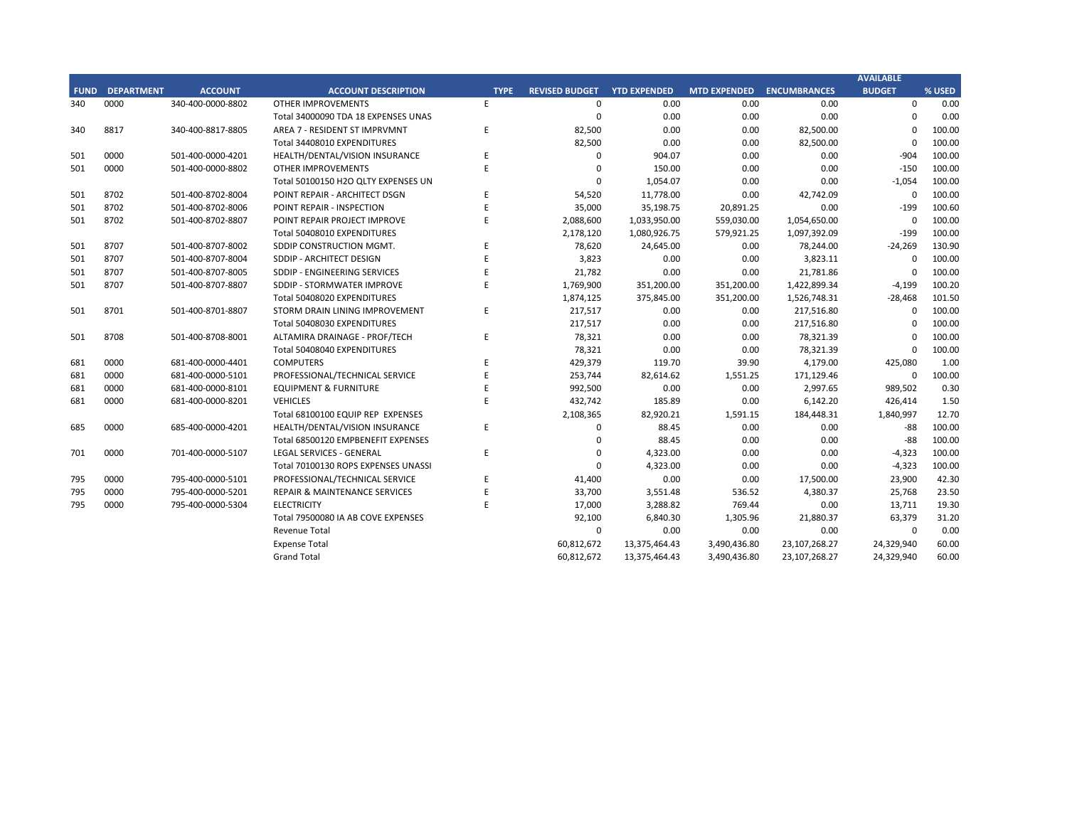| FUND | DEPARTMENT | ACCOUNT | ACCOUNT DESCRIPTION | TYPE | REVISED BUDGET | YTD EXPENDED | MTD EXPENDED | ENCUMBRANCES | AVAILABLE BUDGET | % USED |
|---|---|---|---|---|---|---|---|---|---|---|
| 340 | 0000 | 340-400-0000-8802 | OTHER IMPROVEMENTS | E | 0 | 0.00 | 0.00 | 0.00 | 0 | 0.00 |
| | | | Total 34000090 TDA 18 EXPENSES UNAS | | 0 | 0.00 | 0.00 | 0.00 | 0 | 0.00 |
| 340 | 8817 | 340-400-8817-8805 | AREA 7 - RESIDENT ST IMPRVMNT | E | 82,500 | 0.00 | 0.00 | 82,500.00 | 0 | 100.00 |
| | | | Total 34408010 EXPENDITURES | | 82,500 | 0.00 | 0.00 | 82,500.00 | 0 | 100.00 |
| 501 | 0000 | 501-400-0000-4201 | HEALTH/DENTAL/VISION INSURANCE | E | 0 | 904.07 | 0.00 | 0.00 | -904 | 100.00 |
| 501 | 0000 | 501-400-0000-8802 | OTHER IMPROVEMENTS | E | 0 | 150.00 | 0.00 | 0.00 | -150 | 100.00 |
| | | | Total 50100150 H2O QLTY EXPENSES UN | | 0 | 1,054.07 | 0.00 | 0.00 | -1,054 | 100.00 |
| 501 | 8702 | 501-400-8702-8004 | POINT REPAIR - ARCHITECT DSGN | E | 54,520 | 11,778.00 | 0.00 | 42,742.09 | 0 | 100.00 |
| 501 | 8702 | 501-400-8702-8006 | POINT REPAIR - INSPECTION | E | 35,000 | 35,198.75 | 20,891.25 | 0.00 | -199 | 100.60 |
| 501 | 8702 | 501-400-8702-8807 | POINT REPAIR PROJECT IMPROVE | E | 2,088,600 | 1,033,950.00 | 559,030.00 | 1,054,650.00 | 0 | 100.00 |
| | | | Total 50408010 EXPENDITURES | | 2,178,120 | 1,080,926.75 | 579,921.25 | 1,097,392.09 | -199 | 100.00 |
| 501 | 8707 | 501-400-8707-8002 | SDDIP CONSTRUCTION MGMT. | E | 78,620 | 24,645.00 | 0.00 | 78,244.00 | -24,269 | 130.90 |
| 501 | 8707 | 501-400-8707-8004 | SDDIP - ARCHITECT DESIGN | E | 3,823 | 0.00 | 0.00 | 3,823.11 | 0 | 100.00 |
| 501 | 8707 | 501-400-8707-8005 | SDDIP - ENGINEERING SERVICES | E | 21,782 | 0.00 | 0.00 | 21,781.86 | 0 | 100.00 |
| 501 | 8707 | 501-400-8707-8807 | SDDIP - STORMWATER IMPROVE | E | 1,769,900 | 351,200.00 | 351,200.00 | 1,422,899.34 | -4,199 | 100.20 |
| | | | Total 50408020 EXPENDITURES | | 1,874,125 | 375,845.00 | 351,200.00 | 1,526,748.31 | -28,468 | 101.50 |
| 501 | 8701 | 501-400-8701-8807 | STORM DRAIN LINING IMPROVEMENT | E | 217,517 | 0.00 | 0.00 | 217,516.80 | 0 | 100.00 |
| | | | Total 50408030 EXPENDITURES | | 217,517 | 0.00 | 0.00 | 217,516.80 | 0 | 100.00 |
| 501 | 8708 | 501-400-8708-8001 | ALTAMIRA DRAINAGE - PROF/TECH | E | 78,321 | 0.00 | 0.00 | 78,321.39 | 0 | 100.00 |
| | | | Total 50408040 EXPENDITURES | | 78,321 | 0.00 | 0.00 | 78,321.39 | 0 | 100.00 |
| 681 | 0000 | 681-400-0000-4401 | COMPUTERS | E | 429,379 | 119.70 | 39.90 | 4,179.00 | 425,080 | 1.00 |
| 681 | 0000 | 681-400-0000-5101 | PROFESSIONAL/TECHNICAL SERVICE | E | 253,744 | 82,614.62 | 1,551.25 | 171,129.46 | 0 | 100.00 |
| 681 | 0000 | 681-400-0000-8101 | EQUIPMENT & FURNITURE | E | 992,500 | 0.00 | 0.00 | 2,997.65 | 989,502 | 0.30 |
| 681 | 0000 | 681-400-0000-8201 | VEHICLES | E | 432,742 | 185.89 | 0.00 | 6,142.20 | 426,414 | 1.50 |
| | | | Total 68100100 EQUIP REP EXPENSES | | 2,108,365 | 82,920.21 | 1,591.15 | 184,448.31 | 1,840,997 | 12.70 |
| 685 | 0000 | 685-400-0000-4201 | HEALTH/DENTAL/VISION INSURANCE | E | 0 | 88.45 | 0.00 | 0.00 | -88 | 100.00 |
| | | | Total 68500120 EMPBENEFIT EXPENSES | | 0 | 88.45 | 0.00 | 0.00 | -88 | 100.00 |
| 701 | 0000 | 701-400-0000-5107 | LEGAL SERVICES - GENERAL | E | 0 | 4,323.00 | 0.00 | 0.00 | -4,323 | 100.00 |
| | | | Total 70100130 ROPS EXPENSES UNASSI | | 0 | 4,323.00 | 0.00 | 0.00 | -4,323 | 100.00 |
| 795 | 0000 | 795-400-0000-5101 | PROFESSIONAL/TECHNICAL SERVICE | E | 41,400 | 0.00 | 0.00 | 17,500.00 | 23,900 | 42.30 |
| 795 | 0000 | 795-400-0000-5201 | REPAIR & MAINTENANCE SERVICES | E | 33,700 | 3,551.48 | 536.52 | 4,380.37 | 25,768 | 23.50 |
| 795 | 0000 | 795-400-0000-5304 | ELECTRICITY | E | 17,000 | 3,288.82 | 769.44 | 0.00 | 13,711 | 19.30 |
| | | | Total 79500080 IA AB COVE EXPENSES | | 92,100 | 6,840.30 | 1,305.96 | 21,880.37 | 63,379 | 31.20 |
| | | | Revenue Total | | 0 | 0.00 | 0.00 | 0.00 | 0 | 0.00 |
| | | | Expense Total | | 60,812,672 | 13,375,464.43 | 3,490,436.80 | 23,107,268.27 | 24,329,940 | 60.00 |
| | | | Grand Total | | 60,812,672 | 13,375,464.43 | 3,490,436.80 | 23,107,268.27 | 24,329,940 | 60.00 |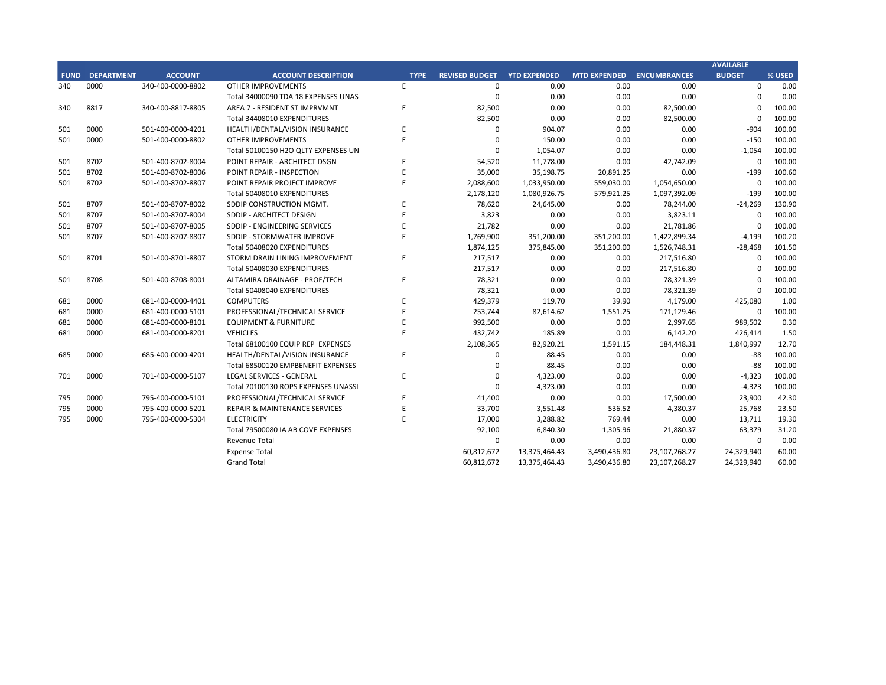| FUND | DEPARTMENT | ACCOUNT | ACCOUNT DESCRIPTION | TYPE | REVISED BUDGET | YTD EXPENDED | MTD EXPENDED | ENCUMBRANCES | AVAILABLE BUDGET | % USED |
|---|---|---|---|---|---|---|---|---|---|---|
| 340 | 0000 | 340-400-0000-8802 | OTHER IMPROVEMENTS | E | 0 | 0.00 | 0.00 | 0.00 | 0 | 0.00 |
| | | | Total 34000090 TDA 18 EXPENSES UNAS | | 0 | 0.00 | 0.00 | 0.00 | 0 | 0.00 |
| 340 | 8817 | 340-400-8817-8805 | AREA 7 - RESIDENT ST IMPRVMNT | E | 82,500 | 0.00 | 0.00 | 82,500.00 | 0 | 100.00 |
| | | | Total 34408010 EXPENDITURES | | 82,500 | 0.00 | 0.00 | 82,500.00 | 0 | 100.00 |
| 501 | 0000 | 501-400-0000-4201 | HEALTH/DENTAL/VISION INSURANCE | E | 0 | 904.07 | 0.00 | 0.00 | -904 | 100.00 |
| 501 | 0000 | 501-400-0000-8802 | OTHER IMPROVEMENTS | E | 0 | 150.00 | 0.00 | 0.00 | -150 | 100.00 |
| | | | Total 50100150 H2O QLTY EXPENSES UN | | 0 | 1,054.07 | 0.00 | 0.00 | -1,054 | 100.00 |
| 501 | 8702 | 501-400-8702-8004 | POINT REPAIR - ARCHITECT DSGN | E | 54,520 | 11,778.00 | 0.00 | 42,742.09 | 0 | 100.00 |
| 501 | 8702 | 501-400-8702-8006 | POINT REPAIR - INSPECTION | E | 35,000 | 35,198.75 | 20,891.25 | 0.00 | -199 | 100.60 |
| 501 | 8702 | 501-400-8702-8807 | POINT REPAIR PROJECT IMPROVE | E | 2,088,600 | 1,033,950.00 | 559,030.00 | 1,054,650.00 | 0 | 100.00 |
| | | | Total 50408010 EXPENDITURES | | 2,178,120 | 1,080,926.75 | 579,921.25 | 1,097,392.09 | -199 | 100.00 |
| 501 | 8707 | 501-400-8707-8002 | SDDIP CONSTRUCTION MGMT. | E | 78,620 | 24,645.00 | 0.00 | 78,244.00 | -24,269 | 130.90 |
| 501 | 8707 | 501-400-8707-8004 | SDDIP - ARCHITECT DESIGN | E | 3,823 | 0.00 | 0.00 | 3,823.11 | 0 | 100.00 |
| 501 | 8707 | 501-400-8707-8005 | SDDIP - ENGINEERING SERVICES | E | 21,782 | 0.00 | 0.00 | 21,781.86 | 0 | 100.00 |
| 501 | 8707 | 501-400-8707-8807 | SDDIP - STORMWATER IMPROVE | E | 1,769,900 | 351,200.00 | 351,200.00 | 1,422,899.34 | -4,199 | 100.20 |
| | | | Total 50408020 EXPENDITURES | | 1,874,125 | 375,845.00 | 351,200.00 | 1,526,748.31 | -28,468 | 101.50 |
| 501 | 8701 | 501-400-8701-8807 | STORM DRAIN LINING IMPROVEMENT | E | 217,517 | 0.00 | 0.00 | 217,516.80 | 0 | 100.00 |
| | | | Total 50408030 EXPENDITURES | | 217,517 | 0.00 | 0.00 | 217,516.80 | 0 | 100.00 |
| 501 | 8708 | 501-400-8708-8001 | ALTAMIRA DRAINAGE - PROF/TECH | E | 78,321 | 0.00 | 0.00 | 78,321.39 | 0 | 100.00 |
| | | | Total 50408040 EXPENDITURES | | 78,321 | 0.00 | 0.00 | 78,321.39 | 0 | 100.00 |
| 681 | 0000 | 681-400-0000-4401 | COMPUTERS | E | 429,379 | 119.70 | 39.90 | 4,179.00 | 425,080 | 1.00 |
| 681 | 0000 | 681-400-0000-5101 | PROFESSIONAL/TECHNICAL SERVICE | E | 253,744 | 82,614.62 | 1,551.25 | 171,129.46 | 0 | 100.00 |
| 681 | 0000 | 681-400-0000-8101 | EQUIPMENT & FURNITURE | E | 992,500 | 0.00 | 0.00 | 2,997.65 | 989,502 | 0.30 |
| 681 | 0000 | 681-400-0000-8201 | VEHICLES | E | 432,742 | 185.89 | 0.00 | 6,142.20 | 426,414 | 1.50 |
| | | | Total 68100100 EQUIP REP EXPENSES | | 2,108,365 | 82,920.21 | 1,591.15 | 184,448.31 | 1,840,997 | 12.70 |
| 685 | 0000 | 685-400-0000-4201 | HEALTH/DENTAL/VISION INSURANCE | E | 0 | 88.45 | 0.00 | 0.00 | -88 | 100.00 |
| | | | Total 68500120 EMPBENEFIT EXPENSES | | 0 | 88.45 | 0.00 | 0.00 | -88 | 100.00 |
| 701 | 0000 | 701-400-0000-5107 | LEGAL SERVICES - GENERAL | E | 0 | 4,323.00 | 0.00 | 0.00 | -4,323 | 100.00 |
| | | | Total 70100130 ROPS EXPENSES UNASSI | | 0 | 4,323.00 | 0.00 | 0.00 | -4,323 | 100.00 |
| 795 | 0000 | 795-400-0000-5101 | PROFESSIONAL/TECHNICAL SERVICE | E | 41,400 | 0.00 | 0.00 | 17,500.00 | 23,900 | 42.30 |
| 795 | 0000 | 795-400-0000-5201 | REPAIR & MAINTENANCE SERVICES | E | 33,700 | 3,551.48 | 536.52 | 4,380.37 | 25,768 | 23.50 |
| 795 | 0000 | 795-400-0000-5304 | ELECTRICITY | E | 17,000 | 3,288.82 | 769.44 | 0.00 | 13,711 | 19.30 |
| | | | Total 79500080 IA AB COVE EXPENSES | | 92,100 | 6,840.30 | 1,305.96 | 21,880.37 | 63,379 | 31.20 |
| | | | Revenue Total | | 0 | 0.00 | 0.00 | 0.00 | 0 | 0.00 |
| | | | Expense Total | | 60,812,672 | 13,375,464.43 | 3,490,436.80 | 23,107,268.27 | 24,329,940 | 60.00 |
| | | | Grand Total | | 60,812,672 | 13,375,464.43 | 3,490,436.80 | 23,107,268.27 | 24,329,940 | 60.00 |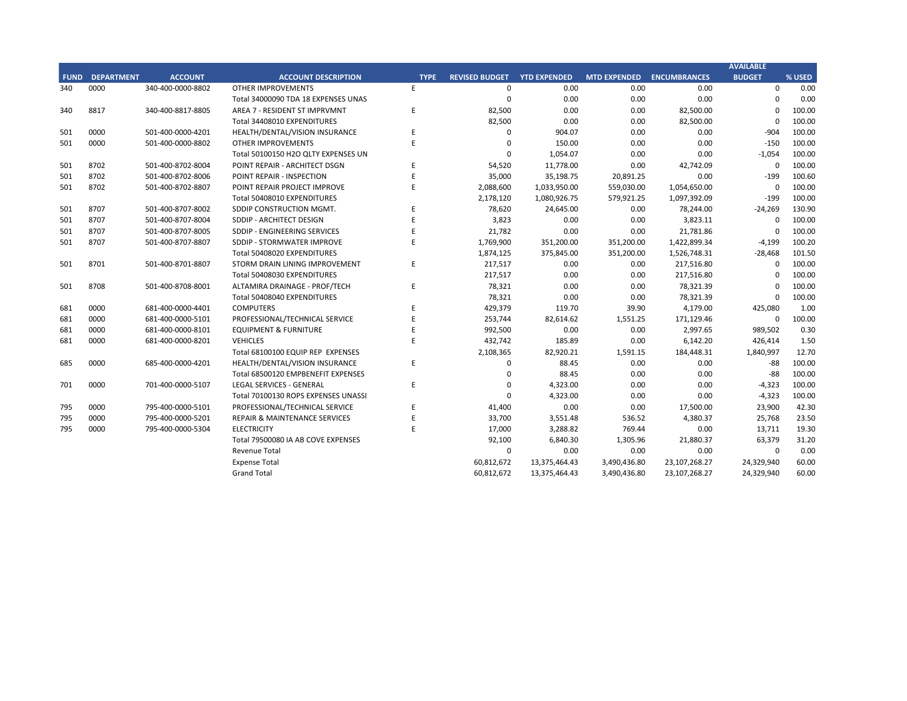| FUND | DEPARTMENT | ACCOUNT | ACCOUNT DESCRIPTION | TYPE | REVISED BUDGET | YTD EXPENDED | MTD EXPENDED | ENCUMBRANCES | AVAILABLE BUDGET | % USED |
|---|---|---|---|---|---|---|---|---|---|---|
| 340 | 0000 | 340-400-0000-8802 | OTHER IMPROVEMENTS | E | 0 | 0.00 | 0.00 | 0.00 | 0 | 0.00 |
| | | | Total 34000090 TDA 18 EXPENSES UNAS | | 0 | 0.00 | 0.00 | 0.00 | 0 | 0.00 |
| 340 | 8817 | 340-400-8817-8805 | AREA 7 - RESIDENT ST IMPRVMNT | E | 82,500 | 0.00 | 0.00 | 82,500.00 | 0 | 100.00 |
| | | | Total 34408010 EXPENDITURES | | 82,500 | 0.00 | 0.00 | 82,500.00 | 0 | 100.00 |
| 501 | 0000 | 501-400-0000-4201 | HEALTH/DENTAL/VISION INSURANCE | E | 0 | 904.07 | 0.00 | 0.00 | -904 | 100.00 |
| 501 | 0000 | 501-400-0000-8802 | OTHER IMPROVEMENTS | E | 0 | 150.00 | 0.00 | 0.00 | -150 | 100.00 |
| | | | Total 50100150 H2O QLTY EXPENSES UN | | 0 | 1,054.07 | 0.00 | 0.00 | -1,054 | 100.00 |
| 501 | 8702 | 501-400-8702-8004 | POINT REPAIR - ARCHITECT DSGN | E | 54,520 | 11,778.00 | 0.00 | 42,742.09 | 0 | 100.00 |
| 501 | 8702 | 501-400-8702-8006 | POINT REPAIR - INSPECTION | E | 35,000 | 35,198.75 | 20,891.25 | 0.00 | -199 | 100.60 |
| 501 | 8702 | 501-400-8702-8807 | POINT REPAIR PROJECT IMPROVE | E | 2,088,600 | 1,033,950.00 | 559,030.00 | 1,054,650.00 | 0 | 100.00 |
| | | | Total 50408010 EXPENDITURES | | 2,178,120 | 1,080,926.75 | 579,921.25 | 1,097,392.09 | -199 | 100.00 |
| 501 | 8707 | 501-400-8707-8002 | SDDIP CONSTRUCTION MGMT. | E | 78,620 | 24,645.00 | 0.00 | 78,244.00 | -24,269 | 130.90 |
| 501 | 8707 | 501-400-8707-8004 | SDDIP - ARCHITECT DESIGN | E | 3,823 | 0.00 | 0.00 | 3,823.11 | 0 | 100.00 |
| 501 | 8707 | 501-400-8707-8005 | SDDIP - ENGINEERING SERVICES | E | 21,782 | 0.00 | 0.00 | 21,781.86 | 0 | 100.00 |
| 501 | 8707 | 501-400-8707-8807 | SDDIP - STORMWATER IMPROVE | E | 1,769,900 | 351,200.00 | 351,200.00 | 1,422,899.34 | -4,199 | 100.20 |
| | | | Total 50408020 EXPENDITURES | | 1,874,125 | 375,845.00 | 351,200.00 | 1,526,748.31 | -28,468 | 101.50 |
| 501 | 8701 | 501-400-8701-8807 | STORM DRAIN LINING IMPROVEMENT | E | 217,517 | 0.00 | 0.00 | 217,516.80 | 0 | 100.00 |
| | | | Total 50408030 EXPENDITURES | | 217,517 | 0.00 | 0.00 | 217,516.80 | 0 | 100.00 |
| 501 | 8708 | 501-400-8708-8001 | ALTAMIRA DRAINAGE - PROF/TECH | E | 78,321 | 0.00 | 0.00 | 78,321.39 | 0 | 100.00 |
| | | | Total 50408040 EXPENDITURES | | 78,321 | 0.00 | 0.00 | 78,321.39 | 0 | 100.00 |
| 681 | 0000 | 681-400-0000-4401 | COMPUTERS | E | 429,379 | 119.70 | 39.90 | 4,179.00 | 425,080 | 1.00 |
| 681 | 0000 | 681-400-0000-5101 | PROFESSIONAL/TECHNICAL SERVICE | E | 253,744 | 82,614.62 | 1,551.25 | 171,129.46 | 0 | 100.00 |
| 681 | 0000 | 681-400-0000-8101 | EQUIPMENT & FURNITURE | E | 992,500 | 0.00 | 0.00 | 2,997.65 | 989,502 | 0.30 |
| 681 | 0000 | 681-400-0000-8201 | VEHICLES | E | 432,742 | 185.89 | 0.00 | 6,142.20 | 426,414 | 1.50 |
| | | | Total 68100100 EQUIP REP EXPENSES | | 2,108,365 | 82,920.21 | 1,591.15 | 184,448.31 | 1,840,997 | 12.70 |
| 685 | 0000 | 685-400-0000-4201 | HEALTH/DENTAL/VISION INSURANCE | E | 0 | 88.45 | 0.00 | 0.00 | -88 | 100.00 |
| | | | Total 68500120 EMPBENEFIT EXPENSES | | 0 | 88.45 | 0.00 | 0.00 | -88 | 100.00 |
| 701 | 0000 | 701-400-0000-5107 | LEGAL SERVICES - GENERAL | E | 0 | 4,323.00 | 0.00 | 0.00 | -4,323 | 100.00 |
| | | | Total 70100130 ROPS EXPENSES UNASSI | | 0 | 4,323.00 | 0.00 | 0.00 | -4,323 | 100.00 |
| 795 | 0000 | 795-400-0000-5101 | PROFESSIONAL/TECHNICAL SERVICE | E | 41,400 | 0.00 | 0.00 | 17,500.00 | 23,900 | 42.30 |
| 795 | 0000 | 795-400-0000-5201 | REPAIR & MAINTENANCE SERVICES | E | 33,700 | 3,551.48 | 536.52 | 4,380.37 | 25,768 | 23.50 |
| 795 | 0000 | 795-400-0000-5304 | ELECTRICITY | E | 17,000 | 3,288.82 | 769.44 | 0.00 | 13,711 | 19.30 |
| | | | Total 79500080 IA AB COVE EXPENSES | | 92,100 | 6,840.30 | 1,305.96 | 21,880.37 | 63,379 | 31.20 |
| | | | Revenue Total | | 0 | 0.00 | 0.00 | 0.00 | 0 | 0.00 |
| | | | Expense Total | | 60,812,672 | 13,375,464.43 | 3,490,436.80 | 23,107,268.27 | 24,329,940 | 60.00 |
| | | | Grand Total | | 60,812,672 | 13,375,464.43 | 3,490,436.80 | 23,107,268.27 | 24,329,940 | 60.00 |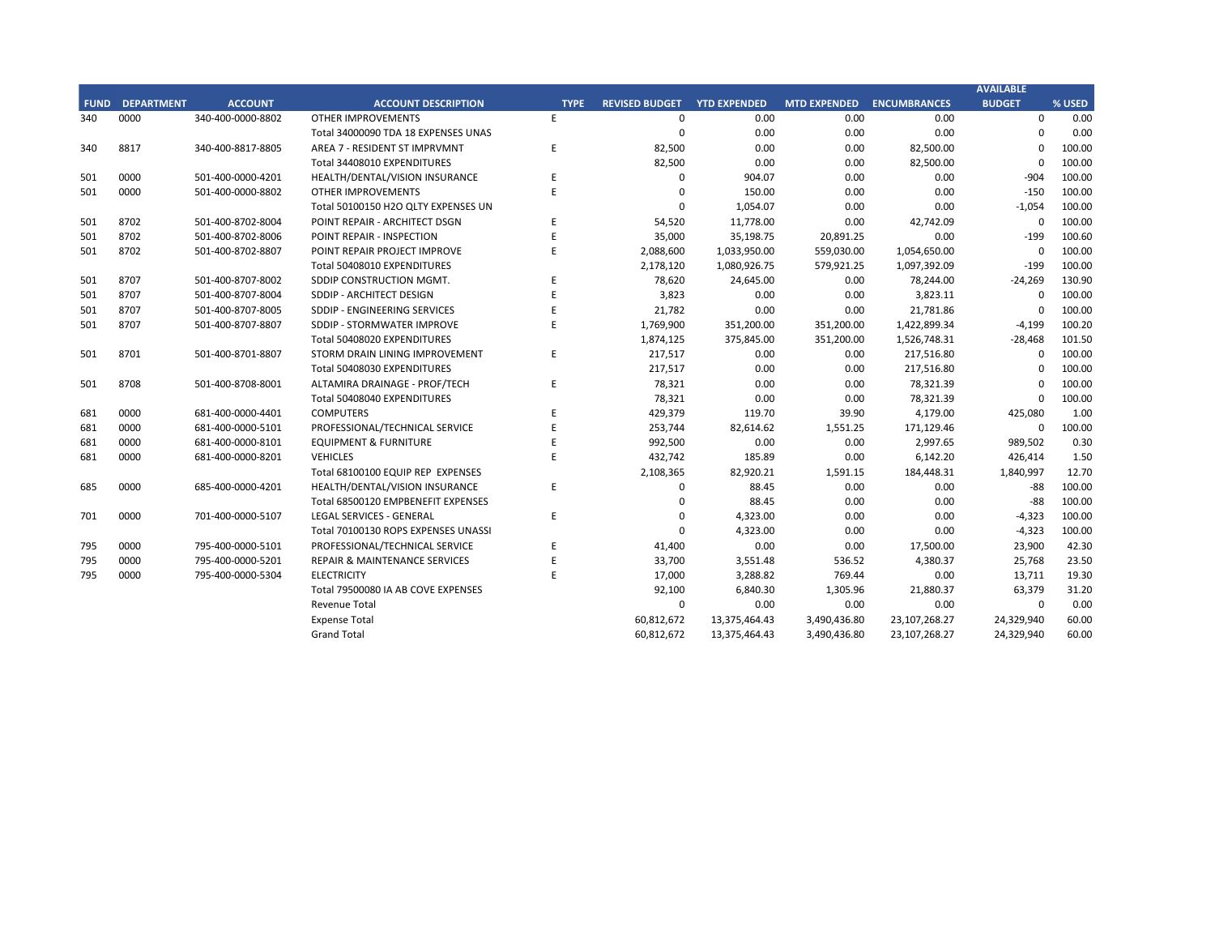| FUND | DEPARTMENT | ACCOUNT | ACCOUNT DESCRIPTION | TYPE | REVISED BUDGET | YTD EXPENDED | MTD EXPENDED | ENCUMBRANCES | AVAILABLE BUDGET | % USED |
|---|---|---|---|---|---|---|---|---|---|---|
| 340 | 0000 | 340-400-0000-8802 | OTHER IMPROVEMENTS | E | 0 | 0.00 | 0.00 | 0.00 | 0 | 0.00 |
| | | | Total 34000090 TDA 18 EXPENSES UNAS | | 0 | 0.00 | 0.00 | 0.00 | 0 | 0.00 |
| 340 | 8817 | 340-400-8817-8805 | AREA 7 - RESIDENT ST IMPRVMNT | E | 82,500 | 0.00 | 0.00 | 82,500.00 | 0 | 100.00 |
| | | | Total 34408010 EXPENDITURES | | 82,500 | 0.00 | 0.00 | 82,500.00 | 0 | 100.00 |
| 501 | 0000 | 501-400-0000-4201 | HEALTH/DENTAL/VISION INSURANCE | E | 0 | 904.07 | 0.00 | 0.00 | -904 | 100.00 |
| 501 | 0000 | 501-400-0000-8802 | OTHER IMPROVEMENTS | E | 0 | 150.00 | 0.00 | 0.00 | -150 | 100.00 |
| | | | Total 50100150 H2O QLTY EXPENSES UN | | 0 | 1,054.07 | 0.00 | 0.00 | -1,054 | 100.00 |
| 501 | 8702 | 501-400-8702-8004 | POINT REPAIR - ARCHITECT DSGN | E | 54,520 | 11,778.00 | 0.00 | 42,742.09 | 0 | 100.00 |
| 501 | 8702 | 501-400-8702-8006 | POINT REPAIR - INSPECTION | E | 35,000 | 35,198.75 | 20,891.25 | 0.00 | -199 | 100.60 |
| 501 | 8702 | 501-400-8702-8807 | POINT REPAIR PROJECT IMPROVE | E | 2,088,600 | 1,033,950.00 | 559,030.00 | 1,054,650.00 | 0 | 100.00 |
| | | | Total 50408010 EXPENDITURES | | 2,178,120 | 1,080,926.75 | 579,921.25 | 1,097,392.09 | -199 | 100.00 |
| 501 | 8707 | 501-400-8707-8002 | SDDIP CONSTRUCTION MGMT. | E | 78,620 | 24,645.00 | 0.00 | 78,244.00 | -24,269 | 130.90 |
| 501 | 8707 | 501-400-8707-8004 | SDDIP - ARCHITECT DESIGN | E | 3,823 | 0.00 | 0.00 | 3,823.11 | 0 | 100.00 |
| 501 | 8707 | 501-400-8707-8005 | SDDIP - ENGINEERING SERVICES | E | 21,782 | 0.00 | 0.00 | 21,781.86 | 0 | 100.00 |
| 501 | 8707 | 501-400-8707-8807 | SDDIP - STORMWATER IMPROVE | E | 1,769,900 | 351,200.00 | 351,200.00 | 1,422,899.34 | -4,199 | 100.20 |
| | | | Total 50408020 EXPENDITURES | | 1,874,125 | 375,845.00 | 351,200.00 | 1,526,748.31 | -28,468 | 101.50 |
| 501 | 8701 | 501-400-8701-8807 | STORM DRAIN LINING IMPROVEMENT | E | 217,517 | 0.00 | 0.00 | 217,516.80 | 0 | 100.00 |
| | | | Total 50408030 EXPENDITURES | | 217,517 | 0.00 | 0.00 | 217,516.80 | 0 | 100.00 |
| 501 | 8708 | 501-400-8708-8001 | ALTAMIRA DRAINAGE - PROF/TECH | E | 78,321 | 0.00 | 0.00 | 78,321.39 | 0 | 100.00 |
| | | | Total 50408040 EXPENDITURES | | 78,321 | 0.00 | 0.00 | 78,321.39 | 0 | 100.00 |
| 681 | 0000 | 681-400-0000-4401 | COMPUTERS | E | 429,379 | 119.70 | 39.90 | 4,179.00 | 425,080 | 1.00 |
| 681 | 0000 | 681-400-0000-5101 | PROFESSIONAL/TECHNICAL SERVICE | E | 253,744 | 82,614.62 | 1,551.25 | 171,129.46 | 0 | 100.00 |
| 681 | 0000 | 681-400-0000-8101 | EQUIPMENT & FURNITURE | E | 992,500 | 0.00 | 0.00 | 2,997.65 | 989,502 | 0.30 |
| 681 | 0000 | 681-400-0000-8201 | VEHICLES | E | 432,742 | 185.89 | 0.00 | 6,142.20 | 426,414 | 1.50 |
| | | | Total 68100100 EQUIP REP EXPENSES | | 2,108,365 | 82,920.21 | 1,591.15 | 184,448.31 | 1,840,997 | 12.70 |
| 685 | 0000 | 685-400-0000-4201 | HEALTH/DENTAL/VISION INSURANCE | E | 0 | 88.45 | 0.00 | 0.00 | -88 | 100.00 |
| | | | Total 68500120 EMPBENEFIT EXPENSES | | 0 | 88.45 | 0.00 | 0.00 | -88 | 100.00 |
| 701 | 0000 | 701-400-0000-5107 | LEGAL SERVICES - GENERAL | E | 0 | 4,323.00 | 0.00 | 0.00 | -4,323 | 100.00 |
| | | | Total 70100130 ROPS EXPENSES UNASSI | | 0 | 4,323.00 | 0.00 | 0.00 | -4,323 | 100.00 |
| 795 | 0000 | 795-400-0000-5101 | PROFESSIONAL/TECHNICAL SERVICE | E | 41,400 | 0.00 | 0.00 | 17,500.00 | 23,900 | 42.30 |
| 795 | 0000 | 795-400-0000-5201 | REPAIR & MAINTENANCE SERVICES | E | 33,700 | 3,551.48 | 536.52 | 4,380.37 | 25,768 | 23.50 |
| 795 | 0000 | 795-400-0000-5304 | ELECTRICITY | E | 17,000 | 3,288.82 | 769.44 | 0.00 | 13,711 | 19.30 |
| | | | Total 79500080 IA AB COVE EXPENSES | | 92,100 | 6,840.30 | 1,305.96 | 21,880.37 | 63,379 | 31.20 |
| | | | Revenue Total | | 0 | 0.00 | 0.00 | 0.00 | 0 | 0.00 |
| | | | Expense Total | | 60,812,672 | 13,375,464.43 | 3,490,436.80 | 23,107,268.27 | 24,329,940 | 60.00 |
| | | | Grand Total | | 60,812,672 | 13,375,464.43 | 3,490,436.80 | 23,107,268.27 | 24,329,940 | 60.00 |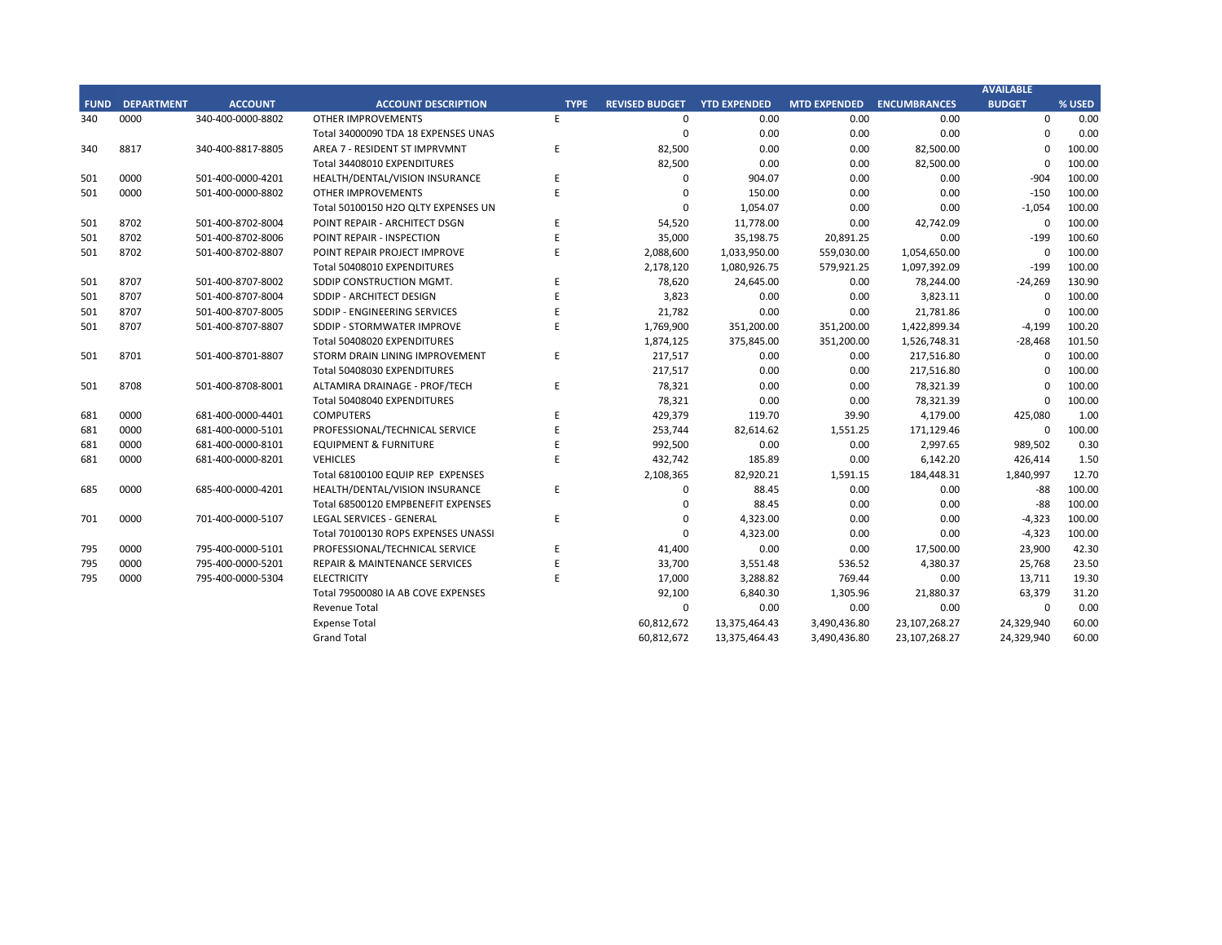| FUND | DEPARTMENT | ACCOUNT | ACCOUNT DESCRIPTION | TYPE | REVISED BUDGET | YTD EXPENDED | MTD EXPENDED | ENCUMBRANCES | AVAILABLE BUDGET | % USED |
|---|---|---|---|---|---|---|---|---|---|---|
| 340 | 0000 | 340-400-0000-8802 | OTHER IMPROVEMENTS | E | 0 | 0.00 | 0.00 | 0.00 | 0 | 0.00 |
| | | | Total 34000090 TDA 18 EXPENSES UNAS | | 0 | 0.00 | 0.00 | 0.00 | 0 | 0.00 |
| 340 | 8817 | 340-400-8817-8805 | AREA 7 - RESIDENT ST IMPRVMNT | E | 82,500 | 0.00 | 0.00 | 82,500.00 | 0 | 100.00 |
| | | | Total 34408010 EXPENDITURES | | 82,500 | 0.00 | 0.00 | 82,500.00 | 0 | 100.00 |
| 501 | 0000 | 501-400-0000-4201 | HEALTH/DENTAL/VISION INSURANCE | E | 0 | 904.07 | 0.00 | 0.00 | -904 | 100.00 |
| 501 | 0000 | 501-400-0000-8802 | OTHER IMPROVEMENTS | E | 0 | 150.00 | 0.00 | 0.00 | -150 | 100.00 |
| | | | Total 50100150 H2O QLTY EXPENSES UN | | 0 | 1,054.07 | 0.00 | 0.00 | -1,054 | 100.00 |
| 501 | 8702 | 501-400-8702-8004 | POINT REPAIR - ARCHITECT DSGN | E | 54,520 | 11,778.00 | 0.00 | 42,742.09 | 0 | 100.00 |
| 501 | 8702 | 501-400-8702-8006 | POINT REPAIR - INSPECTION | E | 35,000 | 35,198.75 | 20,891.25 | 0.00 | -199 | 100.60 |
| 501 | 8702 | 501-400-8702-8807 | POINT REPAIR PROJECT IMPROVE | E | 2,088,600 | 1,033,950.00 | 559,030.00 | 1,054,650.00 | 0 | 100.00 |
| | | | Total 50408010 EXPENDITURES | | 2,178,120 | 1,080,926.75 | 579,921.25 | 1,097,392.09 | -199 | 100.00 |
| 501 | 8707 | 501-400-8707-8002 | SDDIP CONSTRUCTION MGMT. | E | 78,620 | 24,645.00 | 0.00 | 78,244.00 | -24,269 | 130.90 |
| 501 | 8707 | 501-400-8707-8004 | SDDIP - ARCHITECT DESIGN | E | 3,823 | 0.00 | 0.00 | 3,823.11 | 0 | 100.00 |
| 501 | 8707 | 501-400-8707-8005 | SDDIP - ENGINEERING SERVICES | E | 21,782 | 0.00 | 0.00 | 21,781.86 | 0 | 100.00 |
| 501 | 8707 | 501-400-8707-8807 | SDDIP - STORMWATER IMPROVE | E | 1,769,900 | 351,200.00 | 351,200.00 | 1,422,899.34 | -4,199 | 100.20 |
| | | | Total 50408020 EXPENDITURES | | 1,874,125 | 375,845.00 | 351,200.00 | 1,526,748.31 | -28,468 | 101.50 |
| 501 | 8701 | 501-400-8701-8807 | STORM DRAIN LINING IMPROVEMENT | E | 217,517 | 0.00 | 0.00 | 217,516.80 | 0 | 100.00 |
| | | | Total 50408030 EXPENDITURES | | 217,517 | 0.00 | 0.00 | 217,516.80 | 0 | 100.00 |
| 501 | 8708 | 501-400-8708-8001 | ALTAMIRA DRAINAGE - PROF/TECH | E | 78,321 | 0.00 | 0.00 | 78,321.39 | 0 | 100.00 |
| | | | Total 50408040 EXPENDITURES | | 78,321 | 0.00 | 0.00 | 78,321.39 | 0 | 100.00 |
| 681 | 0000 | 681-400-0000-4401 | COMPUTERS | E | 429,379 | 119.70 | 39.90 | 4,179.00 | 425,080 | 1.00 |
| 681 | 0000 | 681-400-0000-5101 | PROFESSIONAL/TECHNICAL SERVICE | E | 253,744 | 82,614.62 | 1,551.25 | 171,129.46 | 0 | 100.00 |
| 681 | 0000 | 681-400-0000-8101 | EQUIPMENT & FURNITURE | E | 992,500 | 0.00 | 0.00 | 2,997.65 | 989,502 | 0.30 |
| 681 | 0000 | 681-400-0000-8201 | VEHICLES | E | 432,742 | 185.89 | 0.00 | 6,142.20 | 426,414 | 1.50 |
| | | | Total 68100100 EQUIP REP EXPENSES | | 2,108,365 | 82,920.21 | 1,591.15 | 184,448.31 | 1,840,997 | 12.70 |
| 685 | 0000 | 685-400-0000-4201 | HEALTH/DENTAL/VISION INSURANCE | E | 0 | 88.45 | 0.00 | 0.00 | -88 | 100.00 |
| | | | Total 68500120 EMPBENEFIT EXPENSES | | 0 | 88.45 | 0.00 | 0.00 | -88 | 100.00 |
| 701 | 0000 | 701-400-0000-5107 | LEGAL SERVICES - GENERAL | E | 0 | 4,323.00 | 0.00 | 0.00 | -4,323 | 100.00 |
| | | | Total 70100130 ROPS EXPENSES UNASSI | | 0 | 4,323.00 | 0.00 | 0.00 | -4,323 | 100.00 |
| 795 | 0000 | 795-400-0000-5101 | PROFESSIONAL/TECHNICAL SERVICE | E | 41,400 | 0.00 | 0.00 | 17,500.00 | 23,900 | 42.30 |
| 795 | 0000 | 795-400-0000-5201 | REPAIR & MAINTENANCE SERVICES | E | 33,700 | 3,551.48 | 536.52 | 4,380.37 | 25,768 | 23.50 |
| 795 | 0000 | 795-400-0000-5304 | ELECTRICITY | E | 17,000 | 3,288.82 | 769.44 | 0.00 | 13,711 | 19.30 |
| | | | Total 79500080 IA AB COVE EXPENSES | | 92,100 | 6,840.30 | 1,305.96 | 21,880.37 | 63,379 | 31.20 |
| | | | Revenue Total | | 0 | 0.00 | 0.00 | 0.00 | 0 | 0.00 |
| | | | Expense Total | | 60,812,672 | 13,375,464.43 | 3,490,436.80 | 23,107,268.27 | 24,329,940 | 60.00 |
| | | | Grand Total | | 60,812,672 | 13,375,464.43 | 3,490,436.80 | 23,107,268.27 | 24,329,940 | 60.00 |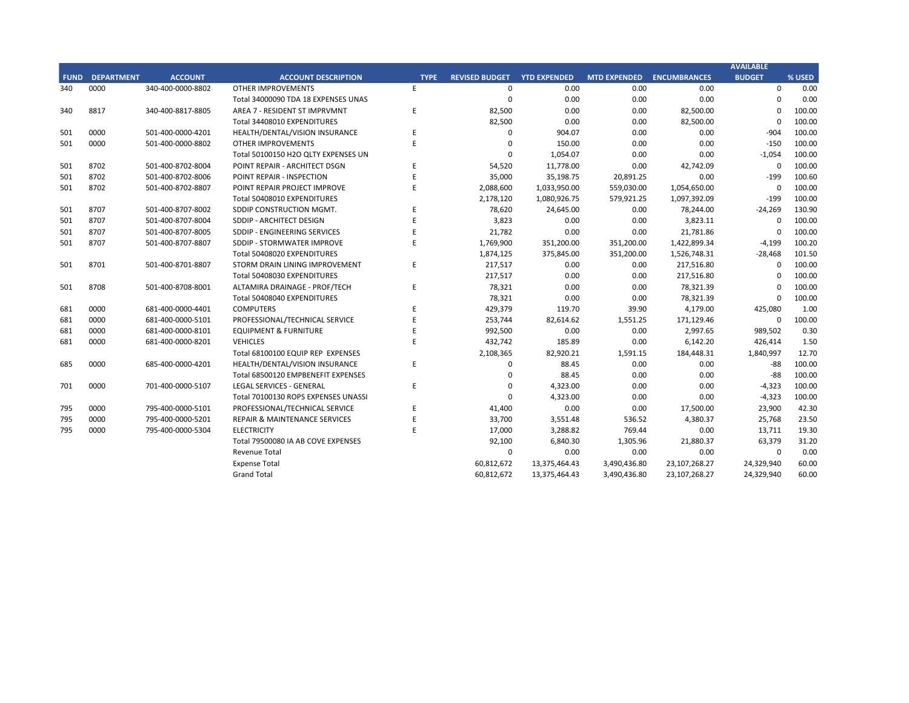| FUND | DEPARTMENT | ACCOUNT | ACCOUNT DESCRIPTION | TYPE | REVISED BUDGET | YTD EXPENDED | MTD EXPENDED | ENCUMBRANCES | AVAILABLE BUDGET | % USED |
|---|---|---|---|---|---|---|---|---|---|---|
| 340 | 0000 | 340-400-0000-8802 | OTHER IMPROVEMENTS | E | 0 | 0.00 | 0.00 | 0.00 | 0 | 0.00 |
| | | | Total 34000090 TDA 18 EXPENSES UNAS | | 0 | 0.00 | 0.00 | 0.00 | 0 | 0.00 |
| 340 | 8817 | 340-400-8817-8805 | AREA 7 - RESIDENT ST IMPRVMNT | E | 82,500 | 0.00 | 0.00 | 82,500.00 | 0 | 100.00 |
| | | | Total 34408010 EXPENDITURES | | 82,500 | 0.00 | 0.00 | 82,500.00 | 0 | 100.00 |
| 501 | 0000 | 501-400-0000-4201 | HEALTH/DENTAL/VISION INSURANCE | E | 0 | 904.07 | 0.00 | 0.00 | -904 | 100.00 |
| 501 | 0000 | 501-400-0000-8802 | OTHER IMPROVEMENTS | E | 0 | 150.00 | 0.00 | 0.00 | -150 | 100.00 |
| | | | Total 50100150 H2O QLTY EXPENSES UN | | 0 | 1,054.07 | 0.00 | 0.00 | -1,054 | 100.00 |
| 501 | 8702 | 501-400-8702-8004 | POINT REPAIR - ARCHITECT DSGN | E | 54,520 | 11,778.00 | 0.00 | 42,742.09 | 0 | 100.00 |
| 501 | 8702 | 501-400-8702-8006 | POINT REPAIR - INSPECTION | E | 35,000 | 35,198.75 | 20,891.25 | 0.00 | -199 | 100.60 |
| 501 | 8702 | 501-400-8702-8807 | POINT REPAIR PROJECT IMPROVE | E | 2,088,600 | 1,033,950.00 | 559,030.00 | 1,054,650.00 | 0 | 100.00 |
| | | | Total 50408010 EXPENDITURES | | 2,178,120 | 1,080,926.75 | 579,921.25 | 1,097,392.09 | -199 | 100.00 |
| 501 | 8707 | 501-400-8707-8002 | SDDIP CONSTRUCTION MGMT. | E | 78,620 | 24,645.00 | 0.00 | 78,244.00 | -24,269 | 130.90 |
| 501 | 8707 | 501-400-8707-8004 | SDDIP - ARCHITECT DESIGN | E | 3,823 | 0.00 | 0.00 | 3,823.11 | 0 | 100.00 |
| 501 | 8707 | 501-400-8707-8005 | SDDIP - ENGINEERING SERVICES | E | 21,782 | 0.00 | 0.00 | 21,781.86 | 0 | 100.00 |
| 501 | 8707 | 501-400-8707-8807 | SDDIP - STORMWATER IMPROVE | E | 1,769,900 | 351,200.00 | 351,200.00 | 1,422,899.34 | -4,199 | 100.20 |
| | | | Total 50408020 EXPENDITURES | | 1,874,125 | 375,845.00 | 351,200.00 | 1,526,748.31 | -28,468 | 101.50 |
| 501 | 8701 | 501-400-8701-8807 | STORM DRAIN LINING IMPROVEMENT | E | 217,517 | 0.00 | 0.00 | 217,516.80 | 0 | 100.00 |
| | | | Total 50408030 EXPENDITURES | | 217,517 | 0.00 | 0.00 | 217,516.80 | 0 | 100.00 |
| 501 | 8708 | 501-400-8708-8001 | ALTAMIRA DRAINAGE - PROF/TECH | E | 78,321 | 0.00 | 0.00 | 78,321.39 | 0 | 100.00 |
| | | | Total 50408040 EXPENDITURES | | 78,321 | 0.00 | 0.00 | 78,321.39 | 0 | 100.00 |
| 681 | 0000 | 681-400-0000-4401 | COMPUTERS | E | 429,379 | 119.70 | 39.90 | 4,179.00 | 425,080 | 1.00 |
| 681 | 0000 | 681-400-0000-5101 | PROFESSIONAL/TECHNICAL SERVICE | E | 253,744 | 82,614.62 | 1,551.25 | 171,129.46 | 0 | 100.00 |
| 681 | 0000 | 681-400-0000-8101 | EQUIPMENT & FURNITURE | E | 992,500 | 0.00 | 0.00 | 2,997.65 | 989,502 | 0.30 |
| 681 | 0000 | 681-400-0000-8201 | VEHICLES | E | 432,742 | 185.89 | 0.00 | 6,142.20 | 426,414 | 1.50 |
| | | | Total 68100100 EQUIP REP EXPENSES | | 2,108,365 | 82,920.21 | 1,591.15 | 184,448.31 | 1,840,997 | 12.70 |
| 685 | 0000 | 685-400-0000-4201 | HEALTH/DENTAL/VISION INSURANCE | E | 0 | 88.45 | 0.00 | 0.00 | -88 | 100.00 |
| | | | Total 68500120 EMPBENEFIT EXPENSES | | 0 | 88.45 | 0.00 | 0.00 | -88 | 100.00 |
| 701 | 0000 | 701-400-0000-5107 | LEGAL SERVICES - GENERAL | E | 0 | 4,323.00 | 0.00 | 0.00 | -4,323 | 100.00 |
| | | | Total 70100130 ROPS EXPENSES UNASSI | | 0 | 4,323.00 | 0.00 | 0.00 | -4,323 | 100.00 |
| 795 | 0000 | 795-400-0000-5101 | PROFESSIONAL/TECHNICAL SERVICE | E | 41,400 | 0.00 | 0.00 | 17,500.00 | 23,900 | 42.30 |
| 795 | 0000 | 795-400-0000-5201 | REPAIR & MAINTENANCE SERVICES | E | 33,700 | 3,551.48 | 536.52 | 4,380.37 | 25,768 | 23.50 |
| 795 | 0000 | 795-400-0000-5304 | ELECTRICITY | E | 17,000 | 3,288.82 | 769.44 | 0.00 | 13,711 | 19.30 |
| | | | Total 79500080 IA AB COVE EXPENSES | | 92,100 | 6,840.30 | 1,305.96 | 21,880.37 | 63,379 | 31.20 |
| | | | Revenue Total | | 0 | 0.00 | 0.00 | 0.00 | 0 | 0.00 |
| | | | Expense Total | | 60,812,672 | 13,375,464.43 | 3,490,436.80 | 23,107,268.27 | 24,329,940 | 60.00 |
| | | | Grand Total | | 60,812,672 | 13,375,464.43 | 3,490,436.80 | 23,107,268.27 | 24,329,940 | 60.00 |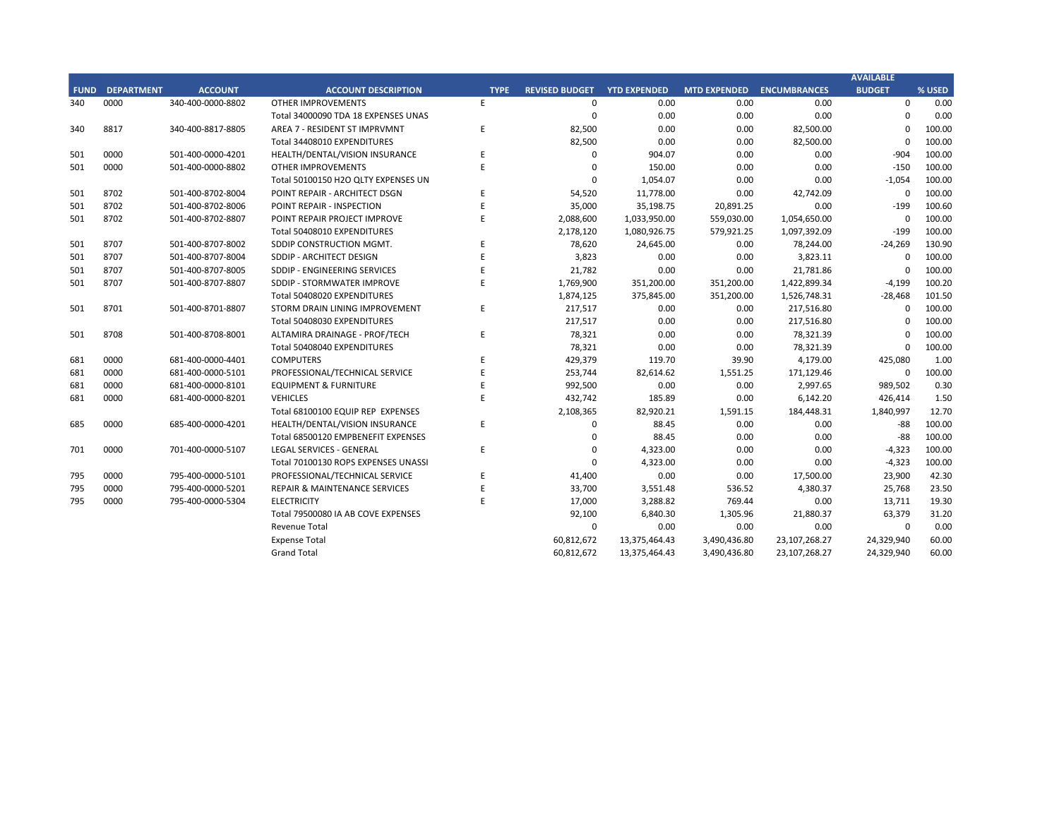| FUND | DEPARTMENT | ACCOUNT | ACCOUNT DESCRIPTION | TYPE | REVISED BUDGET | YTD EXPENDED | MTD EXPENDED | ENCUMBRANCES | AVAILABLE BUDGET | % USED |
|---|---|---|---|---|---|---|---|---|---|---|
| 340 | 0000 | 340-400-0000-8802 | OTHER IMPROVEMENTS | E | 0 | 0.00 | 0.00 | 0.00 | 0 | 0.00 |
| | | | Total 34000090 TDA 18 EXPENSES UNAS | | 0 | 0.00 | 0.00 | 0.00 | 0 | 0.00 |
| 340 | 8817 | 340-400-8817-8805 | AREA 7 - RESIDENT ST IMPRVMNT | E | 82,500 | 0.00 | 0.00 | 82,500.00 | 0 | 100.00 |
| | | | Total 34408010 EXPENDITURES | | 82,500 | 0.00 | 0.00 | 82,500.00 | 0 | 100.00 |
| 501 | 0000 | 501-400-0000-4201 | HEALTH/DENTAL/VISION INSURANCE | E | 0 | 904.07 | 0.00 | 0.00 | -904 | 100.00 |
| 501 | 0000 | 501-400-0000-8802 | OTHER IMPROVEMENTS | E | 0 | 150.00 | 0.00 | 0.00 | -150 | 100.00 |
| | | | Total 50100150 H2O QLTY EXPENSES UN | | 0 | 1,054.07 | 0.00 | 0.00 | -1,054 | 100.00 |
| 501 | 8702 | 501-400-8702-8004 | POINT REPAIR - ARCHITECT DSGN | E | 54,520 | 11,778.00 | 0.00 | 42,742.09 | 0 | 100.00 |
| 501 | 8702 | 501-400-8702-8006 | POINT REPAIR - INSPECTION | E | 35,000 | 35,198.75 | 20,891.25 | 0.00 | -199 | 100.60 |
| 501 | 8702 | 501-400-8702-8807 | POINT REPAIR PROJECT IMPROVE | E | 2,088,600 | 1,033,950.00 | 559,030.00 | 1,054,650.00 | 0 | 100.00 |
| | | | Total 50408010 EXPENDITURES | | 2,178,120 | 1,080,926.75 | 579,921.25 | 1,097,392.09 | -199 | 100.00 |
| 501 | 8707 | 501-400-8707-8002 | SDDIP CONSTRUCTION MGMT. | E | 78,620 | 24,645.00 | 0.00 | 78,244.00 | -24,269 | 130.90 |
| 501 | 8707 | 501-400-8707-8004 | SDDIP - ARCHITECT DESIGN | E | 3,823 | 0.00 | 0.00 | 3,823.11 | 0 | 100.00 |
| 501 | 8707 | 501-400-8707-8005 | SDDIP - ENGINEERING SERVICES | E | 21,782 | 0.00 | 0.00 | 21,781.86 | 0 | 100.00 |
| 501 | 8707 | 501-400-8707-8807 | SDDIP - STORMWATER IMPROVE | E | 1,769,900 | 351,200.00 | 351,200.00 | 1,422,899.34 | -4,199 | 100.20 |
| | | | Total 50408020 EXPENDITURES | | 1,874,125 | 375,845.00 | 351,200.00 | 1,526,748.31 | -28,468 | 101.50 |
| 501 | 8701 | 501-400-8701-8807 | STORM DRAIN LINING IMPROVEMENT | E | 217,517 | 0.00 | 0.00 | 217,516.80 | 0 | 100.00 |
| | | | Total 50408030 EXPENDITURES | | 217,517 | 0.00 | 0.00 | 217,516.80 | 0 | 100.00 |
| 501 | 8708 | 501-400-8708-8001 | ALTAMIRA DRAINAGE - PROF/TECH | E | 78,321 | 0.00 | 0.00 | 78,321.39 | 0 | 100.00 |
| | | | Total 50408040 EXPENDITURES | | 78,321 | 0.00 | 0.00 | 78,321.39 | 0 | 100.00 |
| 681 | 0000 | 681-400-0000-4401 | COMPUTERS | E | 429,379 | 119.70 | 39.90 | 4,179.00 | 425,080 | 1.00 |
| 681 | 0000 | 681-400-0000-5101 | PROFESSIONAL/TECHNICAL SERVICE | E | 253,744 | 82,614.62 | 1,551.25 | 171,129.46 | 0 | 100.00 |
| 681 | 0000 | 681-400-0000-8101 | EQUIPMENT & FURNITURE | E | 992,500 | 0.00 | 0.00 | 2,997.65 | 989,502 | 0.30 |
| 681 | 0000 | 681-400-0000-8201 | VEHICLES | E | 432,742 | 185.89 | 0.00 | 6,142.20 | 426,414 | 1.50 |
| | | | Total 68100100 EQUIP REP EXPENSES | | 2,108,365 | 82,920.21 | 1,591.15 | 184,448.31 | 1,840,997 | 12.70 |
| 685 | 0000 | 685-400-0000-4201 | HEALTH/DENTAL/VISION INSURANCE | E | 0 | 88.45 | 0.00 | 0.00 | -88 | 100.00 |
| | | | Total 68500120 EMPBENEFIT EXPENSES | | 0 | 88.45 | 0.00 | 0.00 | -88 | 100.00 |
| 701 | 0000 | 701-400-0000-5107 | LEGAL SERVICES - GENERAL | E | 0 | 4,323.00 | 0.00 | 0.00 | -4,323 | 100.00 |
| | | | Total 70100130 ROPS EXPENSES UNASSI | | 0 | 4,323.00 | 0.00 | 0.00 | -4,323 | 100.00 |
| 795 | 0000 | 795-400-0000-5101 | PROFESSIONAL/TECHNICAL SERVICE | E | 41,400 | 0.00 | 0.00 | 17,500.00 | 23,900 | 42.30 |
| 795 | 0000 | 795-400-0000-5201 | REPAIR & MAINTENANCE SERVICES | E | 33,700 | 3,551.48 | 536.52 | 4,380.37 | 25,768 | 23.50 |
| 795 | 0000 | 795-400-0000-5304 | ELECTRICITY | E | 17,000 | 3,288.82 | 769.44 | 0.00 | 13,711 | 19.30 |
| | | | Total 79500080 IA AB COVE EXPENSES | | 92,100 | 6,840.30 | 1,305.96 | 21,880.37 | 63,379 | 31.20 |
| | | | Revenue Total | | 0 | 0.00 | 0.00 | 0.00 | 0 | 0.00 |
| | | | Expense Total | | 60,812,672 | 13,375,464.43 | 3,490,436.80 | 23,107,268.27 | 24,329,940 | 60.00 |
| | | | Grand Total | | 60,812,672 | 13,375,464.43 | 3,490,436.80 | 23,107,268.27 | 24,329,940 | 60.00 |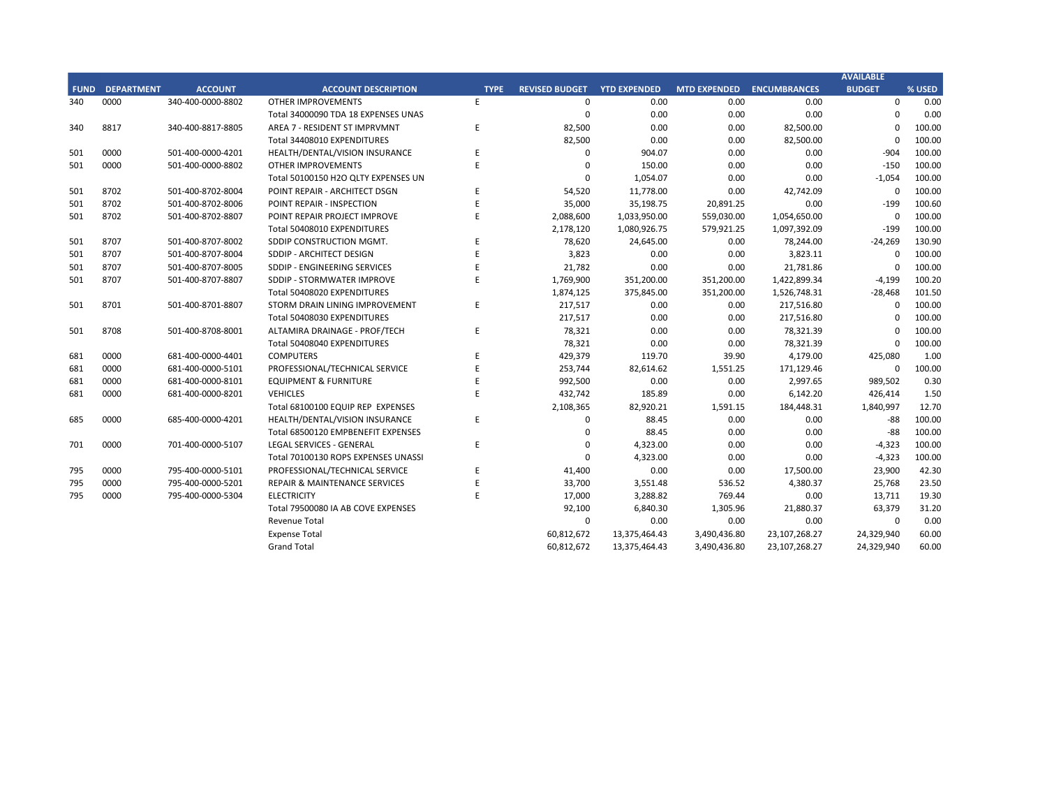| FUND | DEPARTMENT | ACCOUNT | ACCOUNT DESCRIPTION | TYPE | REVISED BUDGET | YTD EXPENDED | MTD EXPENDED | ENCUMBRANCES | AVAILABLE BUDGET | % USED |
|---|---|---|---|---|---|---|---|---|---|---|
| 340 | 0000 | 340-400-0000-8802 | OTHER IMPROVEMENTS | E | 0 | 0.00 | 0.00 | 0.00 | 0 | 0.00 |
| | | | Total 34000090 TDA 18 EXPENSES UNAS | | 0 | 0.00 | 0.00 | 0.00 | 0 | 0.00 |
| 340 | 8817 | 340-400-8817-8805 | AREA 7 - RESIDENT ST IMPRVMNT | E | 82,500 | 0.00 | 0.00 | 82,500.00 | 0 | 100.00 |
| | | | Total 34408010 EXPENDITURES | | 82,500 | 0.00 | 0.00 | 82,500.00 | 0 | 100.00 |
| 501 | 0000 | 501-400-0000-4201 | HEALTH/DENTAL/VISION INSURANCE | E | 0 | 904.07 | 0.00 | 0.00 | -904 | 100.00 |
| 501 | 0000 | 501-400-0000-8802 | OTHER IMPROVEMENTS | E | 0 | 150.00 | 0.00 | 0.00 | -150 | 100.00 |
| | | | Total 50100150 H2O QLTY EXPENSES UN | | 0 | 1,054.07 | 0.00 | 0.00 | -1,054 | 100.00 |
| 501 | 8702 | 501-400-8702-8004 | POINT REPAIR - ARCHITECT DSGN | E | 54,520 | 11,778.00 | 0.00 | 42,742.09 | 0 | 100.00 |
| 501 | 8702 | 501-400-8702-8006 | POINT REPAIR - INSPECTION | E | 35,000 | 35,198.75 | 20,891.25 | 0.00 | -199 | 100.60 |
| 501 | 8702 | 501-400-8702-8807 | POINT REPAIR PROJECT IMPROVE | E | 2,088,600 | 1,033,950.00 | 559,030.00 | 1,054,650.00 | 0 | 100.00 |
| | | | Total 50408010 EXPENDITURES | | 2,178,120 | 1,080,926.75 | 579,921.25 | 1,097,392.09 | -199 | 100.00 |
| 501 | 8707 | 501-400-8707-8002 | SDDIP CONSTRUCTION MGMT. | E | 78,620 | 24,645.00 | 0.00 | 78,244.00 | -24,269 | 130.90 |
| 501 | 8707 | 501-400-8707-8004 | SDDIP - ARCHITECT DESIGN | E | 3,823 | 0.00 | 0.00 | 3,823.11 | 0 | 100.00 |
| 501 | 8707 | 501-400-8707-8005 | SDDIP - ENGINEERING SERVICES | E | 21,782 | 0.00 | 0.00 | 21,781.86 | 0 | 100.00 |
| 501 | 8707 | 501-400-8707-8807 | SDDIP - STORMWATER IMPROVE | E | 1,769,900 | 351,200.00 | 351,200.00 | 1,422,899.34 | -4,199 | 100.20 |
| | | | Total 50408020 EXPENDITURES | | 1,874,125 | 375,845.00 | 351,200.00 | 1,526,748.31 | -28,468 | 101.50 |
| 501 | 8701 | 501-400-8701-8807 | STORM DRAIN LINING IMPROVEMENT | E | 217,517 | 0.00 | 0.00 | 217,516.80 | 0 | 100.00 |
| | | | Total 50408030 EXPENDITURES | | 217,517 | 0.00 | 0.00 | 217,516.80 | 0 | 100.00 |
| 501 | 8708 | 501-400-8708-8001 | ALTAMIRA DRAINAGE - PROF/TECH | E | 78,321 | 0.00 | 0.00 | 78,321.39 | 0 | 100.00 |
| | | | Total 50408040 EXPENDITURES | | 78,321 | 0.00 | 0.00 | 78,321.39 | 0 | 100.00 |
| 681 | 0000 | 681-400-0000-4401 | COMPUTERS | E | 429,379 | 119.70 | 39.90 | 4,179.00 | 425,080 | 1.00 |
| 681 | 0000 | 681-400-0000-5101 | PROFESSIONAL/TECHNICAL SERVICE | E | 253,744 | 82,614.62 | 1,551.25 | 171,129.46 | 0 | 100.00 |
| 681 | 0000 | 681-400-0000-8101 | EQUIPMENT & FURNITURE | E | 992,500 | 0.00 | 0.00 | 2,997.65 | 989,502 | 0.30 |
| 681 | 0000 | 681-400-0000-8201 | VEHICLES | E | 432,742 | 185.89 | 0.00 | 6,142.20 | 426,414 | 1.50 |
| | | | Total 68100100 EQUIP REP EXPENSES | | 2,108,365 | 82,920.21 | 1,591.15 | 184,448.31 | 1,840,997 | 12.70 |
| 685 | 0000 | 685-400-0000-4201 | HEALTH/DENTAL/VISION INSURANCE | E | 0 | 88.45 | 0.00 | 0.00 | -88 | 100.00 |
| | | | Total 68500120 EMPBENEFIT EXPENSES | | 0 | 88.45 | 0.00 | 0.00 | -88 | 100.00 |
| 701 | 0000 | 701-400-0000-5107 | LEGAL SERVICES - GENERAL | E | 0 | 4,323.00 | 0.00 | 0.00 | -4,323 | 100.00 |
| | | | Total 70100130 ROPS EXPENSES UNASSI | | 0 | 4,323.00 | 0.00 | 0.00 | -4,323 | 100.00 |
| 795 | 0000 | 795-400-0000-5101 | PROFESSIONAL/TECHNICAL SERVICE | E | 41,400 | 0.00 | 0.00 | 17,500.00 | 23,900 | 42.30 |
| 795 | 0000 | 795-400-0000-5201 | REPAIR & MAINTENANCE SERVICES | E | 33,700 | 3,551.48 | 536.52 | 4,380.37 | 25,768 | 23.50 |
| 795 | 0000 | 795-400-0000-5304 | ELECTRICITY | E | 17,000 | 3,288.82 | 769.44 | 0.00 | 13,711 | 19.30 |
| | | | Total 79500080 IA AB COVE EXPENSES | | 92,100 | 6,840.30 | 1,305.96 | 21,880.37 | 63,379 | 31.20 |
| | | | Revenue Total | | 0 | 0.00 | 0.00 | 0.00 | 0 | 0.00 |
| | | | Expense Total | | 60,812,672 | 13,375,464.43 | 3,490,436.80 | 23,107,268.27 | 24,329,940 | 60.00 |
| | | | Grand Total | | 60,812,672 | 13,375,464.43 | 3,490,436.80 | 23,107,268.27 | 24,329,940 | 60.00 |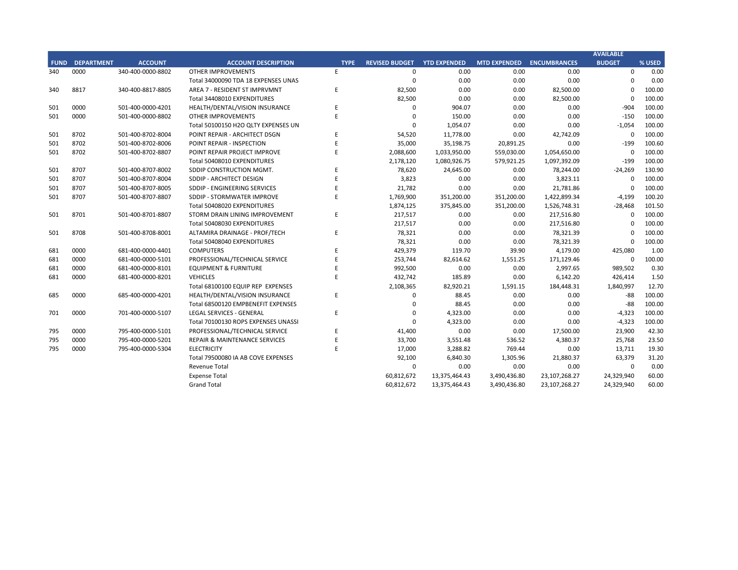| FUND | DEPARTMENT | ACCOUNT | ACCOUNT DESCRIPTION | TYPE | REVISED BUDGET | YTD EXPENDED | MTD EXPENDED | ENCUMBRANCES | AVAILABLE BUDGET | % USED |
|---|---|---|---|---|---|---|---|---|---|---|
| 340 | 0000 | 340-400-0000-8802 | OTHER IMPROVEMENTS | E | 0 | 0.00 | 0.00 | 0.00 | 0 | 0.00 |
| | | | Total 34000090 TDA 18 EXPENSES UNAS | | 0 | 0.00 | 0.00 | 0.00 | 0 | 0.00 |
| 340 | 8817 | 340-400-8817-8805 | AREA 7 - RESIDENT ST IMPRVMNT | E | 82,500 | 0.00 | 0.00 | 82,500.00 | 0 | 100.00 |
| | | | Total 34408010 EXPENDITURES | | 82,500 | 0.00 | 0.00 | 82,500.00 | 0 | 100.00 |
| 501 | 0000 | 501-400-0000-4201 | HEALTH/DENTAL/VISION INSURANCE | E | 0 | 904.07 | 0.00 | 0.00 | -904 | 100.00 |
| 501 | 0000 | 501-400-0000-8802 | OTHER IMPROVEMENTS | E | 0 | 150.00 | 0.00 | 0.00 | -150 | 100.00 |
| | | | Total 50100150 H2O QLTY EXPENSES UN | | 0 | 1,054.07 | 0.00 | 0.00 | -1,054 | 100.00 |
| 501 | 8702 | 501-400-8702-8004 | POINT REPAIR - ARCHITECT DSGN | E | 54,520 | 11,778.00 | 0.00 | 42,742.09 | 0 | 100.00 |
| 501 | 8702 | 501-400-8702-8006 | POINT REPAIR - INSPECTION | E | 35,000 | 35,198.75 | 20,891.25 | 0.00 | -199 | 100.60 |
| 501 | 8702 | 501-400-8702-8807 | POINT REPAIR PROJECT IMPROVE | E | 2,088,600 | 1,033,950.00 | 559,030.00 | 1,054,650.00 | 0 | 100.00 |
| | | | Total 50408010 EXPENDITURES | | 2,178,120 | 1,080,926.75 | 579,921.25 | 1,097,392.09 | -199 | 100.00 |
| 501 | 8707 | 501-400-8707-8002 | SDDIP CONSTRUCTION MGMT. | E | 78,620 | 24,645.00 | 0.00 | 78,244.00 | -24,269 | 130.90 |
| 501 | 8707 | 501-400-8707-8004 | SDDIP - ARCHITECT DESIGN | E | 3,823 | 0.00 | 0.00 | 3,823.11 | 0 | 100.00 |
| 501 | 8707 | 501-400-8707-8005 | SDDIP - ENGINEERING SERVICES | E | 21,782 | 0.00 | 0.00 | 21,781.86 | 0 | 100.00 |
| 501 | 8707 | 501-400-8707-8807 | SDDIP - STORMWATER IMPROVE | E | 1,769,900 | 351,200.00 | 351,200.00 | 1,422,899.34 | -4,199 | 100.20 |
| | | | Total 50408020 EXPENDITURES | | 1,874,125 | 375,845.00 | 351,200.00 | 1,526,748.31 | -28,468 | 101.50 |
| 501 | 8701 | 501-400-8701-8807 | STORM DRAIN LINING IMPROVEMENT | E | 217,517 | 0.00 | 0.00 | 217,516.80 | 0 | 100.00 |
| | | | Total 50408030 EXPENDITURES | | 217,517 | 0.00 | 0.00 | 217,516.80 | 0 | 100.00 |
| 501 | 8708 | 501-400-8708-8001 | ALTAMIRA DRAINAGE - PROF/TECH | E | 78,321 | 0.00 | 0.00 | 78,321.39 | 0 | 100.00 |
| | | | Total 50408040 EXPENDITURES | | 78,321 | 0.00 | 0.00 | 78,321.39 | 0 | 100.00 |
| 681 | 0000 | 681-400-0000-4401 | COMPUTERS | E | 429,379 | 119.70 | 39.90 | 4,179.00 | 425,080 | 1.00 |
| 681 | 0000 | 681-400-0000-5101 | PROFESSIONAL/TECHNICAL SERVICE | E | 253,744 | 82,614.62 | 1,551.25 | 171,129.46 | 0 | 100.00 |
| 681 | 0000 | 681-400-0000-8101 | EQUIPMENT & FURNITURE | E | 992,500 | 0.00 | 0.00 | 2,997.65 | 989,502 | 0.30 |
| 681 | 0000 | 681-400-0000-8201 | VEHICLES | E | 432,742 | 185.89 | 0.00 | 6,142.20 | 426,414 | 1.50 |
| | | | Total 68100100 EQUIP REP EXPENSES | | 2,108,365 | 82,920.21 | 1,591.15 | 184,448.31 | 1,840,997 | 12.70 |
| 685 | 0000 | 685-400-0000-4201 | HEALTH/DENTAL/VISION INSURANCE | E | 0 | 88.45 | 0.00 | 0.00 | -88 | 100.00 |
| | | | Total 68500120 EMPBENEFIT EXPENSES | | 0 | 88.45 | 0.00 | 0.00 | -88 | 100.00 |
| 701 | 0000 | 701-400-0000-5107 | LEGAL SERVICES - GENERAL | E | 0 | 4,323.00 | 0.00 | 0.00 | -4,323 | 100.00 |
| | | | Total 70100130 ROPS EXPENSES UNASSI | | 0 | 4,323.00 | 0.00 | 0.00 | -4,323 | 100.00 |
| 795 | 0000 | 795-400-0000-5101 | PROFESSIONAL/TECHNICAL SERVICE | E | 41,400 | 0.00 | 0.00 | 17,500.00 | 23,900 | 42.30 |
| 795 | 0000 | 795-400-0000-5201 | REPAIR & MAINTENANCE SERVICES | E | 33,700 | 3,551.48 | 536.52 | 4,380.37 | 25,768 | 23.50 |
| 795 | 0000 | 795-400-0000-5304 | ELECTRICITY | E | 17,000 | 3,288.82 | 769.44 | 0.00 | 13,711 | 19.30 |
| | | | Total 79500080 IA AB COVE EXPENSES | | 92,100 | 6,840.30 | 1,305.96 | 21,880.37 | 63,379 | 31.20 |
| | | | Revenue Total | | 0 | 0.00 | 0.00 | 0.00 | 0 | 0.00 |
| | | | Expense Total | | 60,812,672 | 13,375,464.43 | 3,490,436.80 | 23,107,268.27 | 24,329,940 | 60.00 |
| | | | Grand Total | | 60,812,672 | 13,375,464.43 | 3,490,436.80 | 23,107,268.27 | 24,329,940 | 60.00 |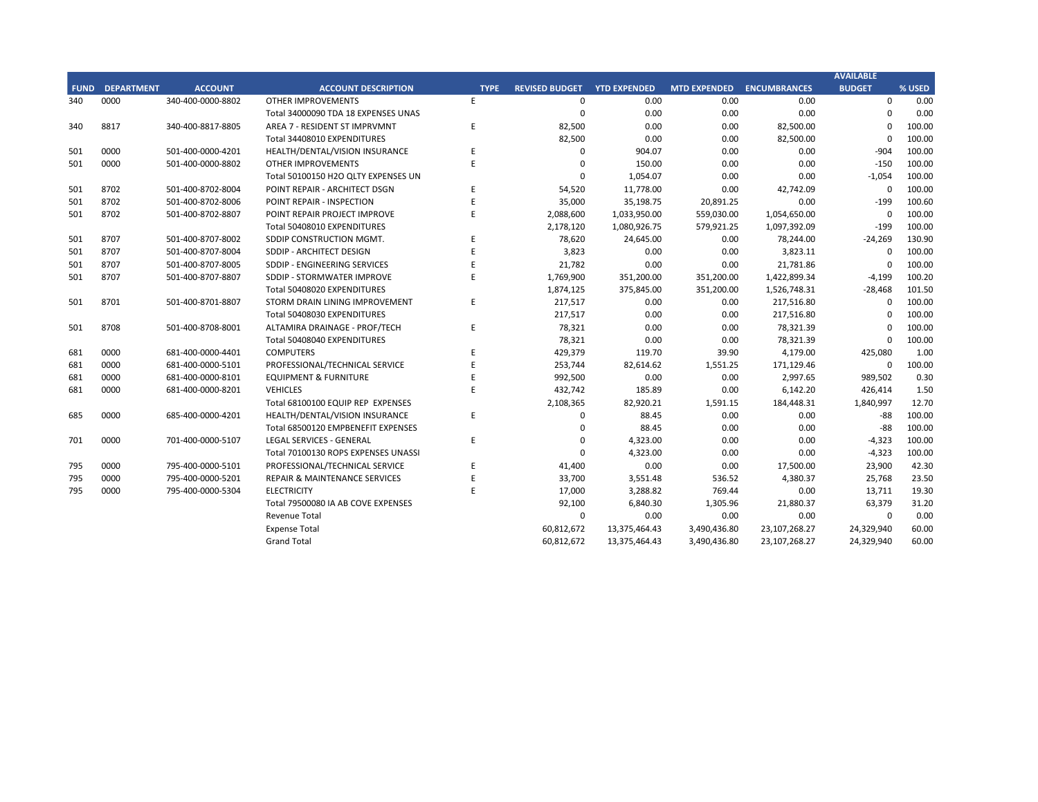| FUND | DEPARTMENT | ACCOUNT | ACCOUNT DESCRIPTION | TYPE | REVISED BUDGET | YTD EXPENDED | MTD EXPENDED | ENCUMBRANCES | AVAILABLE BUDGET | % USED |
|---|---|---|---|---|---|---|---|---|---|---|
| 340 | 0000 | 340-400-0000-8802 | OTHER IMPROVEMENTS | E | 0 | 0.00 | 0.00 | 0.00 | 0 | 0.00 |
| | | | Total 34000090 TDA 18 EXPENSES UNAS | | 0 | 0.00 | 0.00 | 0.00 | 0 | 0.00 |
| 340 | 8817 | 340-400-8817-8805 | AREA 7 - RESIDENT ST IMPRVMNT | E | 82,500 | 0.00 | 0.00 | 82,500.00 | 0 | 100.00 |
| | | | Total 34408010 EXPENDITURES | | 82,500 | 0.00 | 0.00 | 82,500.00 | 0 | 100.00 |
| 501 | 0000 | 501-400-0000-4201 | HEALTH/DENTAL/VISION INSURANCE | E | 0 | 904.07 | 0.00 | 0.00 | -904 | 100.00 |
| 501 | 0000 | 501-400-0000-8802 | OTHER IMPROVEMENTS | E | 0 | 150.00 | 0.00 | 0.00 | -150 | 100.00 |
| | | | Total 50100150 H2O QLTY EXPENSES UN | | 0 | 1,054.07 | 0.00 | 0.00 | -1,054 | 100.00 |
| 501 | 8702 | 501-400-8702-8004 | POINT REPAIR - ARCHITECT DSGN | E | 54,520 | 11,778.00 | 0.00 | 42,742.09 | 0 | 100.00 |
| 501 | 8702 | 501-400-8702-8006 | POINT REPAIR - INSPECTION | E | 35,000 | 35,198.75 | 20,891.25 | 0.00 | -199 | 100.60 |
| 501 | 8702 | 501-400-8702-8807 | POINT REPAIR PROJECT IMPROVE | E | 2,088,600 | 1,033,950.00 | 559,030.00 | 1,054,650.00 | 0 | 100.00 |
| | | | Total 50408010 EXPENDITURES | | 2,178,120 | 1,080,926.75 | 579,921.25 | 1,097,392.09 | -199 | 100.00 |
| 501 | 8707 | 501-400-8707-8002 | SDDIP CONSTRUCTION MGMT. | E | 78,620 | 24,645.00 | 0.00 | 78,244.00 | -24,269 | 130.90 |
| 501 | 8707 | 501-400-8707-8004 | SDDIP - ARCHITECT DESIGN | E | 3,823 | 0.00 | 0.00 | 3,823.11 | 0 | 100.00 |
| 501 | 8707 | 501-400-8707-8005 | SDDIP - ENGINEERING SERVICES | E | 21,782 | 0.00 | 0.00 | 21,781.86 | 0 | 100.00 |
| 501 | 8707 | 501-400-8707-8807 | SDDIP - STORMWATER IMPROVE | E | 1,769,900 | 351,200.00 | 351,200.00 | 1,422,899.34 | -4,199 | 100.20 |
| | | | Total 50408020 EXPENDITURES | | 1,874,125 | 375,845.00 | 351,200.00 | 1,526,748.31 | -28,468 | 101.50 |
| 501 | 8701 | 501-400-8701-8807 | STORM DRAIN LINING IMPROVEMENT | E | 217,517 | 0.00 | 0.00 | 217,516.80 | 0 | 100.00 |
| | | | Total 50408030 EXPENDITURES | | 217,517 | 0.00 | 0.00 | 217,516.80 | 0 | 100.00 |
| 501 | 8708 | 501-400-8708-8001 | ALTAMIRA DRAINAGE - PROF/TECH | E | 78,321 | 0.00 | 0.00 | 78,321.39 | 0 | 100.00 |
| | | | Total 50408040 EXPENDITURES | | 78,321 | 0.00 | 0.00 | 78,321.39 | 0 | 100.00 |
| 681 | 0000 | 681-400-0000-4401 | COMPUTERS | E | 429,379 | 119.70 | 39.90 | 4,179.00 | 425,080 | 1.00 |
| 681 | 0000 | 681-400-0000-5101 | PROFESSIONAL/TECHNICAL SERVICE | E | 253,744 | 82,614.62 | 1,551.25 | 171,129.46 | 0 | 100.00 |
| 681 | 0000 | 681-400-0000-8101 | EQUIPMENT & FURNITURE | E | 992,500 | 0.00 | 0.00 | 2,997.65 | 989,502 | 0.30 |
| 681 | 0000 | 681-400-0000-8201 | VEHICLES | E | 432,742 | 185.89 | 0.00 | 6,142.20 | 426,414 | 1.50 |
| | | | Total 68100100 EQUIP REP EXPENSES | | 2,108,365 | 82,920.21 | 1,591.15 | 184,448.31 | 1,840,997 | 12.70 |
| 685 | 0000 | 685-400-0000-4201 | HEALTH/DENTAL/VISION INSURANCE | E | 0 | 88.45 | 0.00 | 0.00 | -88 | 100.00 |
| | | | Total 68500120 EMPBENEFIT EXPENSES | | 0 | 88.45 | 0.00 | 0.00 | -88 | 100.00 |
| 701 | 0000 | 701-400-0000-5107 | LEGAL SERVICES - GENERAL | E | 0 | 4,323.00 | 0.00 | 0.00 | -4,323 | 100.00 |
| | | | Total 70100130 ROPS EXPENSES UNASSI | | 0 | 4,323.00 | 0.00 | 0.00 | -4,323 | 100.00 |
| 795 | 0000 | 795-400-0000-5101 | PROFESSIONAL/TECHNICAL SERVICE | E | 41,400 | 0.00 | 0.00 | 17,500.00 | 23,900 | 42.30 |
| 795 | 0000 | 795-400-0000-5201 | REPAIR & MAINTENANCE SERVICES | E | 33,700 | 3,551.48 | 536.52 | 4,380.37 | 25,768 | 23.50 |
| 795 | 0000 | 795-400-0000-5304 | ELECTRICITY | E | 17,000 | 3,288.82 | 769.44 | 0.00 | 13,711 | 19.30 |
| | | | Total 79500080 IA AB COVE EXPENSES | | 92,100 | 6,840.30 | 1,305.96 | 21,880.37 | 63,379 | 31.20 |
| | | | Revenue Total | | 0 | 0.00 | 0.00 | 0.00 | 0 | 0.00 |
| | | | Expense Total | | 60,812,672 | 13,375,464.43 | 3,490,436.80 | 23,107,268.27 | 24,329,940 | 60.00 |
| | | | Grand Total | | 60,812,672 | 13,375,464.43 | 3,490,436.80 | 23,107,268.27 | 24,329,940 | 60.00 |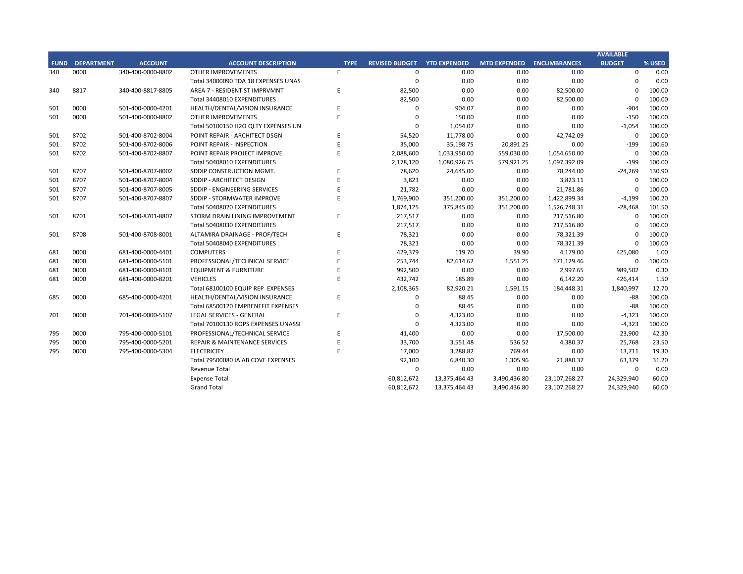| FUND | DEPARTMENT | ACCOUNT | ACCOUNT DESCRIPTION | TYPE | REVISED BUDGET | YTD EXPENDED | MTD EXPENDED | ENCUMBRANCES | AVAILABLE BUDGET | % USED |
|---|---|---|---|---|---|---|---|---|---|---|
| 340 | 0000 | 340-400-0000-8802 | OTHER IMPROVEMENTS | E | 0 | 0.00 | 0.00 | 0.00 | 0 | 0.00 |
| | | | Total 34000090 TDA 18 EXPENSES UNAS | | 0 | 0.00 | 0.00 | 0.00 | 0 | 0.00 |
| 340 | 8817 | 340-400-8817-8805 | AREA 7 - RESIDENT ST IMPRVMNT | E | 82,500 | 0.00 | 0.00 | 82,500.00 | 0 | 100.00 |
| | | | Total 34408010 EXPENDITURES | | 82,500 | 0.00 | 0.00 | 82,500.00 | 0 | 100.00 |
| 501 | 0000 | 501-400-0000-4201 | HEALTH/DENTAL/VISION INSURANCE | E | 0 | 904.07 | 0.00 | 0.00 | -904 | 100.00 |
| 501 | 0000 | 501-400-0000-8802 | OTHER IMPROVEMENTS | E | 0 | 150.00 | 0.00 | 0.00 | -150 | 100.00 |
| | | | Total 50100150 H2O QLTY EXPENSES UN | | 0 | 1,054.07 | 0.00 | 0.00 | -1,054 | 100.00 |
| 501 | 8702 | 501-400-8702-8004 | POINT REPAIR - ARCHITECT DSGN | E | 54,520 | 11,778.00 | 0.00 | 42,742.09 | 0 | 100.00 |
| 501 | 8702 | 501-400-8702-8006 | POINT REPAIR - INSPECTION | E | 35,000 | 35,198.75 | 20,891.25 | 0.00 | -199 | 100.60 |
| 501 | 8702 | 501-400-8702-8807 | POINT REPAIR PROJECT IMPROVE | E | 2,088,600 | 1,033,950.00 | 559,030.00 | 1,054,650.00 | 0 | 100.00 |
| | | | Total 50408010 EXPENDITURES | | 2,178,120 | 1,080,926.75 | 579,921.25 | 1,097,392.09 | -199 | 100.00 |
| 501 | 8707 | 501-400-8707-8002 | SDDIP CONSTRUCTION MGMT. | E | 78,620 | 24,645.00 | 0.00 | 78,244.00 | -24,269 | 130.90 |
| 501 | 8707 | 501-400-8707-8004 | SDDIP - ARCHITECT DESIGN | E | 3,823 | 0.00 | 0.00 | 3,823.11 | 0 | 100.00 |
| 501 | 8707 | 501-400-8707-8005 | SDDIP - ENGINEERING SERVICES | E | 21,782 | 0.00 | 0.00 | 21,781.86 | 0 | 100.00 |
| 501 | 8707 | 501-400-8707-8807 | SDDIP - STORMWATER IMPROVE | E | 1,769,900 | 351,200.00 | 351,200.00 | 1,422,899.34 | -4,199 | 100.20 |
| | | | Total 50408020 EXPENDITURES | | 1,874,125 | 375,845.00 | 351,200.00 | 1,526,748.31 | -28,468 | 101.50 |
| 501 | 8701 | 501-400-8701-8807 | STORM DRAIN LINING IMPROVEMENT | E | 217,517 | 0.00 | 0.00 | 217,516.80 | 0 | 100.00 |
| | | | Total 50408030 EXPENDITURES | | 217,517 | 0.00 | 0.00 | 217,516.80 | 0 | 100.00 |
| 501 | 8708 | 501-400-8708-8001 | ALTAMIRA DRAINAGE - PROF/TECH | E | 78,321 | 0.00 | 0.00 | 78,321.39 | 0 | 100.00 |
| | | | Total 50408040 EXPENDITURES | | 78,321 | 0.00 | 0.00 | 78,321.39 | 0 | 100.00 |
| 681 | 0000 | 681-400-0000-4401 | COMPUTERS | E | 429,379 | 119.70 | 39.90 | 4,179.00 | 425,080 | 1.00 |
| 681 | 0000 | 681-400-0000-5101 | PROFESSIONAL/TECHNICAL SERVICE | E | 253,744 | 82,614.62 | 1,551.25 | 171,129.46 | 0 | 100.00 |
| 681 | 0000 | 681-400-0000-8101 | EQUIPMENT & FURNITURE | E | 992,500 | 0.00 | 0.00 | 2,997.65 | 989,502 | 0.30 |
| 681 | 0000 | 681-400-0000-8201 | VEHICLES | E | 432,742 | 185.89 | 0.00 | 6,142.20 | 426,414 | 1.50 |
| | | | Total 68100100 EQUIP REP EXPENSES | | 2,108,365 | 82,920.21 | 1,591.15 | 184,448.31 | 1,840,997 | 12.70 |
| 685 | 0000 | 685-400-0000-4201 | HEALTH/DENTAL/VISION INSURANCE | E | 0 | 88.45 | 0.00 | 0.00 | -88 | 100.00 |
| | | | Total 68500120 EMPBENEFIT EXPENSES | | 0 | 88.45 | 0.00 | 0.00 | -88 | 100.00 |
| 701 | 0000 | 701-400-0000-5107 | LEGAL SERVICES - GENERAL | E | 0 | 4,323.00 | 0.00 | 0.00 | -4,323 | 100.00 |
| | | | Total 70100130 ROPS EXPENSES UNASSI | | 0 | 4,323.00 | 0.00 | 0.00 | -4,323 | 100.00 |
| 795 | 0000 | 795-400-0000-5101 | PROFESSIONAL/TECHNICAL SERVICE | E | 41,400 | 0.00 | 0.00 | 17,500.00 | 23,900 | 42.30 |
| 795 | 0000 | 795-400-0000-5201 | REPAIR & MAINTENANCE SERVICES | E | 33,700 | 3,551.48 | 536.52 | 4,380.37 | 25,768 | 23.50 |
| 795 | 0000 | 795-400-0000-5304 | ELECTRICITY | E | 17,000 | 3,288.82 | 769.44 | 0.00 | 13,711 | 19.30 |
| | | | Total 79500080 IA AB COVE EXPENSES | | 92,100 | 6,840.30 | 1,305.96 | 21,880.37 | 63,379 | 31.20 |
| | | | Revenue Total | | 0 | 0.00 | 0.00 | 0.00 | 0 | 0.00 |
| | | | Expense Total | | 60,812,672 | 13,375,464.43 | 3,490,436.80 | 23,107,268.27 | 24,329,940 | 60.00 |
| | | | Grand Total | | 60,812,672 | 13,375,464.43 | 3,490,436.80 | 23,107,268.27 | 24,329,940 | 60.00 |